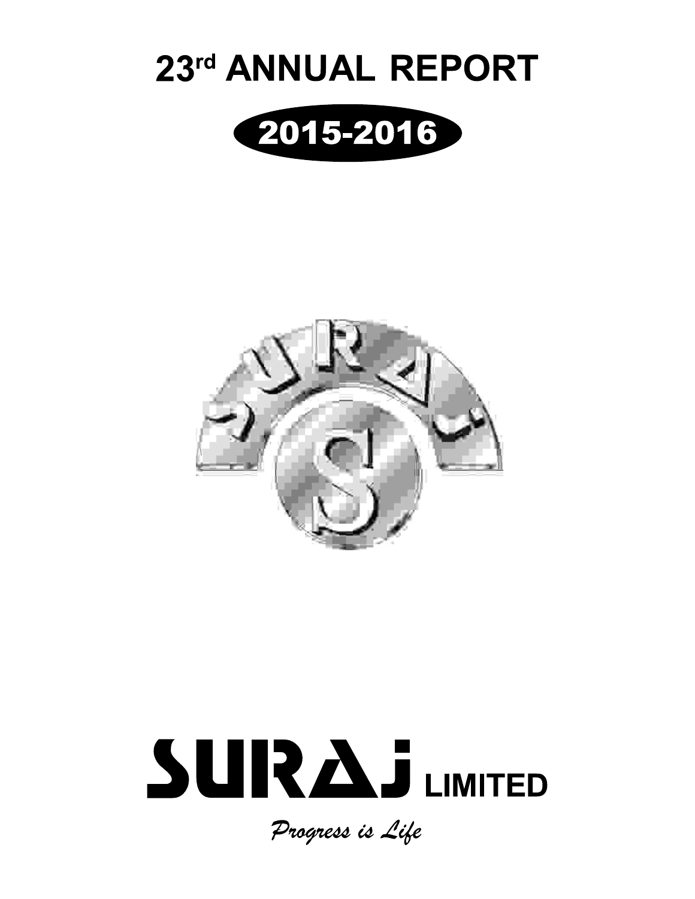# 23rd ANNUAL REPORT

## 2015-2016

SURAJ LIMITED

*Progress is Life*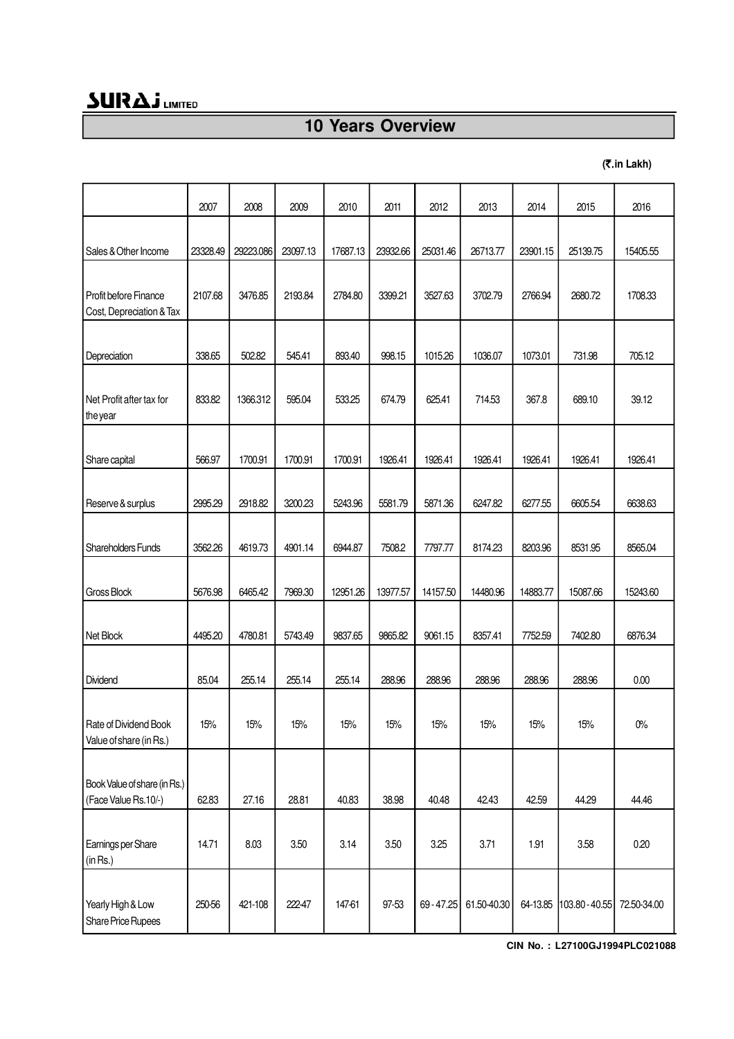SURAJ LIMITED

# 10 Years Overview

**(₹.in Lakh)**

| | 2007 | 2008 | 2009 | 2010 | 2011 | 2012 | 2013 | 2014 | 2015 | 2016 |
|---|---|---|---|---|---|---|---|---|---|---|
| Sales & Other Income | 23328.49 | 29223.086 | 23097.13 | 17687.13 | 23932.66 | 25031.46 | 26713.77 | 23901.15 | 25139.75 | 15405.55 |
| Profit before Finance Cost, Depreciation & Tax | 2107.68 | 3476.85 | 2193.84 | 2784.80 | 3399.21 | 3527.63 | 3702.79 | 2766.94 | 2680.72 | 1708.33 |
| Depreciation | 338.65 | 502.82 | 545.41 | 893.40 | 998.15 | 1015.26 | 1036.07 | 1073.01 | 731.98 | 705.12 |
| Net Profit after tax for the year | 833.82 | 1366.312 | 595.04 | 533.25 | 674.79 | 625.41 | 714.53 | 367.8 | 689.10 | 39.12 |
| Share capital | 566.97 | 1700.91 | 1700.91 | 1700.91 | 1926.41 | 1926.41 | 1926.41 | 1926.41 | 1926.41 | 1926.41 |
| Reserve & surplus | 2995.29 | 2918.82 | 3200.23 | 5243.96 | 5581.79 | 5871.36 | 6247.82 | 6277.55 | 6605.54 | 6638.63 |
| Shareholders Funds | 3562.26 | 4619.73 | 4901.14 | 6944.87 | 7508.2 | 7797.77 | 8174.23 | 8203.96 | 8531.95 | 8565.04 |
| Gross Block | 5676.98 | 6465.42 | 7969.30 | 12951.26 | 13977.57 | 14157.50 | 14480.96 | 14883.77 | 15087.66 | 15243.60 |
| Net Block | 4495.20 | 4780.81 | 5743.49 | 9837.65 | 9865.82 | 9061.15 | 8357.41 | 7752.59 | 7402.80 | 6876.34 |
| Dividend | 85.04 | 255.14 | 255.14 | 255.14 | 288.96 | 288.96 | 288.96 | 288.96 | 288.96 | 0.00 |
| Rate of Dividend Book Value of share (in Rs.) | 15% | 15% | 15% | 15% | 15% | 15% | 15% | 15% | 15% | 0% |
| Book Value of share (in Rs.) (Face Value Rs.10/-) | 62.83 | 27.16 | 28.81 | 40.83 | 38.98 | 40.48 | 42.43 | 42.59 | 44.29 | 44.46 |
| Earnings per Share (in Rs.) | 14.71 | 8.03 | 3.50 | 3.14 | 3.50 | 3.25 | 3.71 | 1.91 | 3.58 | 0.20 |
| Yearly High & Low Share Price Rupees | 250-56 | 421-108 | 222-47 | 147-61 | 97-53 | 69 - 47.25 | 61.50-40.30 | 64-13.85 | 103.80 - 40.55 | 72.50-34.00 |

**CIN No. : L27100GJ1994PLC021088**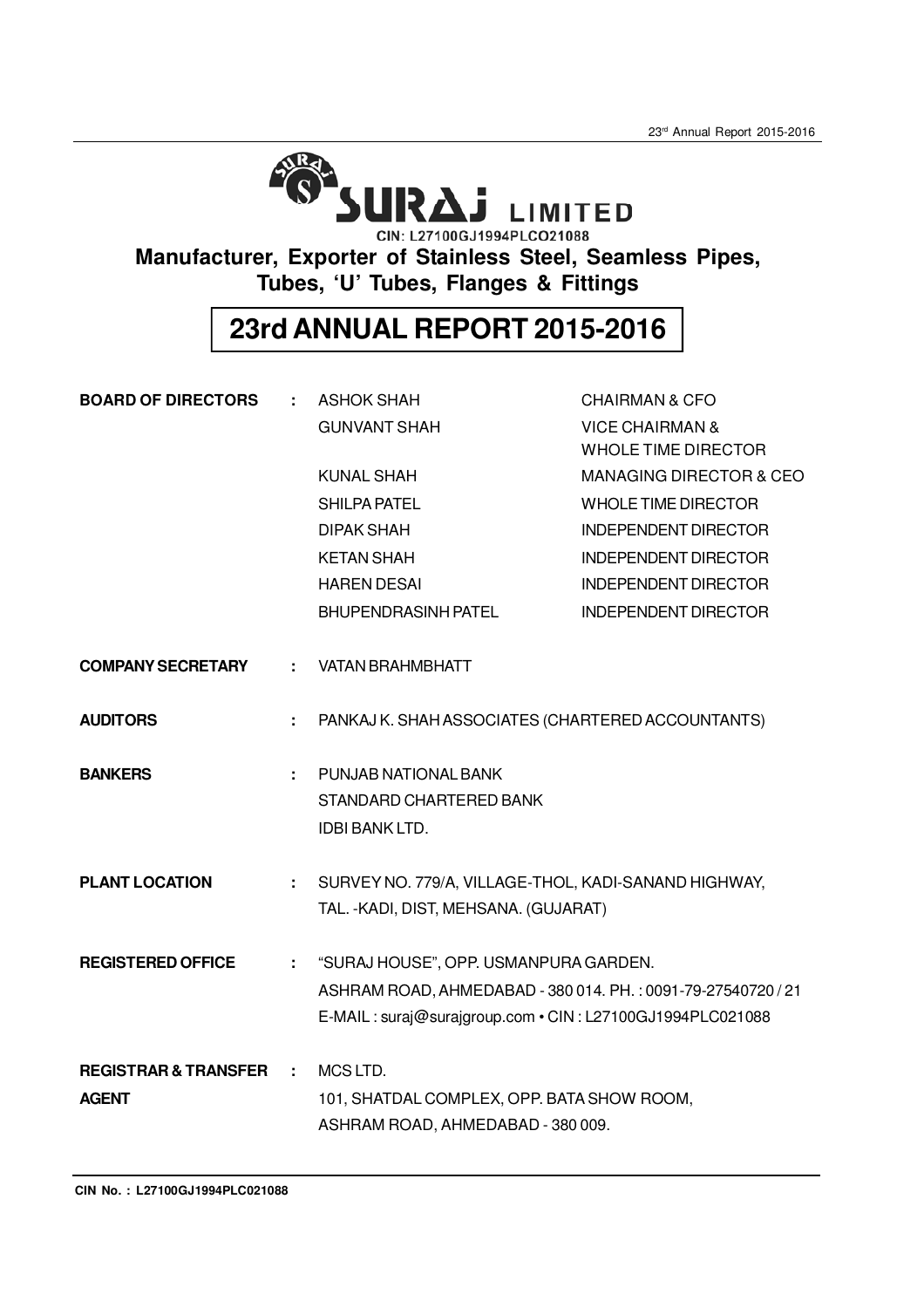# SURAJ LIMITED

CIN: L27100GJ1994PLCO21088

**Manufacturer, Exporter of Stainless Steel, Seamless Pipes, Tubes, 'U' Tubes, Flanges & Fittings**

# 23rd ANNUAL REPORT 2015-2016

| | | | |
|---|---|---|---|
| **BOARD OF DIRECTORS** | : | ASHOK SHAH | CHAIRMAN & CFO |
| | | GUNVANT SHAH | VICE CHAIRMAN & WHOLE TIME DIRECTOR |
| | | KUNAL SHAH | MANAGING DIRECTOR & CEO |
| | | SHILPA PATEL | WHOLE TIME DIRECTOR |
| | | DIPAK SHAH | INDEPENDENT DIRECTOR |
| | | KETAN SHAH | INDEPENDENT DIRECTOR |
| | | HAREN DESAI | INDEPENDENT DIRECTOR |
| | | BHUPENDRASINH PATEL | INDEPENDENT DIRECTOR |

**COMPANY SECRETARY** : VATAN BRAHMBHATT

**AUDITORS** : PANKAJ K. SHAH ASSOCIATES (CHARTERED ACCOUNTANTS)

**BANKERS** : PUNJAB NATIONAL BANK
STANDARD CHARTERED BANK
IDBI BANK LTD.

**PLANT LOCATION** : SURVEY NO. 779/A, VILLAGE-THOL, KADI-SANAND HIGHWAY,
TAL. -KADI, DIST, MEHSANA. (GUJARAT)

**REGISTERED OFFICE** : "SURAJ HOUSE", OPP. USMANPURA GARDEN.
ASHRAM ROAD, AHMEDABAD - 380 014. PH. : 0091-79-27540720 / 21
E-MAIL : suraj@surajgroup.com • CIN : L27100GJ1994PLC021088

**REGISTRAR & TRANSFER AGENT** : MCS LTD.
101, SHATDAL COMPLEX, OPP. BATA SHOW ROOM,
ASHRAM ROAD, AHMEDABAD - 380 009.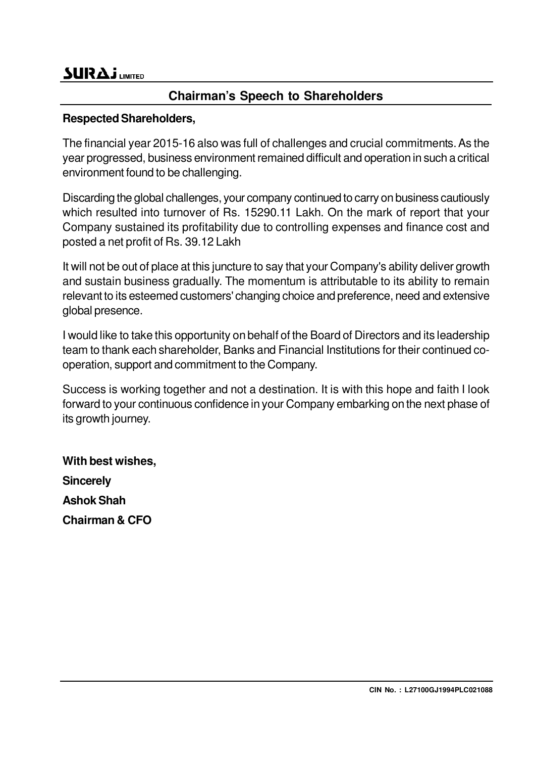## Chairman's Speech to Shareholders

**Respected Shareholders,**

The financial year 2015-16 also was full of challenges and crucial commitments. As the year progressed, business environment remained difficult and operation in such a critical environment found to be challenging.

Discarding the global challenges, your company continued to carry on business cautiously which resulted into turnover of Rs. 15290.11 Lakh. On the mark of report that your Company sustained its profitability due to controlling expenses and finance cost and posted a net profit of Rs. 39.12 Lakh

It will not be out of place at this juncture to say that your Company's ability deliver growth and sustain business gradually. The momentum is attributable to its ability to remain relevant to its esteemed customers' changing choice and preference, need and extensive global presence.

I would like to take this opportunity on behalf of the Board of Directors and its leadership team to thank each shareholder, Banks and Financial Institutions for their continued co-operation, support and commitment to the Company.

Success is working together and not a destination. It is with this hope and faith I look forward to your continuous confidence in your Company embarking on the next phase of its growth journey.

**With best wishes,**

**Sincerely**

**Ashok Shah**

**Chairman & CFO**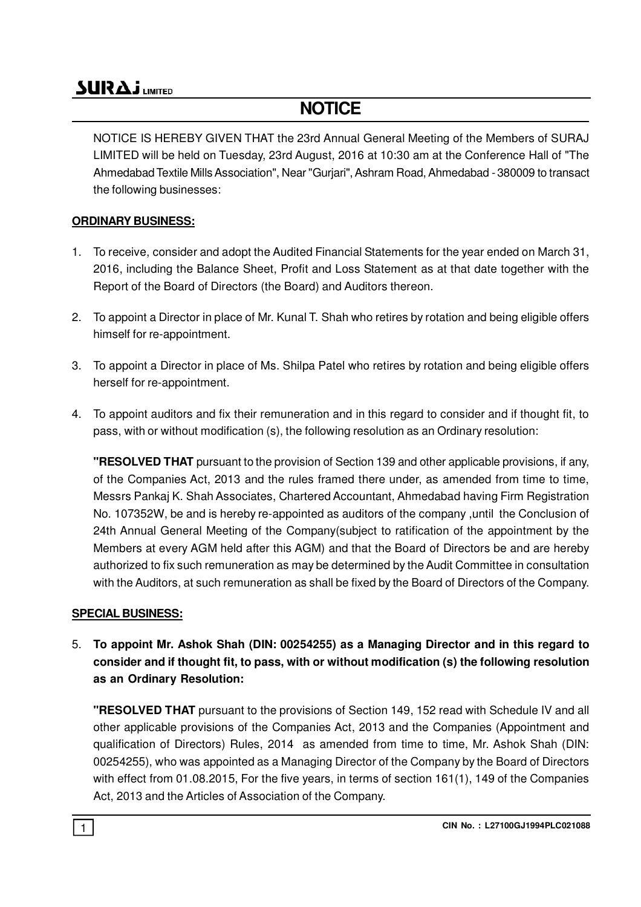# NOTICE

NOTICE IS HEREBY GIVEN THAT the 23rd Annual General Meeting of the Members of SURAJ LIMITED will be held on Tuesday, 23rd August, 2016 at 10:30 am at the Conference Hall of "The Ahmedabad Textile Mills Association", Near "Gurjari", Ashram Road, Ahmedabad - 380009 to transact the following businesses:

**ORDINARY BUSINESS:**

1. To receive, consider and adopt the Audited Financial Statements for the year ended on March 31, 2016, including the Balance Sheet, Profit and Loss Statement as at that date together with the Report of the Board of Directors (the Board) and Auditors thereon.

2. To appoint a Director in place of Mr. Kunal T. Shah who retires by rotation and being eligible offers himself for re-appointment.

3. To appoint a Director in place of Ms. Shilpa Patel who retires by rotation and being eligible offers herself for re-appointment.

4. To appoint auditors and fix their remuneration and in this regard to consider and if thought fit, to pass, with or without modification (s), the following resolution as an Ordinary resolution:

   **"RESOLVED THAT** pursuant to the provision of Section 139 and other applicable provisions, if any, of the Companies Act, 2013 and the rules framed there under, as amended from time to time, Messrs Pankaj K. Shah Associates, Chartered Accountant, Ahmedabad having Firm Registration No. 107352W, be and is hereby re-appointed as auditors of the company ,until the Conclusion of 24th Annual General Meeting of the Company(subject to ratification of the appointment by the Members at every AGM held after this AGM) and that the Board of Directors be and are hereby authorized to fix such remuneration as may be determined by the Audit Committee in consultation with the Auditors, at such remuneration as shall be fixed by the Board of Directors of the Company.

**SPECIAL BUSINESS:**

5. **To appoint Mr. Ashok Shah (DIN: 00254255) as a Managing Director and in this regard to consider and if thought fit, to pass, with or without modification (s) the following resolution as an Ordinary Resolution:**

   **"RESOLVED THAT** pursuant to the provisions of Section 149, 152 read with Schedule IV and all other applicable provisions of the Companies Act, 2013 and the Companies (Appointment and qualification of Directors) Rules, 2014 as amended from time to time, Mr. Ashok Shah (DIN: 00254255), who was appointed as a Managing Director of the Company by the Board of Directors with effect from 01.08.2015, For the five years, in terms of section 161(1), 149 of the Companies Act, 2013 and the Articles of Association of the Company.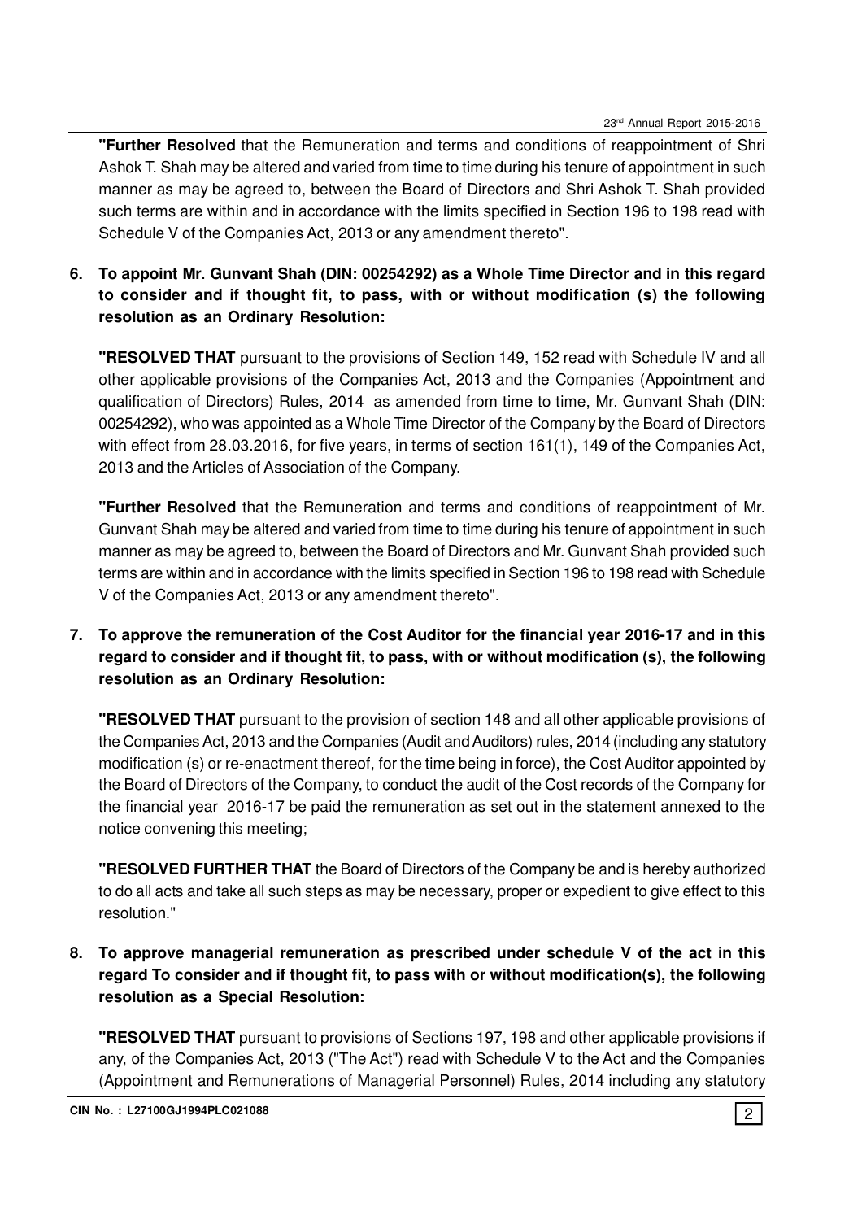**"Further Resolved** that the Remuneration and terms and conditions of reappointment of Shri Ashok T. Shah may be altered and varied from time to time during his tenure of appointment in such manner as may be agreed to, between the Board of Directors and Shri Ashok T. Shah provided such terms are within and in accordance with the limits specified in Section 196 to 198 read with Schedule V of the Companies Act, 2013 or any amendment thereto".

**6. To appoint Mr. Gunvant Shah (DIN: 00254292) as a Whole Time Director and in this regard to consider and if thought fit, to pass, with or without modification (s) the following resolution as an Ordinary Resolution:**

**"RESOLVED THAT** pursuant to the provisions of Section 149, 152 read with Schedule IV and all other applicable provisions of the Companies Act, 2013 and the Companies (Appointment and qualification of Directors) Rules, 2014 as amended from time to time, Mr. Gunvant Shah (DIN: 00254292), who was appointed as a Whole Time Director of the Company by the Board of Directors with effect from 28.03.2016, for five years, in terms of section 161(1), 149 of the Companies Act, 2013 and the Articles of Association of the Company.

**"Further Resolved** that the Remuneration and terms and conditions of reappointment of Mr. Gunvant Shah may be altered and varied from time to time during his tenure of appointment in such manner as may be agreed to, between the Board of Directors and Mr. Gunvant Shah provided such terms are within and in accordance with the limits specified in Section 196 to 198 read with Schedule V of the Companies Act, 2013 or any amendment thereto".

**7. To approve the remuneration of the Cost Auditor for the financial year 2016-17 and in this regard to consider and if thought fit, to pass, with or without modification (s), the following resolution as an Ordinary Resolution:**

**"RESOLVED THAT** pursuant to the provision of section 148 and all other applicable provisions of the Companies Act, 2013 and the Companies (Audit and Auditors) rules, 2014 (including any statutory modification (s) or re-enactment thereof, for the time being in force), the Cost Auditor appointed by the Board of Directors of the Company, to conduct the audit of the Cost records of the Company for the financial year 2016-17 be paid the remuneration as set out in the statement annexed to the notice convening this meeting;

**"RESOLVED FURTHER THAT** the Board of Directors of the Company be and is hereby authorized to do all acts and take all such steps as may be necessary, proper or expedient to give effect to this resolution."

**8. To approve managerial remuneration as prescribed under schedule V of the act in this regard To consider and if thought fit, to pass with or without modification(s), the following resolution as a Special Resolution:**

**"RESOLVED THAT** pursuant to provisions of Sections 197, 198 and other applicable provisions if any, of the Companies Act, 2013 ("The Act") read with Schedule V to the Act and the Companies (Appointment and Remunerations of Managerial Personnel) Rules, 2014 including any statutory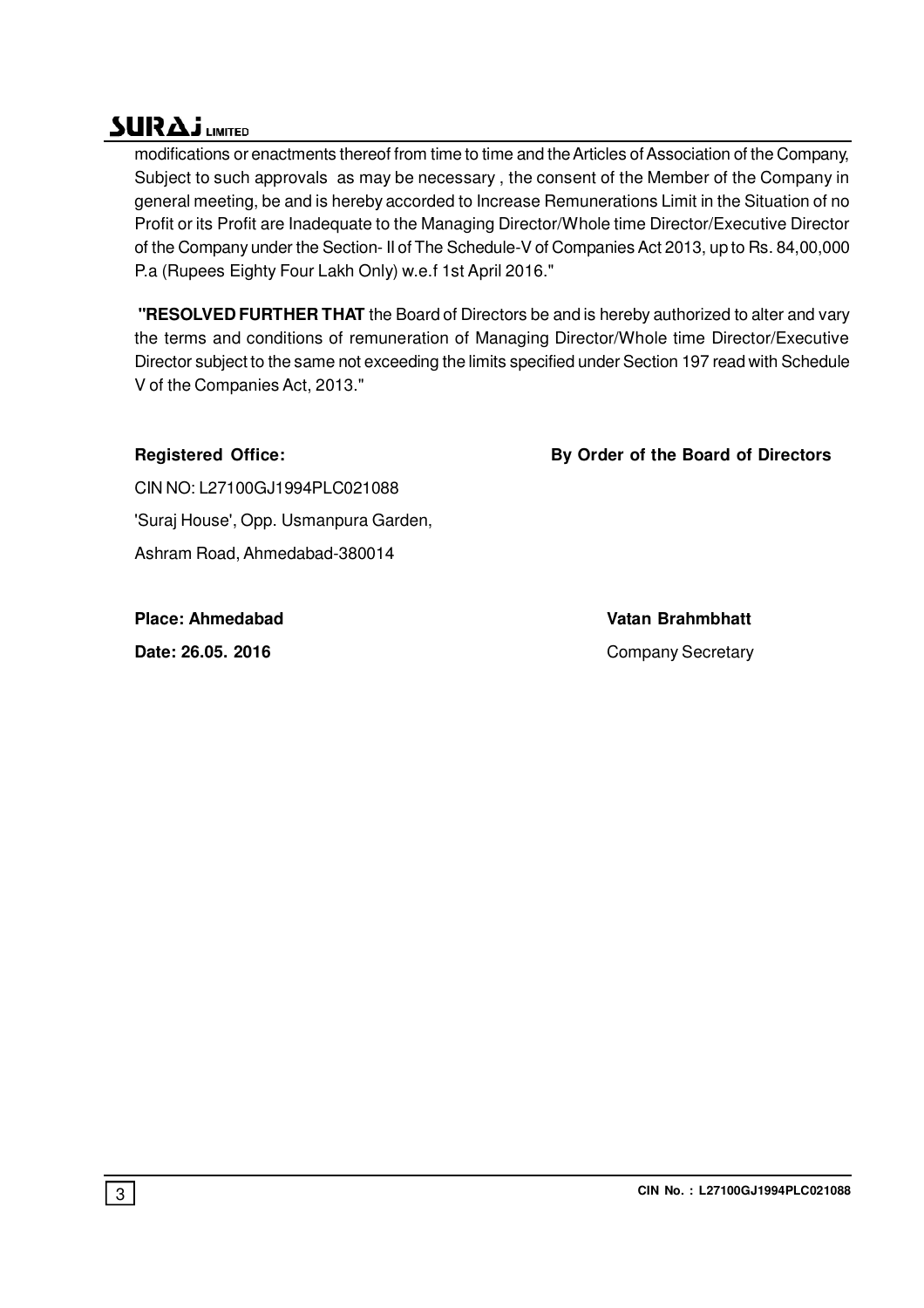modifications or enactments thereof from time to time and the Articles of Association of the Company, Subject to such approvals as may be necessary , the consent of the Member of the Company in general meeting, be and is hereby accorded to Increase Remunerations Limit in the Situation of no Profit or its Profit are Inadequate to the Managing Director/Whole time Director/Executive Director of the Company under the Section- II of The Schedule-V of Companies Act 2013, up to Rs. 84,00,000 P.a (Rupees Eighty Four Lakh Only) w.e.f 1st April 2016."

**"RESOLVED FURTHER THAT** the Board of Directors be and is hereby authorized to alter and vary the terms and conditions of remuneration of Managing Director/Whole time Director/Executive Director subject to the same not exceeding the limits specified under Section 197 read with Schedule V of the Companies Act, 2013."

**Registered Office:**

CIN NO: L27100GJ1994PLC021088

'Suraj House', Opp. Usmanpura Garden,

Ashram Road, Ahmedabad-380014

**By Order of the Board of Directors**

**Place: Ahmedabad**

**Date: 26.05. 2016**

**Vatan Brahmbhatt**

Company Secretary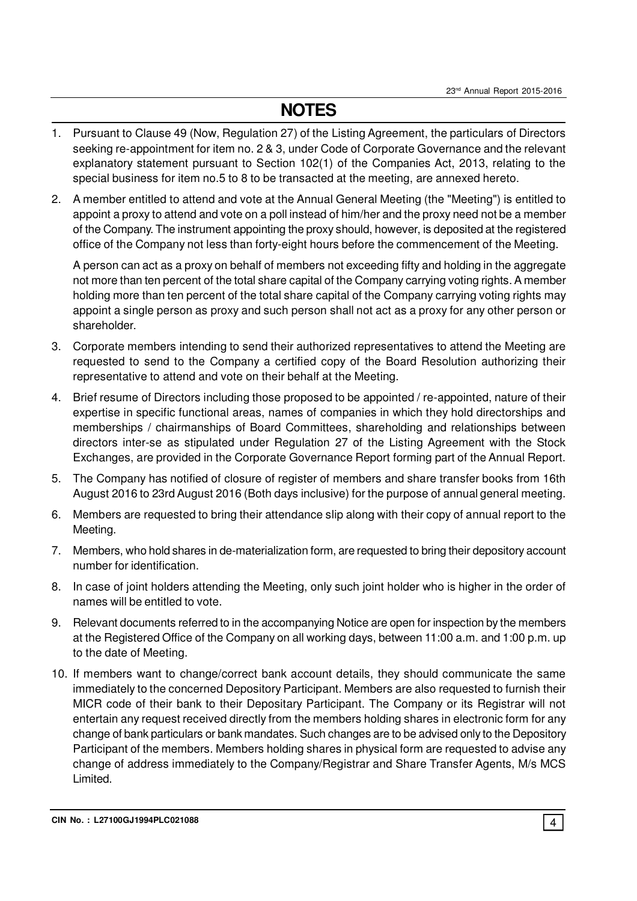# NOTES

1. Pursuant to Clause 49 (Now, Regulation 27) of the Listing Agreement, the particulars of Directors seeking re-appointment for item no. 2 & 3, under Code of Corporate Governance and the relevant explanatory statement pursuant to Section 102(1) of the Companies Act, 2013, relating to the special business for item no.5 to 8 to be transacted at the meeting, are annexed hereto.

2. A member entitled to attend and vote at the Annual General Meeting (the "Meeting") is entitled to appoint a proxy to attend and vote on a poll instead of him/her and the proxy need not be a member of the Company. The instrument appointing the proxy should, however, is deposited at the registered office of the Company not less than forty-eight hours before the commencement of the Meeting.

   A person can act as a proxy on behalf of members not exceeding fifty and holding in the aggregate not more than ten percent of the total share capital of the Company carrying voting rights. A member holding more than ten percent of the total share capital of the Company carrying voting rights may appoint a single person as proxy and such person shall not act as a proxy for any other person or shareholder.

3. Corporate members intending to send their authorized representatives to attend the Meeting are requested to send to the Company a certified copy of the Board Resolution authorizing their representative to attend and vote on their behalf at the Meeting.

4. Brief resume of Directors including those proposed to be appointed / re-appointed, nature of their expertise in specific functional areas, names of companies in which they hold directorships and memberships / chairmanships of Board Committees, shareholding and relationships between directors inter-se as stipulated under Regulation 27 of the Listing Agreement with the Stock Exchanges, are provided in the Corporate Governance Report forming part of the Annual Report.

5. The Company has notified of closure of register of members and share transfer books from 16th August 2016 to 23rd August 2016 (Both days inclusive) for the purpose of annual general meeting.

6. Members are requested to bring their attendance slip along with their copy of annual report to the Meeting.

7. Members, who hold shares in de-materialization form, are requested to bring their depository account number for identification.

8. In case of joint holders attending the Meeting, only such joint holder who is higher in the order of names will be entitled to vote.

9. Relevant documents referred to in the accompanying Notice are open for inspection by the members at the Registered Office of the Company on all working days, between 11:00 a.m. and 1:00 p.m. up to the date of Meeting.

10. If members want to change/correct bank account details, they should communicate the same immediately to the concerned Depository Participant. Members are also requested to furnish their MICR code of their bank to their Depositary Participant. The Company or its Registrar will not entertain any request received directly from the members holding shares in electronic form for any change of bank particulars or bank mandates. Such changes are to be advised only to the Depository Participant of the members. Members holding shares in physical form are requested to advise any change of address immediately to the Company/Registrar and Share Transfer Agents, M/s MCS Limited.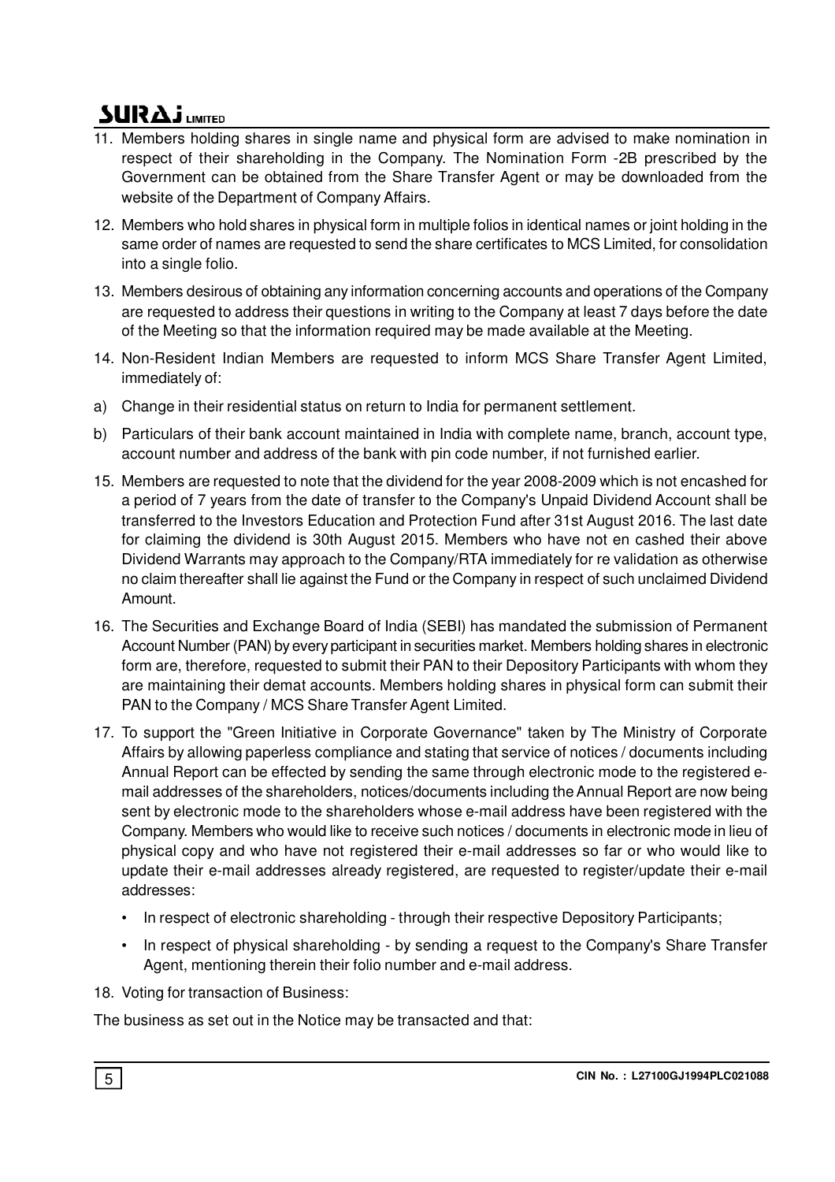11. Members holding shares in single name and physical form are advised to make nomination in respect of their shareholding in the Company. The Nomination Form -2B prescribed by the Government can be obtained from the Share Transfer Agent or may be downloaded from the website of the Department of Company Affairs.

12. Members who hold shares in physical form in multiple folios in identical names or joint holding in the same order of names are requested to send the share certificates to MCS Limited, for consolidation into a single folio.

13. Members desirous of obtaining any information concerning accounts and operations of the Company are requested to address their questions in writing to the Company at least 7 days before the date of the Meeting so that the information required may be made available at the Meeting.

14. Non-Resident Indian Members are requested to inform MCS Share Transfer Agent Limited, immediately of:

a) Change in their residential status on return to India for permanent settlement.

b) Particulars of their bank account maintained in India with complete name, branch, account type, account number and address of the bank with pin code number, if not furnished earlier.

15. Members are requested to note that the dividend for the year 2008-2009 which is not encashed for a period of 7 years from the date of transfer to the Company's Unpaid Dividend Account shall be transferred to the Investors Education and Protection Fund after 31st August 2016. The last date for claiming the dividend is 30th August 2015. Members who have not en cashed their above Dividend Warrants may approach to the Company/RTA immediately for re validation as otherwise no claim thereafter shall lie against the Fund or the Company in respect of such unclaimed Dividend Amount.

16. The Securities and Exchange Board of India (SEBI) has mandated the submission of Permanent Account Number (PAN) by every participant in securities market. Members holding shares in electronic form are, therefore, requested to submit their PAN to their Depository Participants with whom they are maintaining their demat accounts. Members holding shares in physical form can submit their PAN to the Company / MCS Share Transfer Agent Limited.

17. To support the "Green Initiative in Corporate Governance" taken by The Ministry of Corporate Affairs by allowing paperless compliance and stating that service of notices / documents including Annual Report can be effected by sending the same through electronic mode to the registered e-mail addresses of the shareholders, notices/documents including the Annual Report are now being sent by electronic mode to the shareholders whose e-mail address have been registered with the Company. Members who would like to receive such notices / documents in electronic mode in lieu of physical copy and who have not registered their e-mail addresses so far or who would like to update their e-mail addresses already registered, are requested to register/update their e-mail addresses:

   - In respect of electronic shareholding - through their respective Depository Participants;
   - In respect of physical shareholding - by sending a request to the Company's Share Transfer Agent, mentioning therein their folio number and e-mail address.

18. Voting for transaction of Business:

The business as set out in the Notice may be transacted and that: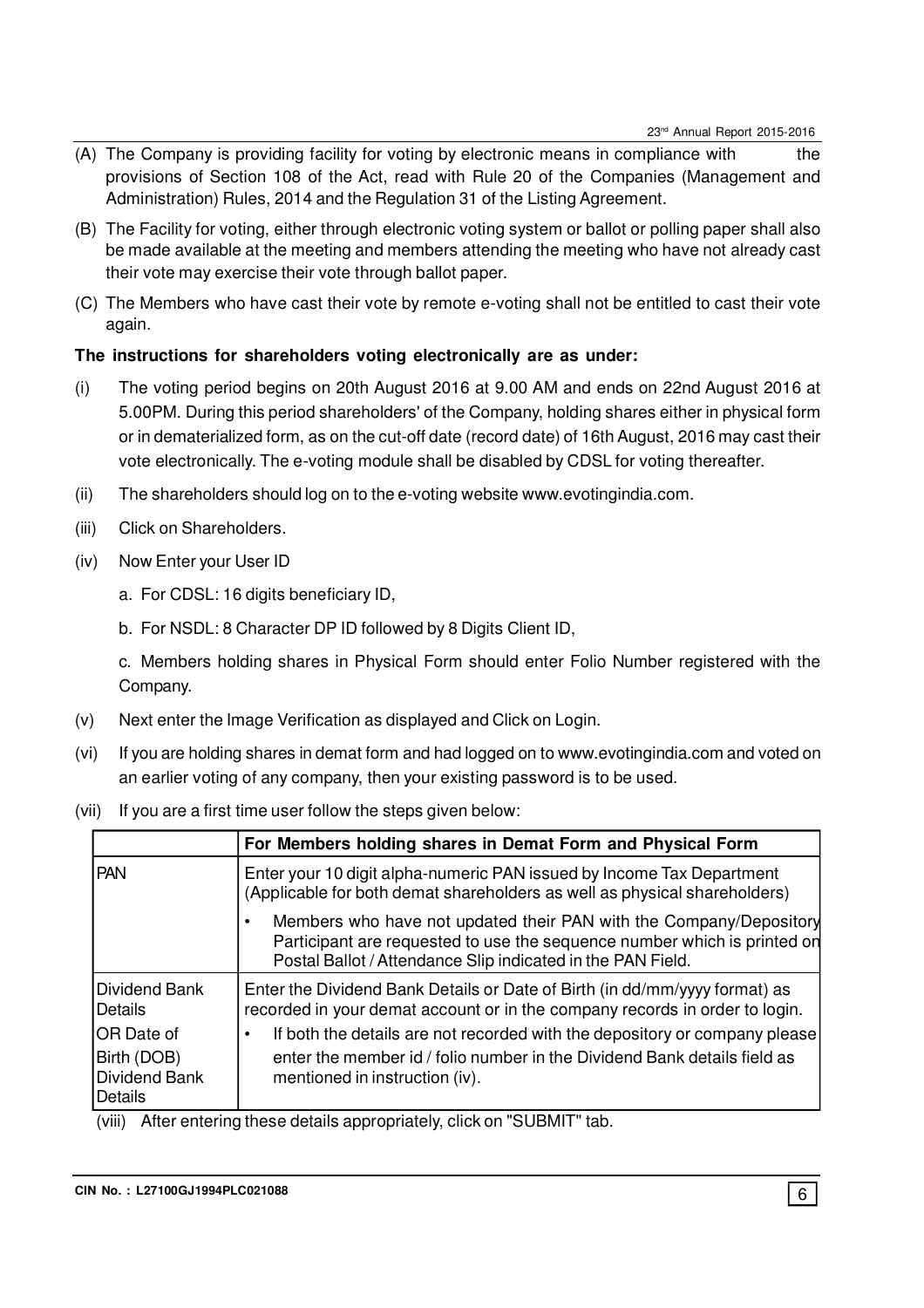(A) The Company is providing facility for voting by electronic means in compliance with the provisions of Section 108 of the Act, read with Rule 20 of the Companies (Management and Administration) Rules, 2014 and the Regulation 31 of the Listing Agreement.

(B) The Facility for voting, either through electronic voting system or ballot or polling paper shall also be made available at the meeting and members attending the meeting who have not already cast their vote may exercise their vote through ballot paper.

(C) The Members who have cast their vote by remote e-voting shall not be entitled to cast their vote again.

**The instructions for shareholders voting electronically are as under:**

(i) The voting period begins on 20th August 2016 at 9.00 AM and ends on 22nd August 2016 at 5.00PM. During this period shareholders' of the Company, holding shares either in physical form or in dematerialized form, as on the cut-off date (record date) of 16th August, 2016 may cast their vote electronically. The e-voting module shall be disabled by CDSL for voting thereafter.

(ii) The shareholders should log on to the e-voting website www.evotingindia.com.

(iii) Click on Shareholders.

(iv) Now Enter your User ID

a. For CDSL: 16 digits beneficiary ID,

b. For NSDL: 8 Character DP ID followed by 8 Digits Client ID,

c. Members holding shares in Physical Form should enter Folio Number registered with the Company.

(v) Next enter the Image Verification as displayed and Click on Login.

(vi) If you are holding shares in demat form and had logged on to www.evotingindia.com and voted on an earlier voting of any company, then your existing password is to be used.

(vii) If you are a first time user follow the steps given below:

| | **For Members holding shares in Demat Form and Physical Form** |
|---|---|
| PAN | Enter your 10 digit alpha-numeric PAN issued by Income Tax Department (Applicable for both demat shareholders as well as physical shareholders)<br>• Members who have not updated their PAN with the Company/Depository Participant are requested to use the sequence number which is printed on Postal Ballot / Attendance Slip indicated in the PAN Field. |
| Dividend Bank Details OR Date of Birth (DOB) Dividend Bank Details | Enter the Dividend Bank Details or Date of Birth (in dd/mm/yyyy format) as recorded in your demat account or in the company records in order to login.<br>• If both the details are not recorded with the depository or company please enter the member id / folio number in the Dividend Bank details field as mentioned in instruction (iv). |

(viii) After entering these details appropriately, click on "SUBMIT" tab.

**CIN No. : L27100GJ1994PLC021088**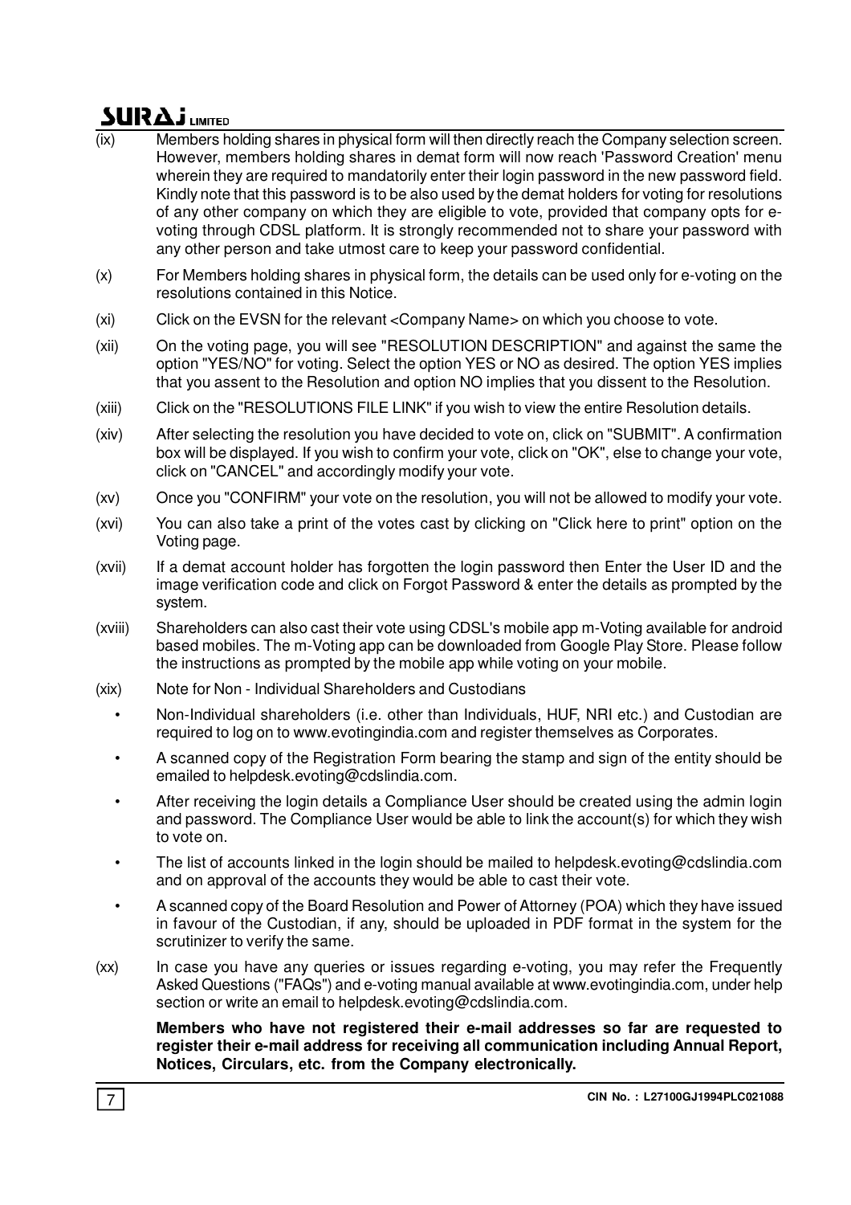(ix) Members holding shares in physical form will then directly reach the Company selection screen. However, members holding shares in demat form will now reach 'Password Creation' menu wherein they are required to mandatorily enter their login password in the new password field. Kindly note that this password is to be also used by the demat holders for voting for resolutions of any other company on which they are eligible to vote, provided that company opts for e-voting through CDSL platform. It is strongly recommended not to share your password with any other person and take utmost care to keep your password confidential.

(x) For Members holding shares in physical form, the details can be used only for e-voting on the resolutions contained in this Notice.

(xi) Click on the EVSN for the relevant <Company Name> on which you choose to vote.

(xii) On the voting page, you will see "RESOLUTION DESCRIPTION" and against the same the option "YES/NO" for voting. Select the option YES or NO as desired. The option YES implies that you assent to the Resolution and option NO implies that you dissent to the Resolution.

(xiii) Click on the "RESOLUTIONS FILE LINK" if you wish to view the entire Resolution details.

(xiv) After selecting the resolution you have decided to vote on, click on "SUBMIT". A confirmation box will be displayed. If you wish to confirm your vote, click on "OK", else to change your vote, click on "CANCEL" and accordingly modify your vote.

(xv) Once you "CONFIRM" your vote on the resolution, you will not be allowed to modify your vote.

(xvi) You can also take a print of the votes cast by clicking on "Click here to print" option on the Voting page.

(xvii) If a demat account holder has forgotten the login password then Enter the User ID and the image verification code and click on Forgot Password & enter the details as prompted by the system.

(xviii) Shareholders can also cast their vote using CDSL's mobile app m-Voting available for android based mobiles. The m-Voting app can be downloaded from Google Play Store. Please follow the instructions as prompted by the mobile app while voting on your mobile.

(xix) Note for Non - Individual Shareholders and Custodians

- Non-Individual shareholders (i.e. other than Individuals, HUF, NRI etc.) and Custodian are required to log on to www.evotingindia.com and register themselves as Corporates.
- A scanned copy of the Registration Form bearing the stamp and sign of the entity should be emailed to helpdesk.evoting@cdslindia.com.
- After receiving the login details a Compliance User should be created using the admin login and password. The Compliance User would be able to link the account(s) for which they wish to vote on.
- The list of accounts linked in the login should be mailed to helpdesk.evoting@cdslindia.com and on approval of the accounts they would be able to cast their vote.
- A scanned copy of the Board Resolution and Power of Attorney (POA) which they have issued in favour of the Custodian, if any, should be uploaded in PDF format in the system for the scrutinizer to verify the same.

(xx) In case you have any queries or issues regarding e-voting, you may refer the Frequently Asked Questions ("FAQs") and e-voting manual available at www.evotingindia.com, under help section or write an email to helpdesk.evoting@cdslindia.com.

**Members who have not registered their e-mail addresses so far are requested to register their e-mail address for receiving all communication including Annual Report, Notices, Circulars, etc. from the Company electronically.**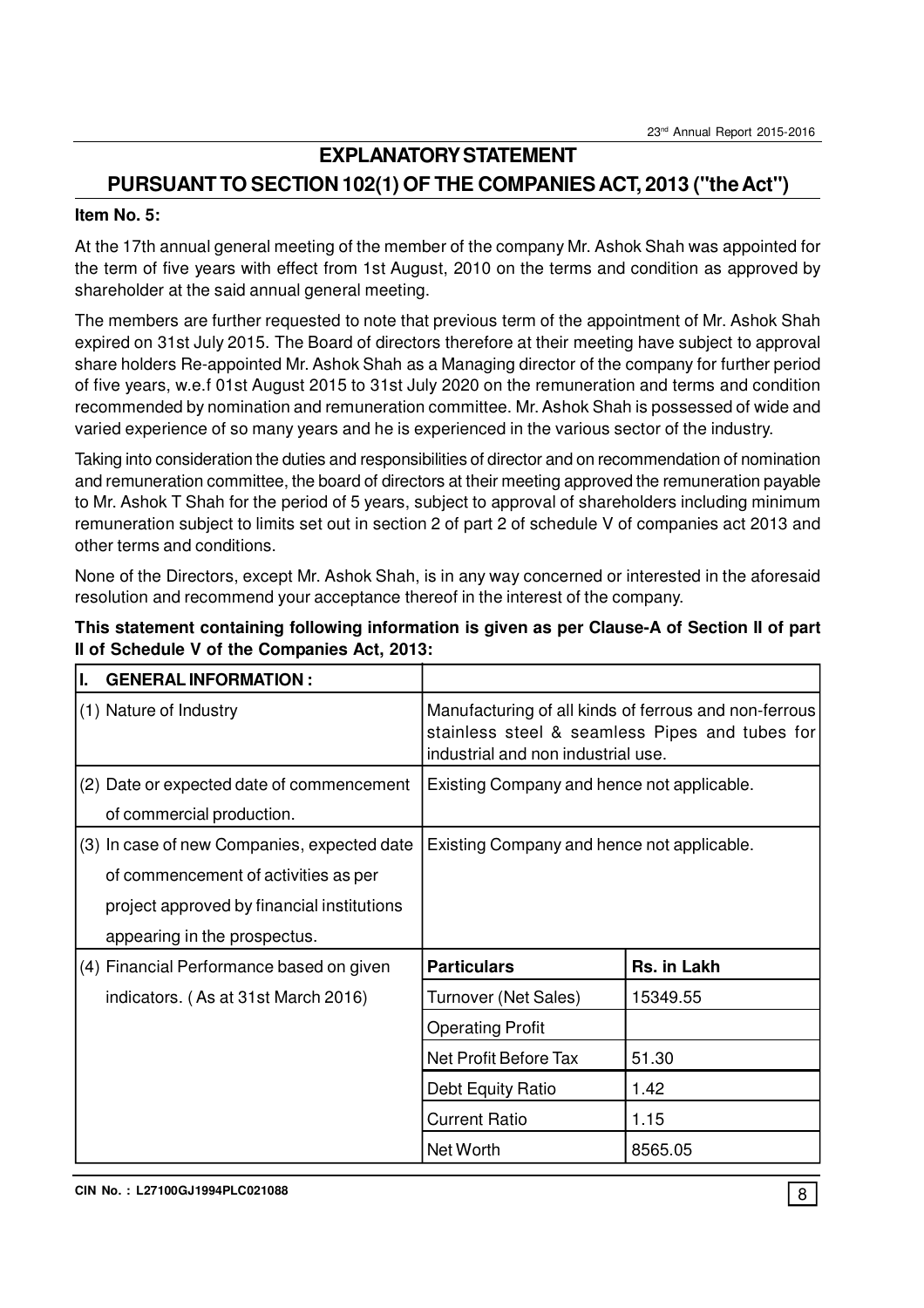# EXPLANATORY STATEMENT

## PURSUANT TO SECTION 102(1) OF THE COMPANIES ACT, 2013 ("the Act")

**Item No. 5:**

At the 17th annual general meeting of the member of the company Mr. Ashok Shah was appointed for the term of five years with effect from 1st August, 2010 on the terms and condition as approved by shareholder at the said annual general meeting.

The members are further requested to note that previous term of the appointment of Mr. Ashok Shah expired on 31st July 2015. The Board of directors therefore at their meeting have subject to approval share holders Re-appointed Mr. Ashok Shah as a Managing director of the company for further period of five years, w.e.f 01st August 2015 to 31st July 2020 on the remuneration and terms and condition recommended by nomination and remuneration committee. Mr. Ashok Shah is possessed of wide and varied experience of so many years and he is experienced in the various sector of the industry.

Taking into consideration the duties and responsibilities of director and on recommendation of nomination and remuneration committee, the board of directors at their meeting approved the remuneration payable to Mr. Ashok T Shah for the period of 5 years, subject to approval of shareholders including minimum remuneration subject to limits set out in section 2 of part 2 of schedule V of companies act 2013 and other terms and conditions.

None of the Directors, except Mr. Ashok Shah, is in any way concerned or interested in the aforesaid resolution and recommend your acceptance thereof in the interest of the company.

**This statement containing following information is given as per Clause-A of Section II of part II of Schedule V of the Companies Act, 2013:**

| I. GENERAL INFORMATION : | | |
|---|---|---|
| (1) Nature of Industry | Manufacturing of all kinds of ferrous and non-ferrous stainless steel & seamless Pipes and tubes for industrial and non industrial use. | |
| (2) Date or expected date of commencement of commercial production. | Existing Company and hence not applicable. | |
| (3) In case of new Companies, expected date of commencement of activities as per project approved by financial institutions appearing in the prospectus. | Existing Company and hence not applicable. | |
| (4) Financial Performance based on given indicators. ( As at 31st March 2016) | **Particulars** | **Rs. in Lakh** |
| | Turnover (Net Sales) | 15349.55 |
| | Operating Profit | |
| | Net Profit Before Tax | 51.30 |
| | Debt Equity Ratio | 1.42 |
| | Current Ratio | 1.15 |
| | Net Worth | 8565.05 |

CIN No. : L27100GJ1994PLC021088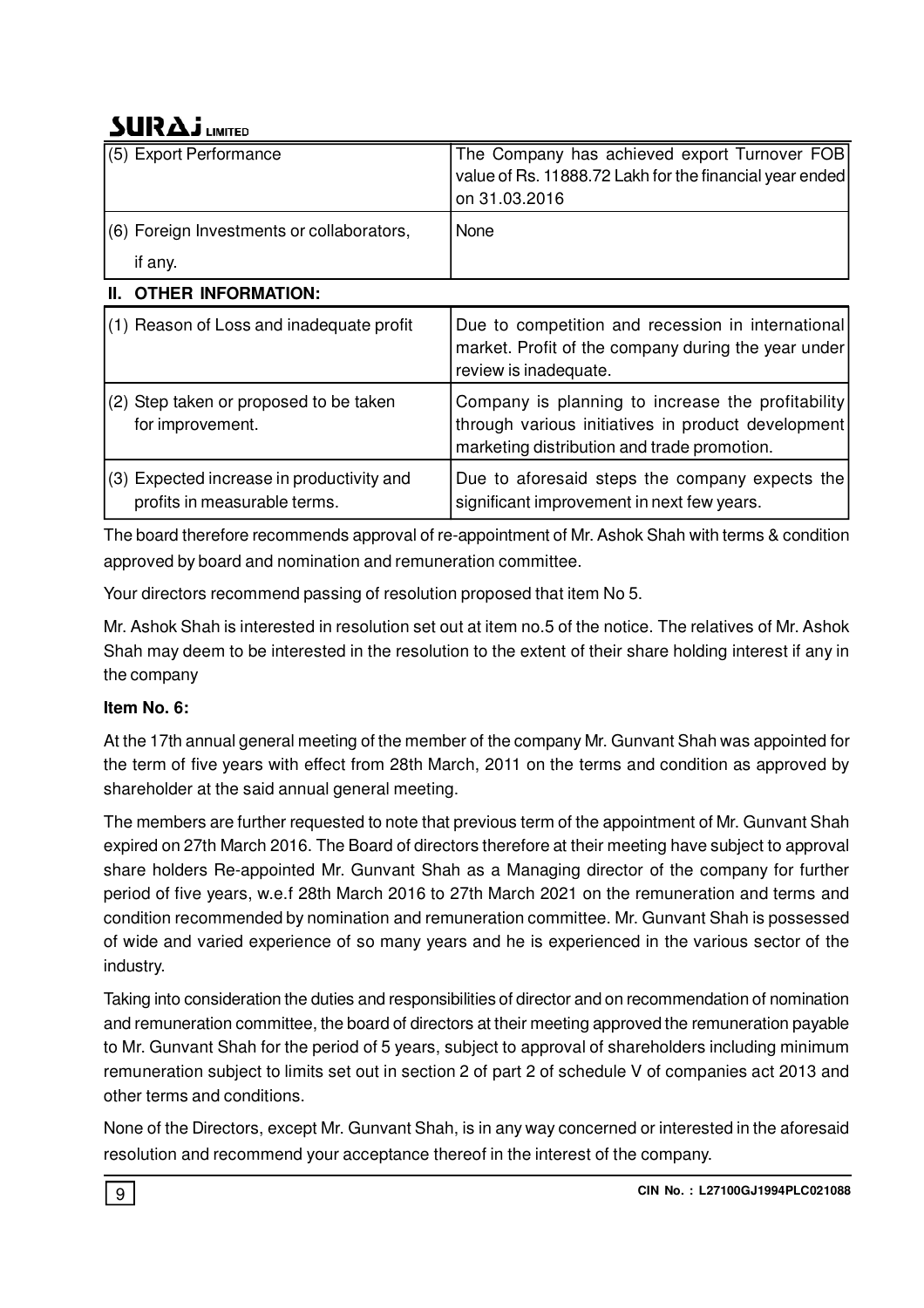| (5) Export Performance | The Company has achieved export Turnover FOB value of Rs. 11888.72 Lakh for the financial year ended on 31.03.2016 |
|---|---|
| (6) Foreign Investments or collaborators, if any. | None |

## II. OTHER INFORMATION:

| (1) Reason of Loss and inadequate profit | Due to competition and recession in international market. Profit of the company during the year under review is inadequate. |
|---|---|
| (2) Step taken or proposed to be taken for improvement. | Company is planning to increase the profitability through various initiatives in product development marketing distribution and trade promotion. |
| (3) Expected increase in productivity and profits in measurable terms. | Due to aforesaid steps the company expects the significant improvement in next few years. |

The board therefore recommends approval of re-appointment of Mr. Ashok Shah with terms & condition approved by board and nomination and remuneration committee.

Your directors recommend passing of resolution proposed that item No 5.

Mr. Ashok Shah is interested in resolution set out at item no.5 of the notice. The relatives of Mr. Ashok Shah may deem to be interested in the resolution to the extent of their share holding interest if any in the company

**Item No. 6:**

At the 17th annual general meeting of the member of the company Mr. Gunvant Shah was appointed for the term of five years with effect from 28th March, 2011 on the terms and condition as approved by shareholder at the said annual general meeting.

The members are further requested to note that previous term of the appointment of Mr. Gunvant Shah expired on 27th March 2016. The Board of directors therefore at their meeting have subject to approval share holders Re-appointed Mr. Gunvant Shah as a Managing director of the company for further period of five years, w.e.f 28th March 2016 to 27th March 2021 on the remuneration and terms and condition recommended by nomination and remuneration committee. Mr. Gunvant Shah is possessed of wide and varied experience of so many years and he is experienced in the various sector of the industry.

Taking into consideration the duties and responsibilities of director and on recommendation of nomination and remuneration committee, the board of directors at their meeting approved the remuneration payable to Mr. Gunvant Shah for the period of 5 years, subject to approval of shareholders including minimum remuneration subject to limits set out in section 2 of part 2 of schedule V of companies act 2013 and other terms and conditions.

None of the Directors, except Mr. Gunvant Shah, is in any way concerned or interested in the aforesaid resolution and recommend your acceptance thereof in the interest of the company.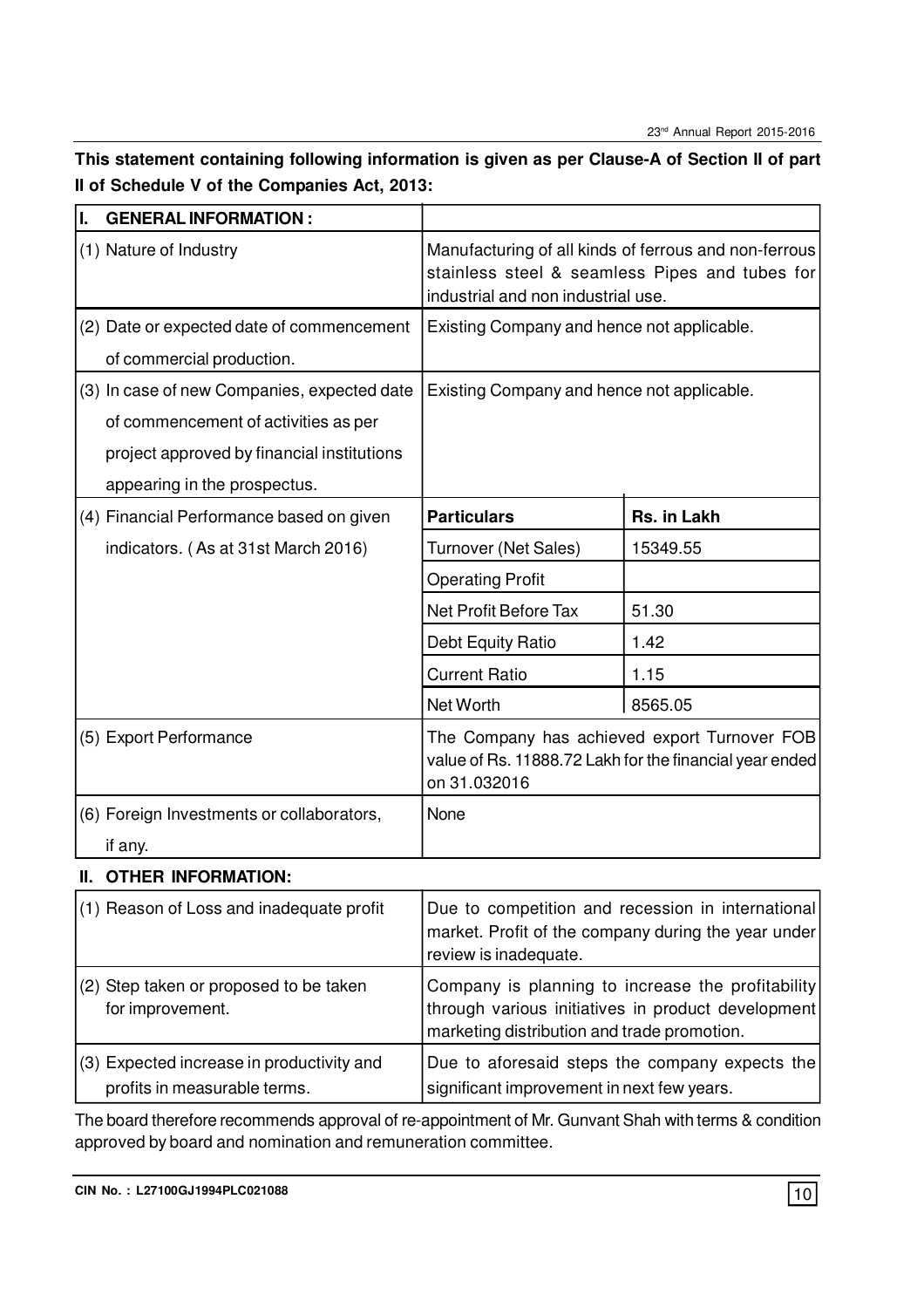**This statement containing following information is given as per Clause-A of Section II of part II of Schedule V of the Companies Act, 2013:**

| I. GENERAL INFORMATION : | | |
|---|---|---|
| (1) Nature of Industry | Manufacturing of all kinds of ferrous and non-ferrous stainless steel & seamless Pipes and tubes for industrial and non industrial use. | |
| (2) Date or expected date of commencement of commercial production. | Existing Company and hence not applicable. | |
| (3) In case of new Companies, expected date of commencement of activities as per project approved by financial institutions appearing in the prospectus. | Existing Company and hence not applicable. | |
| (4) Financial Performance based on given indicators. ( As at 31st March 2016) | **Particulars** | **Rs. in Lakh** |
| | Turnover (Net Sales) | 15349.55 |
| | Operating Profit | |
| | Net Profit Before Tax | 51.30 |
| | Debt Equity Ratio | 1.42 |
| | Current Ratio | 1.15 |
| | Net Worth | 8565.05 |
| (5) Export Performance | The Company has achieved export Turnover FOB value of Rs. 11888.72 Lakh for the financial year ended on 31.032016 | |
| (6) Foreign Investments or collaborators, if any. | None | |

**II. OTHER INFORMATION:**

| | |
|---|---|
| (1) Reason of Loss and inadequate profit | Due to competition and recession in international market. Profit of the company during the year under review is inadequate. |
| (2) Step taken or proposed to be taken for improvement. | Company is planning to increase the profitability through various initiatives in product development marketing distribution and trade promotion. |
| (3) Expected increase in productivity and profits in measurable terms. | Due to aforesaid steps the company expects the significant improvement in next few years. |

The board therefore recommends approval of re-appointment of Mr. Gunvant Shah with terms & condition approved by board and nomination and remuneration committee.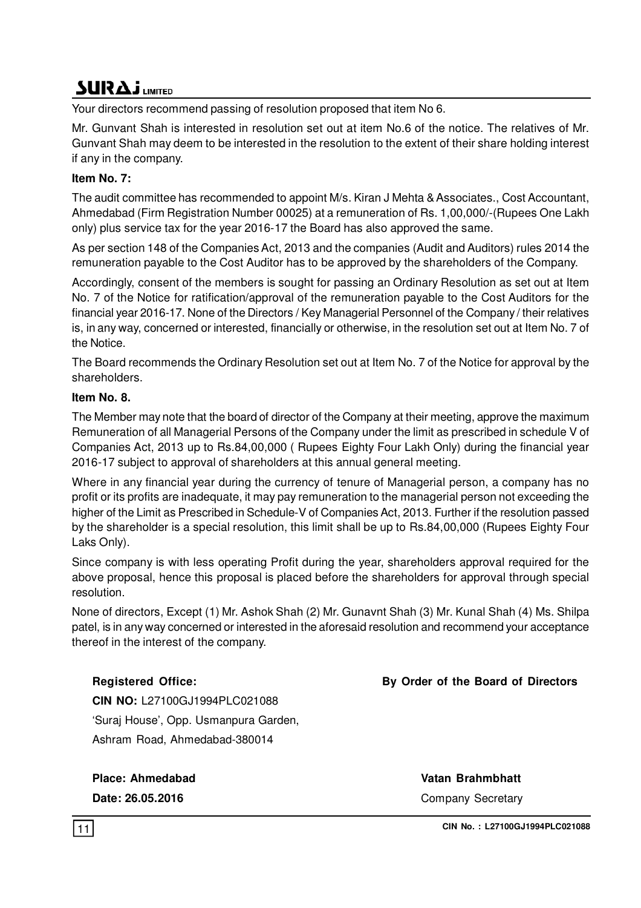Your directors recommend passing of resolution proposed that item No 6.

Mr. Gunvant Shah is interested in resolution set out at item No.6 of the notice. The relatives of Mr. Gunvant Shah may deem to be interested in the resolution to the extent of their share holding interest if any in the company.

**Item No. 7:**

The audit committee has recommended to appoint M/s. Kiran J Mehta & Associates., Cost Accountant, Ahmedabad (Firm Registration Number 00025) at a remuneration of Rs. 1,00,000/-(Rupees One Lakh only) plus service tax for the year 2016-17 the Board has also approved the same.

As per section 148 of the Companies Act, 2013 and the companies (Audit and Auditors) rules 2014 the remuneration payable to the Cost Auditor has to be approved by the shareholders of the Company.

Accordingly, consent of the members is sought for passing an Ordinary Resolution as set out at Item No. 7 of the Notice for ratification/approval of the remuneration payable to the Cost Auditors for the financial year 2016-17. None of the Directors / Key Managerial Personnel of the Company / their relatives is, in any way, concerned or interested, financially or otherwise, in the resolution set out at Item No. 7 of the Notice.

The Board recommends the Ordinary Resolution set out at Item No. 7 of the Notice for approval by the shareholders.

**Item No. 8.**

The Member may note that the board of director of the Company at their meeting, approve the maximum Remuneration of all Managerial Persons of the Company under the limit as prescribed in schedule V of Companies Act, 2013 up to Rs.84,00,000 ( Rupees Eighty Four Lakh Only) during the financial year 2016-17 subject to approval of shareholders at this annual general meeting.

Where in any financial year during the currency of tenure of Managerial person, a company has no profit or its profits are inadequate, it may pay remuneration to the managerial person not exceeding the higher of the Limit as Prescribed in Schedule-V of Companies Act, 2013. Further if the resolution passed by the shareholder is a special resolution, this limit shall be up to Rs.84,00,000 (Rupees Eighty Four Laks Only).

Since company is with less operating Profit during the year, shareholders approval required for the above proposal, hence this proposal is placed before the shareholders for approval through special resolution.

None of directors, Except (1) Mr. Ashok Shah (2) Mr. Gunavnt Shah (3) Mr. Kunal Shah (4) Ms. Shilpa patel, is in any way concerned or interested in the aforesaid resolution and recommend your acceptance thereof in the interest of the company.

**Registered Office:**
**CIN NO:** L27100GJ1994PLC021088
'Suraj House', Opp. Usmanpura Garden,
Ashram Road, Ahmedabad-380014

**By Order of the Board of Directors**

**Place: Ahmedabad**
**Date: 26.05.2016**

**Vatan Brahmbhatt**
Company Secretary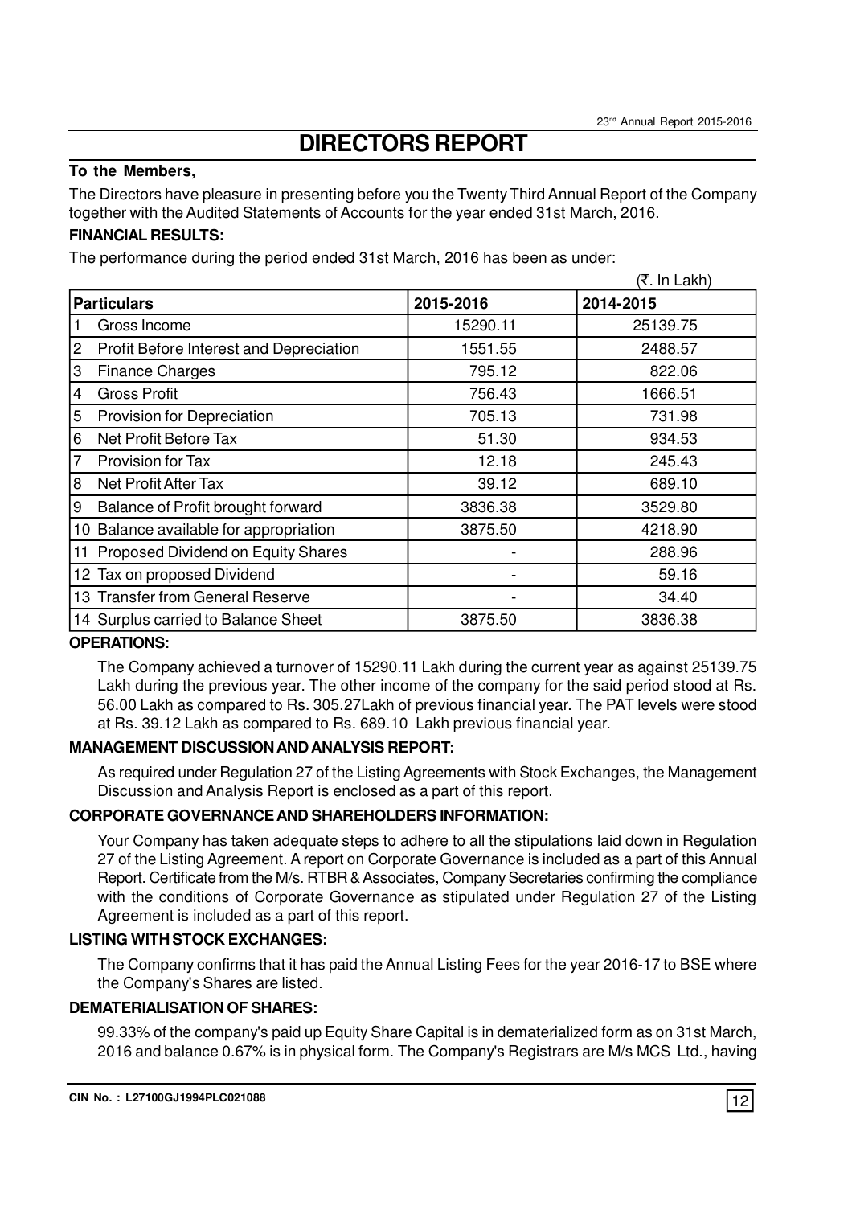# DIRECTORS REPORT

**To the Members,**

The Directors have pleasure in presenting before you the Twenty Third Annual Report of the Company together with the Audited Statements of Accounts for the year ended 31st March, 2016.

**FINANCIAL RESULTS:**

The performance during the period ended 31st March, 2016 has been as under:

(₹. In Lakh)

| Particulars | 2015-2016 | 2014-2015 |
|---|---|---|
| 1 Gross Income | 15290.11 | 25139.75 |
| 2 Profit Before Interest and Depreciation | 1551.55 | 2488.57 |
| 3 Finance Charges | 795.12 | 822.06 |
| 4 Gross Profit | 756.43 | 1666.51 |
| 5 Provision for Depreciation | 705.13 | 731.98 |
| 6 Net Profit Before Tax | 51.30 | 934.53 |
| 7 Provision for Tax | 12.18 | 245.43 |
| 8 Net Profit After Tax | 39.12 | 689.10 |
| 9 Balance of Profit brought forward | 3836.38 | 3529.80 |
| 10 Balance available for appropriation | 3875.50 | 4218.90 |
| 11 Proposed Dividend on Equity Shares | - | 288.96 |
| 12 Tax on proposed Dividend | - | 59.16 |
| 13 Transfer from General Reserve | - | 34.40 |
| 14 Surplus carried to Balance Sheet | 3875.50 | 3836.38 |

**OPERATIONS:**

The Company achieved a turnover of 15290.11 Lakh during the current year as against 25139.75 Lakh during the previous year. The other income of the company for the said period stood at Rs. 56.00 Lakh as compared to Rs. 305.27Lakh of previous financial year. The PAT levels were stood at Rs. 39.12 Lakh as compared to Rs. 689.10 Lakh previous financial year.

**MANAGEMENT DISCUSSION AND ANALYSIS REPORT:**

As required under Regulation 27 of the Listing Agreements with Stock Exchanges, the Management Discussion and Analysis Report is enclosed as a part of this report.

**CORPORATE GOVERNANCE AND SHAREHOLDERS INFORMATION:**

Your Company has taken adequate steps to adhere to all the stipulations laid down in Regulation 27 of the Listing Agreement. A report on Corporate Governance is included as a part of this Annual Report. Certificate from the M/s. RTBR & Associates, Company Secretaries confirming the compliance with the conditions of Corporate Governance as stipulated under Regulation 27 of the Listing Agreement is included as a part of this report.

**LISTING WITH STOCK EXCHANGES:**

The Company confirms that it has paid the Annual Listing Fees for the year 2016-17 to BSE where the Company's Shares are listed.

**DEMATERIALISATION OF SHARES:**

99.33% of the company's paid up Equity Share Capital is in dematerialized form as on 31st March, 2016 and balance 0.67% is in physical form. The Company's Registrars are M/s MCS Ltd., having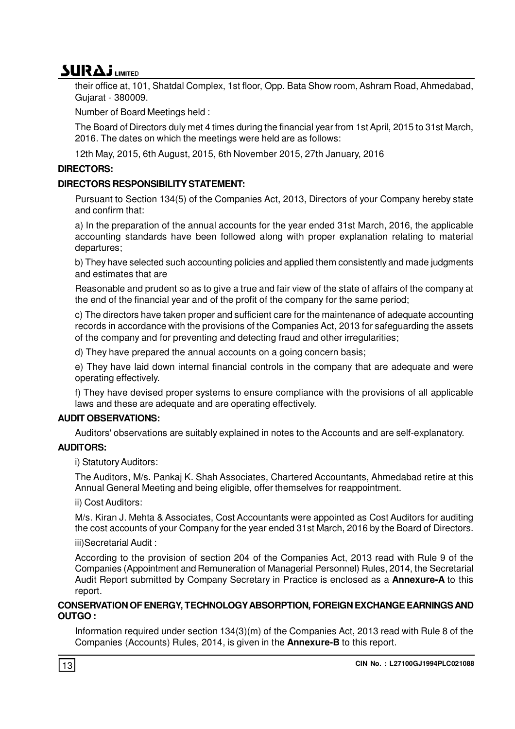their office at, 101, Shatdal Complex, 1st floor, Opp. Bata Show room, Ashram Road, Ahmedabad, Gujarat - 380009.

Number of Board Meetings held :

The Board of Directors duly met 4 times during the financial year from 1st April, 2015 to 31st March, 2016. The dates on which the meetings were held are as follows:

12th May, 2015, 6th August, 2015, 6th November 2015, 27th January, 2016

**DIRECTORS:**

**DIRECTORS RESPONSIBILITY STATEMENT:**

Pursuant to Section 134(5) of the Companies Act, 2013, Directors of your Company hereby state and confirm that:

a) In the preparation of the annual accounts for the year ended 31st March, 2016, the applicable accounting standards have been followed along with proper explanation relating to material departures;

b) They have selected such accounting policies and applied them consistently and made judgments and estimates that are

Reasonable and prudent so as to give a true and fair view of the state of affairs of the company at the end of the financial year and of the profit of the company for the same period;

c) The directors have taken proper and sufficient care for the maintenance of adequate accounting records in accordance with the provisions of the Companies Act, 2013 for safeguarding the assets of the company and for preventing and detecting fraud and other irregularities;

d) They have prepared the annual accounts on a going concern basis;

e) They have laid down internal financial controls in the company that are adequate and were operating effectively.

f) They have devised proper systems to ensure compliance with the provisions of all applicable laws and these are adequate and are operating effectively.

**AUDIT OBSERVATIONS:**

Auditors' observations are suitably explained in notes to the Accounts and are self-explanatory.

**AUDITORS:**

i) Statutory Auditors:

The Auditors, M/s. Pankaj K. Shah Associates, Chartered Accountants, Ahmedabad retire at this Annual General Meeting and being eligible, offer themselves for reappointment.

ii) Cost Auditors:

M/s. Kiran J. Mehta & Associates, Cost Accountants were appointed as Cost Auditors for auditing the cost accounts of your Company for the year ended 31st March, 2016 by the Board of Directors.

iii)Secretarial Audit :

According to the provision of section 204 of the Companies Act, 2013 read with Rule 9 of the Companies (Appointment and Remuneration of Managerial Personnel) Rules, 2014, the Secretarial Audit Report submitted by Company Secretary in Practice is enclosed as a **Annexure-A** to this report.

**CONSERVATION OF ENERGY, TECHNOLOGY ABSORPTION, FOREIGN EXCHANGE EARNINGS AND OUTGO :**

Information required under section 134(3)(m) of the Companies Act, 2013 read with Rule 8 of the Companies (Accounts) Rules, 2014, is given in the **Annexure-B** to this report.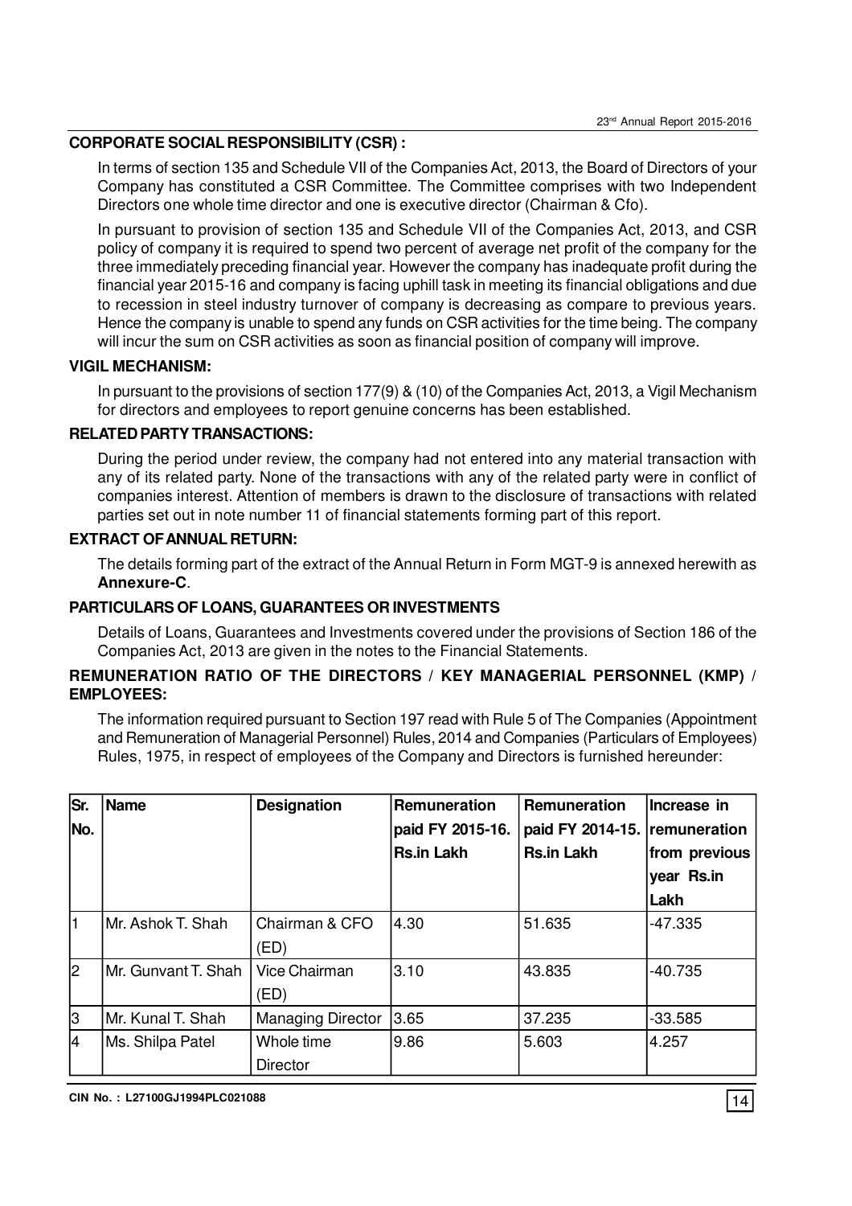### CORPORATE SOCIAL RESPONSIBILITY (CSR) :

In terms of section 135 and Schedule VII of the Companies Act, 2013, the Board of Directors of your Company has constituted a CSR Committee. The Committee comprises with two Independent Directors one whole time director and one is executive director (Chairman & Cfo).

In pursuant to provision of section 135 and Schedule VII of the Companies Act, 2013, and CSR policy of company it is required to spend two percent of average net profit of the company for the three immediately preceding financial year. However the company has inadequate profit during the financial year 2015-16 and company is facing uphill task in meeting its financial obligations and due to recession in steel industry turnover of company is decreasing as compare to previous years. Hence the company is unable to spend any funds on CSR activities for the time being. The company will incur the sum on CSR activities as soon as financial position of company will improve.

### VIGIL MECHANISM:

In pursuant to the provisions of section 177(9) & (10) of the Companies Act, 2013, a Vigil Mechanism for directors and employees to report genuine concerns has been established.

### RELATED PARTY TRANSACTIONS:

During the period under review, the company had not entered into any material transaction with any of its related party. None of the transactions with any of the related party were in conflict of companies interest. Attention of members is drawn to the disclosure of transactions with related parties set out in note number 11 of financial statements forming part of this report.

### EXTRACT OF ANNUAL RETURN:

The details forming part of the extract of the Annual Return in Form MGT-9 is annexed herewith as **Annexure-C**.

### PARTICULARS OF LOANS, GUARANTEES OR INVESTMENTS

Details of Loans, Guarantees and Investments covered under the provisions of Section 186 of the Companies Act, 2013 are given in the notes to the Financial Statements.

### REMUNERATION RATIO OF THE DIRECTORS / KEY MANAGERIAL PERSONNEL (KMP) / EMPLOYEES:

The information required pursuant to Section 197 read with Rule 5 of The Companies (Appointment and Remuneration of Managerial Personnel) Rules, 2014 and Companies (Particulars of Employees) Rules, 1975, in respect of employees of the Company and Directors is furnished hereunder:

| Sr. No. | Name | Designation | Remuneration paid FY 2015-16. Rs.in Lakh | Remuneration paid FY 2014-15. Rs.in Lakh | Increase in remuneration from previous year Rs.in Lakh |
|---|---|---|---|---|---|
| 1 | Mr. Ashok T. Shah | Chairman & CFO (ED) | 4.30 | 51.635 | -47.335 |
| 2 | Mr. Gunvant T. Shah | Vice Chairman (ED) | 3.10 | 43.835 | -40.735 |
| 3 | Mr. Kunal T. Shah | Managing Director | 3.65 | 37.235 | -33.585 |
| 4 | Ms. Shilpa Patel | Whole time Director | 9.86 | 5.603 | 4.257 |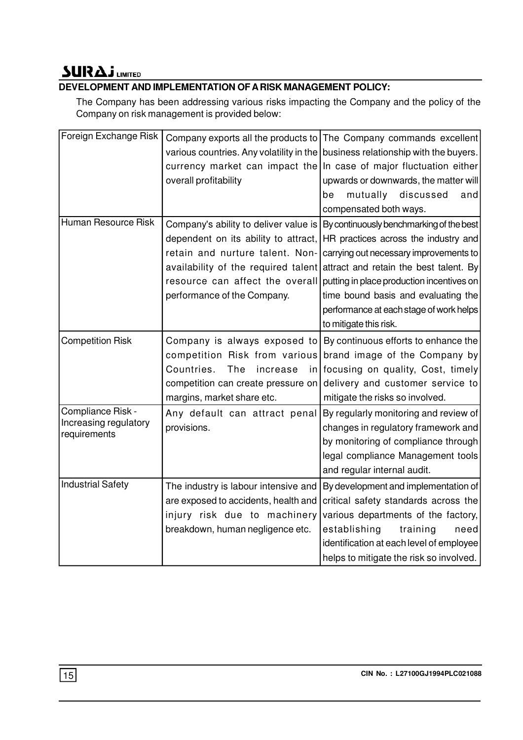## DEVELOPMENT AND IMPLEMENTATION OF A RISK MANAGEMENT POLICY:

The Company has been addressing various risks impacting the Company and the policy of the Company on risk management is provided below:

| | | |
|---|---|---|
| Foreign Exchange Risk | Company exports all the products to various countries. Any volatility in the currency market can impact the overall profitability | The Company commands excellent business relationship with the buyers. In case of major fluctuation either upwards or downwards, the matter will be mutually discussed and compensated both ways. |
| Human Resource Risk | Company's ability to deliver value is dependent on its ability to attract, retain and nurture talent. Non-availability of the required talent resource can affect the overall performance of the Company. | By continuously benchmarking of the best HR practices across the industry and carrying out necessary improvements to attract and retain the best talent. By putting in place production incentives on time bound basis and evaluating the performance at each stage of work helps to mitigate this risk. |
| Competition Risk | Company is always exposed to competition Risk from various Countries. The increase in competition can create pressure on margins, market share etc. | By continuous efforts to enhance the brand image of the Company by focusing on quality, Cost, timely delivery and customer service to mitigate the risks so involved. |
| Compliance Risk - Increasing regulatory requirements | Any default can attract penal provisions. | By regularly monitoring and review of changes in regulatory framework and by monitoring of compliance through legal compliance Management tools and regular internal audit. |
| Industrial Safety | The industry is labour intensive and are exposed to accidents, health and injury risk due to machinery breakdown, human negligence etc. | By development and implementation of critical safety standards across the various departments of the factory, establishing training need identification at each level of employee helps to mitigate the risk so involved. |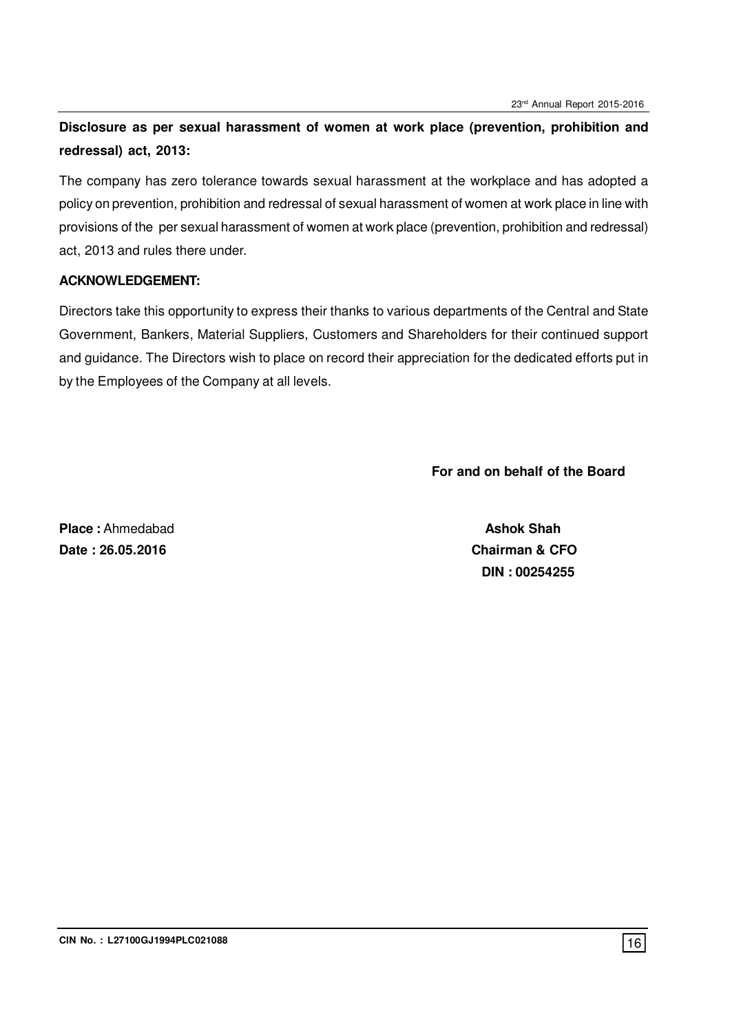**Disclosure as per sexual harassment of women at work place (prevention, prohibition and redressal) act, 2013:**

The company has zero tolerance towards sexual harassment at the workplace and has adopted a policy on prevention, prohibition and redressal of sexual harassment of women at work place in line with provisions of the per sexual harassment of women at work place (prevention, prohibition and redressal) act, 2013 and rules there under.

**ACKNOWLEDGEMENT:**

Directors take this opportunity to express their thanks to various departments of the Central and State Government, Bankers, Material Suppliers, Customers and Shareholders for their continued support and guidance. The Directors wish to place on record their appreciation for the dedicated efforts put in by the Employees of the Company at all levels.

**For and on behalf of the Board**

**Place :** Ahmedabad
**Date : 26.05.2016**

**Ashok Shah**
**Chairman & CFO**
**DIN : 00254255**

**CIN No. : L27100GJ1994PLC021088**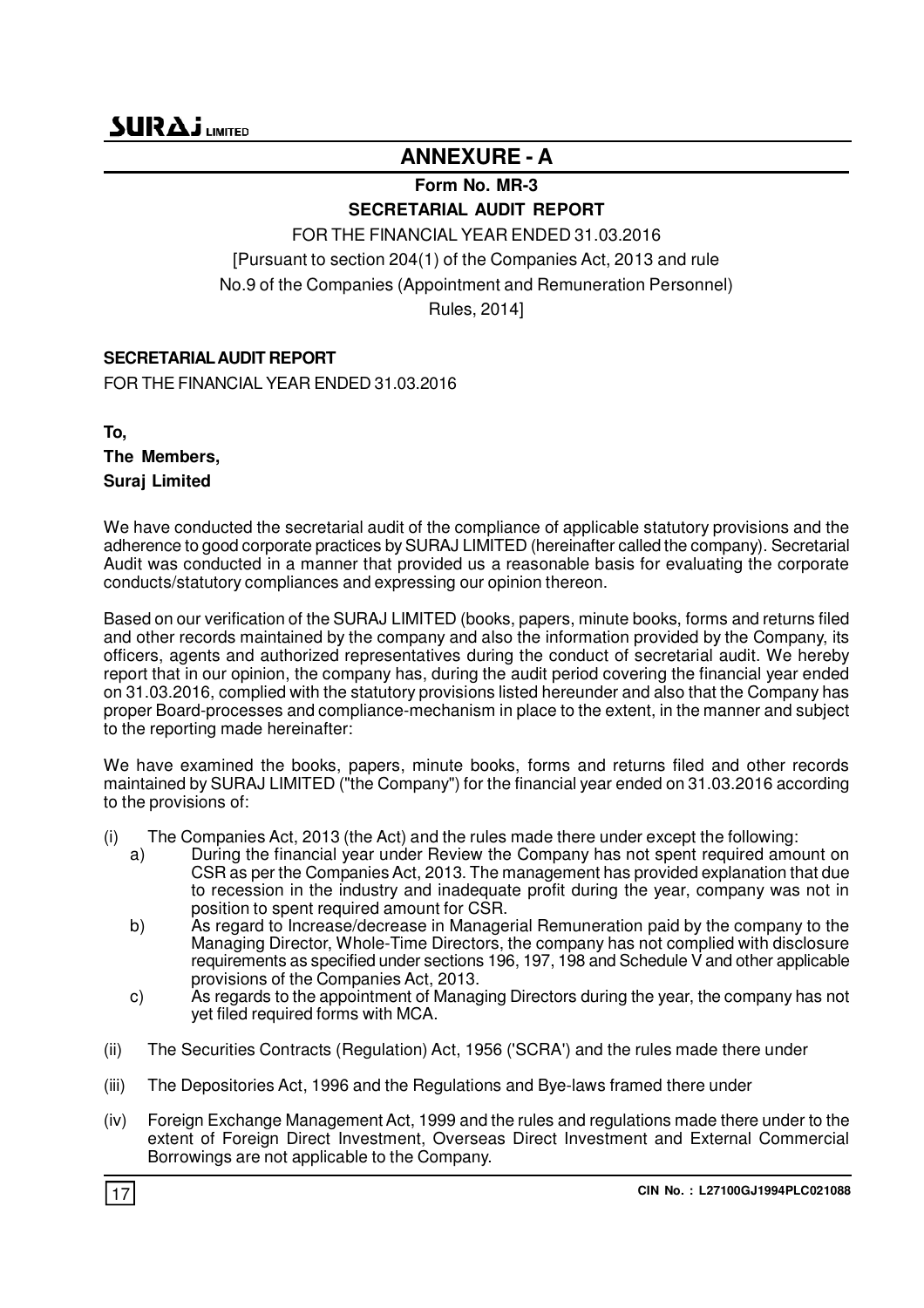## ANNEXURE - A

**Form No. MR-3**

**SECRETARIAL AUDIT REPORT**

FOR THE FINANCIAL YEAR ENDED 31.03.2016

[Pursuant to section 204(1) of the Companies Act, 2013 and rule No.9 of the Companies (Appointment and Remuneration Personnel) Rules, 2014]

**SECRETARIAL AUDIT REPORT**

FOR THE FINANCIAL YEAR ENDED 31.03.2016

**To,**
**The Members,**
**Suraj Limited**

We have conducted the secretarial audit of the compliance of applicable statutory provisions and the adherence to good corporate practices by SURAJ LIMITED (hereinafter called the company). Secretarial Audit was conducted in a manner that provided us a reasonable basis for evaluating the corporate conducts/statutory compliances and expressing our opinion thereon.

Based on our verification of the SURAJ LIMITED (books, papers, minute books, forms and returns filed and other records maintained by the company and also the information provided by the Company, its officers, agents and authorized representatives during the conduct of secretarial audit. We hereby report that in our opinion, the company has, during the audit period covering the financial year ended on 31.03.2016, complied with the statutory provisions listed hereunder and also that the Company has proper Board-processes and compliance-mechanism in place to the extent, in the manner and subject to the reporting made hereinafter:

We have examined the books, papers, minute books, forms and returns filed and other records maintained by SURAJ LIMITED ("the Company") for the financial year ended on 31.03.2016 according to the provisions of:

(i) The Companies Act, 2013 (the Act) and the rules made there under except the following:
   a) During the financial year under Review the Company has not spent required amount on CSR as per the Companies Act, 2013. The management has provided explanation that due to recession in the industry and inadequate profit during the year, company was not in position to spent required amount for CSR.
   b) As regard to Increase/decrease in Managerial Remuneration paid by the company to the Managing Director, Whole-Time Directors, the company has not complied with disclosure requirements as specified under sections 196, 197, 198 and Schedule V and other applicable provisions of the Companies Act, 2013.
   c) As regards to the appointment of Managing Directors during the year, the company has not yet filed required forms with MCA.

(ii) The Securities Contracts (Regulation) Act, 1956 ('SCRA') and the rules made there under

(iii) The Depositories Act, 1996 and the Regulations and Bye-laws framed there under

(iv) Foreign Exchange Management Act, 1999 and the rules and regulations made there under to the extent of Foreign Direct Investment, Overseas Direct Investment and External Commercial Borrowings are not applicable to the Company.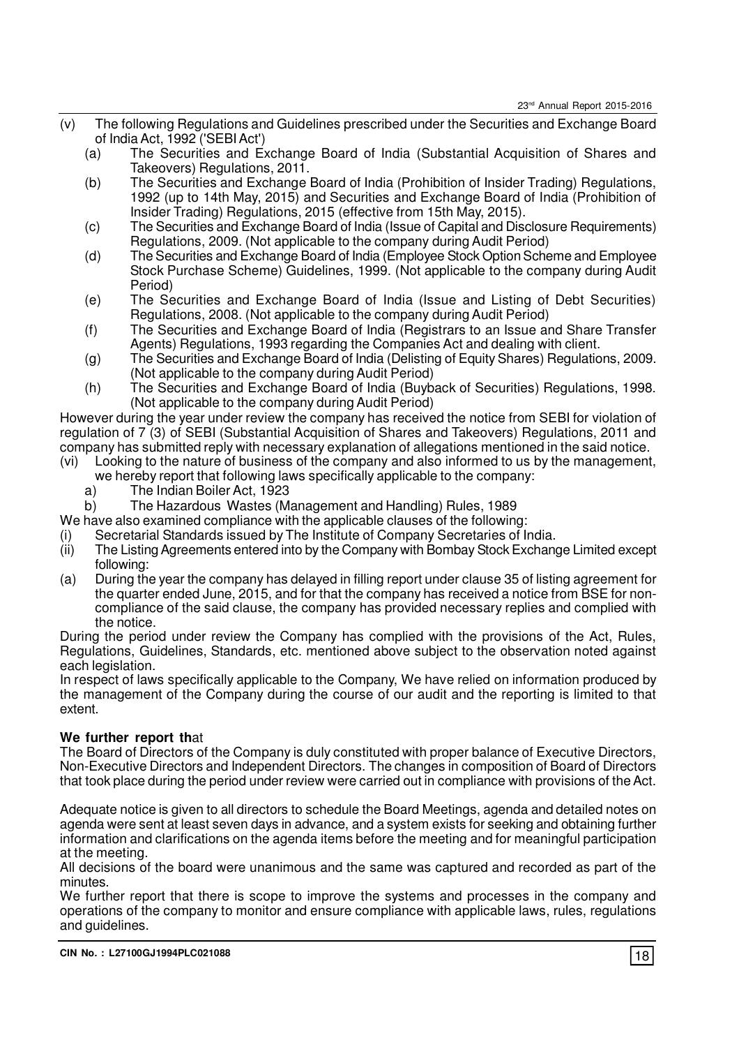(v) The following Regulations and Guidelines prescribed under the Securities and Exchange Board of India Act, 1992 ('SEBI Act')

   (a) The Securities and Exchange Board of India (Substantial Acquisition of Shares and Takeovers) Regulations, 2011.

   (b) The Securities and Exchange Board of India (Prohibition of Insider Trading) Regulations, 1992 (up to 14th May, 2015) and Securities and Exchange Board of India (Prohibition of Insider Trading) Regulations, 2015 (effective from 15th May, 2015).

   (c) The Securities and Exchange Board of India (Issue of Capital and Disclosure Requirements) Regulations, 2009. (Not applicable to the company during Audit Period)

   (d) The Securities and Exchange Board of India (Employee Stock Option Scheme and Employee Stock Purchase Scheme) Guidelines, 1999. (Not applicable to the company during Audit Period)

   (e) The Securities and Exchange Board of India (Issue and Listing of Debt Securities) Regulations, 2008. (Not applicable to the company during Audit Period)

   (f) The Securities and Exchange Board of India (Registrars to an Issue and Share Transfer Agents) Regulations, 1993 regarding the Companies Act and dealing with client.

   (g) The Securities and Exchange Board of India (Delisting of Equity Shares) Regulations, 2009. (Not applicable to the company during Audit Period)

   (h) The Securities and Exchange Board of India (Buyback of Securities) Regulations, 1998. (Not applicable to the company during Audit Period)

However during the year under review the company has received the notice from SEBI for violation of regulation of 7 (3) of SEBI (Substantial Acquisition of Shares and Takeovers) Regulations, 2011 and company has submitted reply with necessary explanation of allegations mentioned in the said notice.

(vi) Looking to the nature of business of the company and also informed to us by the management, we hereby report that following laws specifically applicable to the company:

   a) The Indian Boiler Act, 1923

   b) The Hazardous Wastes (Management and Handling) Rules, 1989

We have also examined compliance with the applicable clauses of the following:

(i) Secretarial Standards issued by The Institute of Company Secretaries of India.

(ii) The Listing Agreements entered into by the Company with Bombay Stock Exchange Limited except following:

(a) During the year the company has delayed in filling report under clause 35 of listing agreement for the quarter ended June, 2015, and for that the company has received a notice from BSE for non-compliance of the said clause, the company has provided necessary replies and complied with the notice.

During the period under review the Company has complied with the provisions of the Act, Rules, Regulations, Guidelines, Standards, etc. mentioned above subject to the observation noted against each legislation.

In respect of laws specifically applicable to the Company, We have relied on information produced by the management of the Company during the course of our audit and the reporting is limited to that extent.

**We further report that**

The Board of Directors of the Company is duly constituted with proper balance of Executive Directors, Non-Executive Directors and Independent Directors. The changes in composition of Board of Directors that took place during the period under review were carried out in compliance with provisions of the Act.

Adequate notice is given to all directors to schedule the Board Meetings, agenda and detailed notes on agenda were sent at least seven days in advance, and a system exists for seeking and obtaining further information and clarifications on the agenda items before the meeting and for meaningful participation at the meeting.

All decisions of the board were unanimous and the same was captured and recorded as part of the minutes.

We further report that there is scope to improve the systems and processes in the company and operations of the company to monitor and ensure compliance with applicable laws, rules, regulations and guidelines.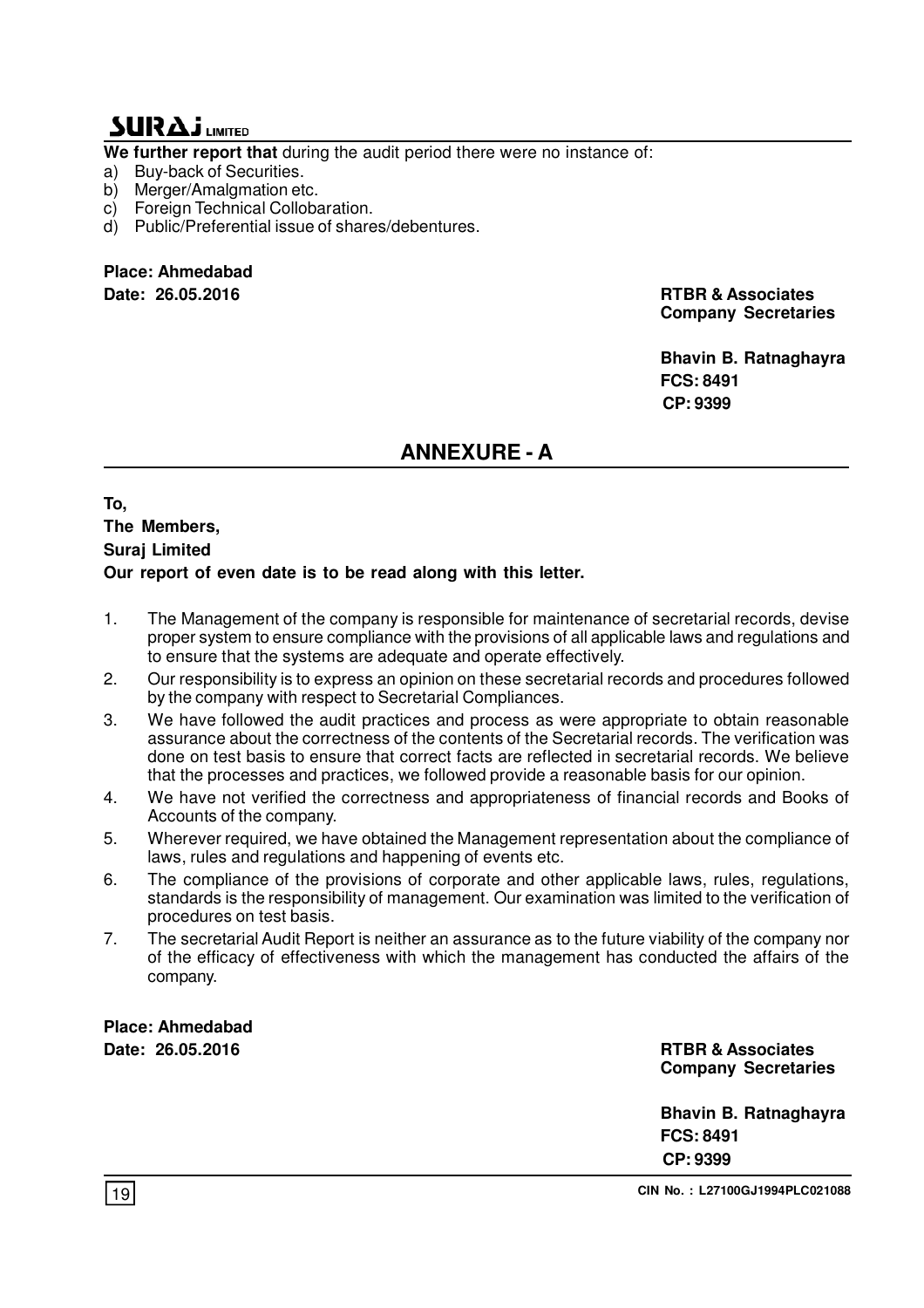**We further report that** during the audit period there were no instance of:

a) Buy-back of Securities.
b) Merger/Amalgmation etc.
c) Foreign Technical Collobaration.
d) Public/Preferential issue of shares/debentures.

**Place: Ahmedabad**
**Date: 26.05.2016**

**RTBR & Associates**
**Company Secretaries**

**Bhavin B. Ratnaghayra**
**FCS: 8491**
**CP: 9399**

## ANNEXURE - A

**To,**
**The Members,**
**Suraj Limited**
**Our report of even date is to be read along with this letter.**

1. The Management of the company is responsible for maintenance of secretarial records, devise proper system to ensure compliance with the provisions of all applicable laws and regulations and to ensure that the systems are adequate and operate effectively.
2. Our responsibility is to express an opinion on these secretarial records and procedures followed by the company with respect to Secretarial Compliances.
3. We have followed the audit practices and process as were appropriate to obtain reasonable assurance about the correctness of the contents of the Secretarial records. The verification was done on test basis to ensure that correct facts are reflected in secretarial records. We believe that the processes and practices, we followed provide a reasonable basis for our opinion.
4. We have not verified the correctness and appropriateness of financial records and Books of Accounts of the company.
5. Wherever required, we have obtained the Management representation about the compliance of laws, rules and regulations and happening of events etc.
6. The compliance of the provisions of corporate and other applicable laws, rules, regulations, standards is the responsibility of management. Our examination was limited to the verification of procedures on test basis.
7. The secretarial Audit Report is neither an assurance as to the future viability of the company nor of the efficacy of effectiveness with which the management has conducted the affairs of the company.

**Place: Ahmedabad**
**Date: 26.05.2016**

**RTBR & Associates**
**Company Secretaries**

**Bhavin B. Ratnaghayra**
**FCS: 8491**
**CP: 9399**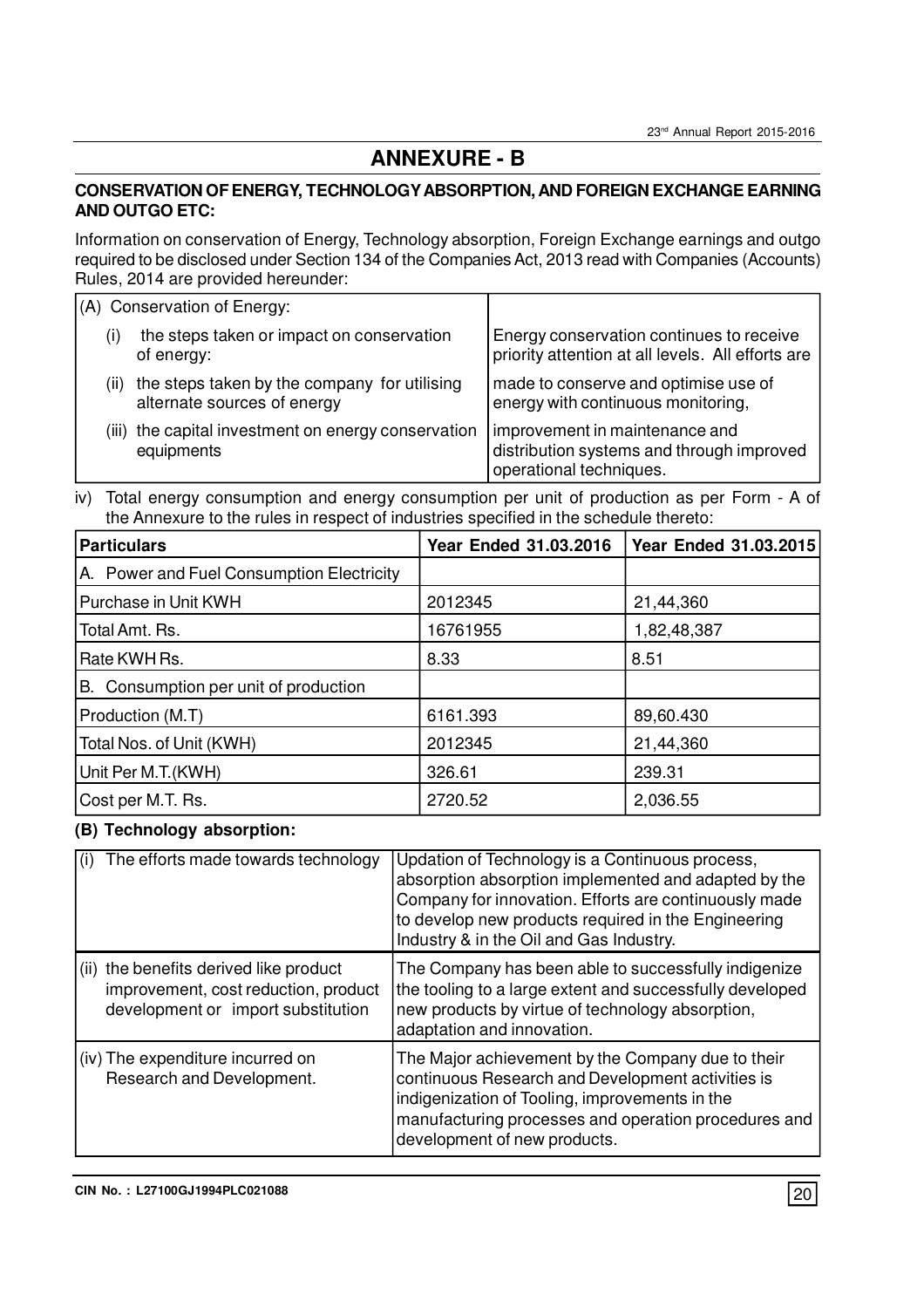## ANNEXURE - B

**CONSERVATION OF ENERGY, TECHNOLOGY ABSORPTION, AND FOREIGN EXCHANGE EARNING AND OUTGO ETC:**

Information on conservation of Energy, Technology absorption, Foreign Exchange earnings and outgo required to be disclosed under Section 134 of the Companies Act, 2013 read with Companies (Accounts) Rules, 2014 are provided hereunder:

| (A) Conservation of Energy: | |
|---|---|
| (i) the steps taken or impact on conservation of energy: | Energy conservation continues to receive priority attention at all levels. All efforts are |
| (ii) the steps taken by the company for utilising alternate sources of energy | made to conserve and optimise use of energy with continuous monitoring, |
| (iii) the capital investment on energy conservation equipments | improvement in maintenance and distribution systems and through improved operational techniques. |

iv) Total energy consumption and energy consumption per unit of production as per Form - A of the Annexure to the rules in respect of industries specified in the schedule thereto:

| Particulars | Year Ended 31.03.2016 | Year Ended 31.03.2015 |
|---|---|---|
| A. Power and Fuel Consumption Electricity | | |
| Purchase in Unit KWH | 2012345 | 21,44,360 |
| Total Amt. Rs. | 16761955 | 1,82,48,387 |
| Rate KWH Rs. | 8.33 | 8.51 |
| B. Consumption per unit of production | | |
| Production (M.T) | 6161.393 | 89,60.430 |
| Total Nos. of Unit (KWH) | 2012345 | 21,44,360 |
| Unit Per M.T.(KWH) | 326.61 | 239.31 |
| Cost per M.T. Rs. | 2720.52 | 2,036.55 |

### (B) Technology absorption:

| | |
|---|---|
| (i) The efforts made towards technology | Updation of Technology is a Continuous process, absorption absorption implemented and adapted by the Company for innovation. Efforts are continuously made to develop new products required in the Engineering Industry & in the Oil and Gas Industry. |
| (ii) the benefits derived like product improvement, cost reduction, product development or import substitution | The Company has been able to successfully indigenize the tooling to a large extent and successfully developed new products by virtue of technology absorption, adaptation and innovation. |
| (iv) The expenditure incurred on Research and Development. | The Major achievement by the Company due to their continuous Research and Development activities is indigenization of Tooling, improvements in the manufacturing processes and operation procedures and development of new products. |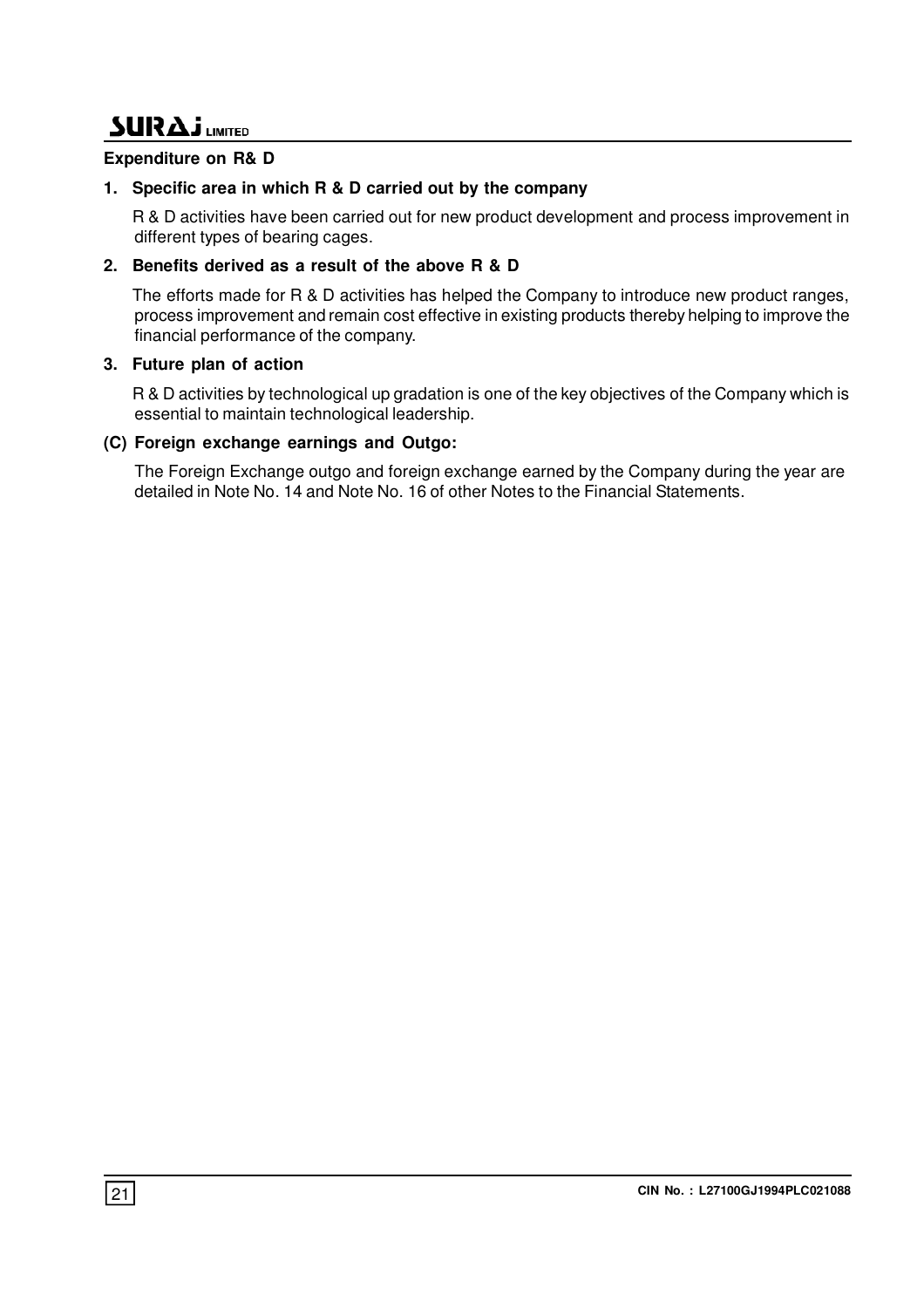**Expenditure on R& D**

**1. Specific area in which R & D carried out by the company**

R & D activities have been carried out for new product development and process improvement in different types of bearing cages.

**2. Benefits derived as a result of the above R & D**

The efforts made for R & D activities has helped the Company to introduce new product ranges, process improvement and remain cost effective in existing products thereby helping to improve the financial performance of the company.

**3. Future plan of action**

R & D activities by technological up gradation is one of the key objectives of the Company which is essential to maintain technological leadership.

**(C) Foreign exchange earnings and Outgo:**

The Foreign Exchange outgo and foreign exchange earned by the Company during the year are detailed in Note No. 14 and Note No. 16 of other Notes to the Financial Statements.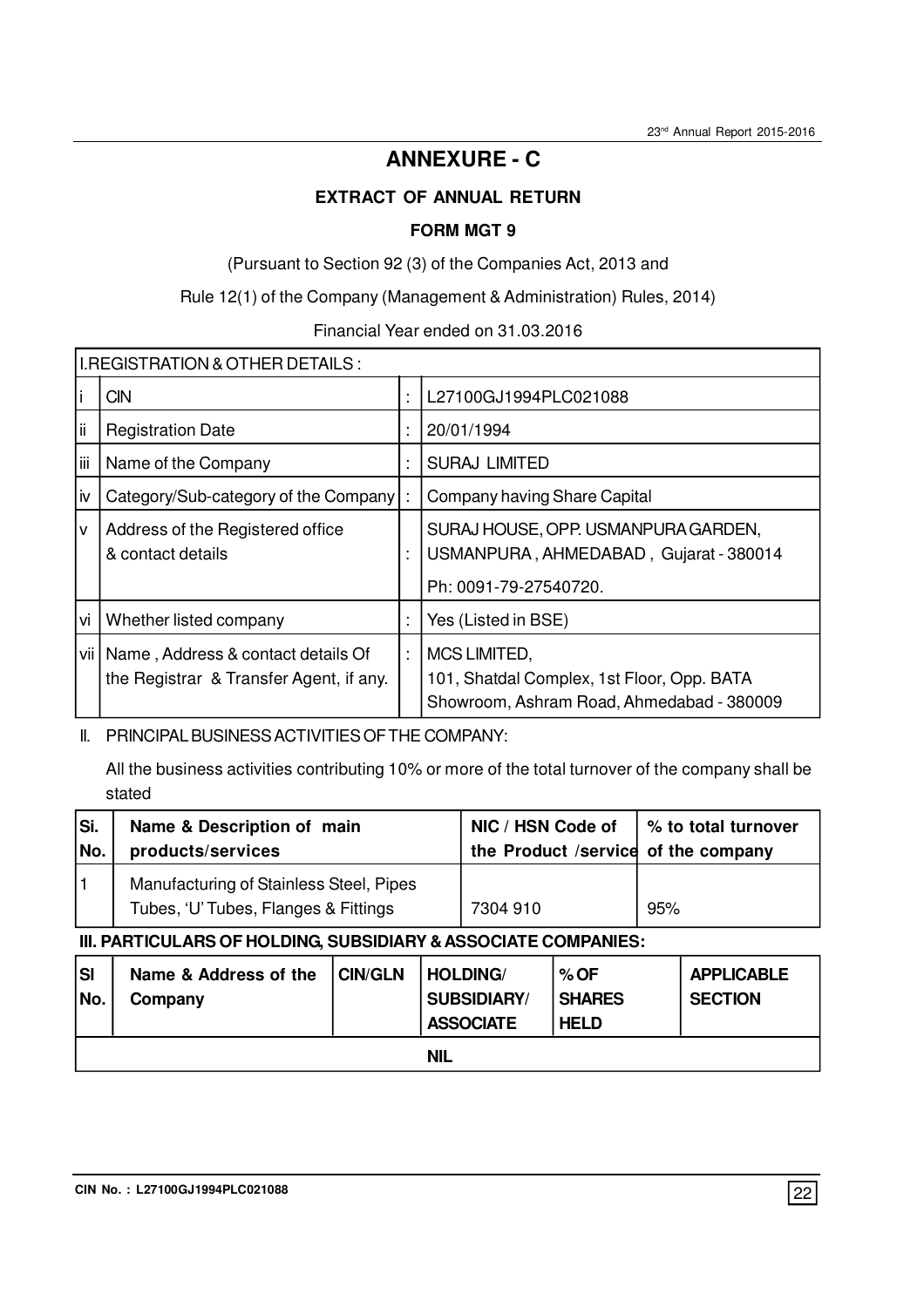# ANNEXURE - C

## EXTRACT OF ANNUAL RETURN

### FORM MGT 9

(Pursuant to Section 92 (3) of the Companies Act, 2013 and

Rule 12(1) of the Company (Management & Administration) Rules, 2014)

Financial Year ended on 31.03.2016

| I.REGISTRATION & OTHER DETAILS : | | | |
|---|---|---|---|
| i | CIN | : | L27100GJ1994PLC021088 |
| ii | Registration Date | : | 20/01/1994 |
| iii | Name of the Company | : | SURAJ LIMITED |
| iv | Category/Sub-category of the Company | : | Company having Share Capital |
| v | Address of the Registered office & contact details | : | SURAJ HOUSE, OPP. USMANPURA GARDEN, USMANPURA , AHMEDABAD , Gujarat - 380014<br>Ph: 0091-79-27540720. |
| vi | Whether listed company | : | Yes (Listed in BSE) |
| vii | Name , Address & contact details Of the Registrar & Transfer Agent, if any. | : | MCS LIMITED,<br>101, Shatdal Complex, 1st Floor, Opp. BATA Showroom, Ashram Road, Ahmedabad - 380009 |

II. PRINCIPAL BUSINESS ACTIVITIES OF THE COMPANY:

All the business activities contributing 10% or more of the total turnover of the company shall be stated

| Si. No. | Name & Description of main products/services | NIC / HSN Code of the Product /service | % to total turnover of the company |
|---|---|---|---|
| 1 | Manufacturing of Stainless Steel, Pipes Tubes, 'U' Tubes, Flanges & Fittings | 7304 910 | 95% |

**III. PARTICULARS OF HOLDING, SUBSIDIARY & ASSOCIATE COMPANIES:**

| Sl No. | Name & Address of the Company | CIN/GLN | HOLDING/ SUBSIDIARY/ ASSOCIATE | % OF SHARES HELD | APPLICABLE SECTION |
|---|---|---|---|---|---|
| | | | NIL | | |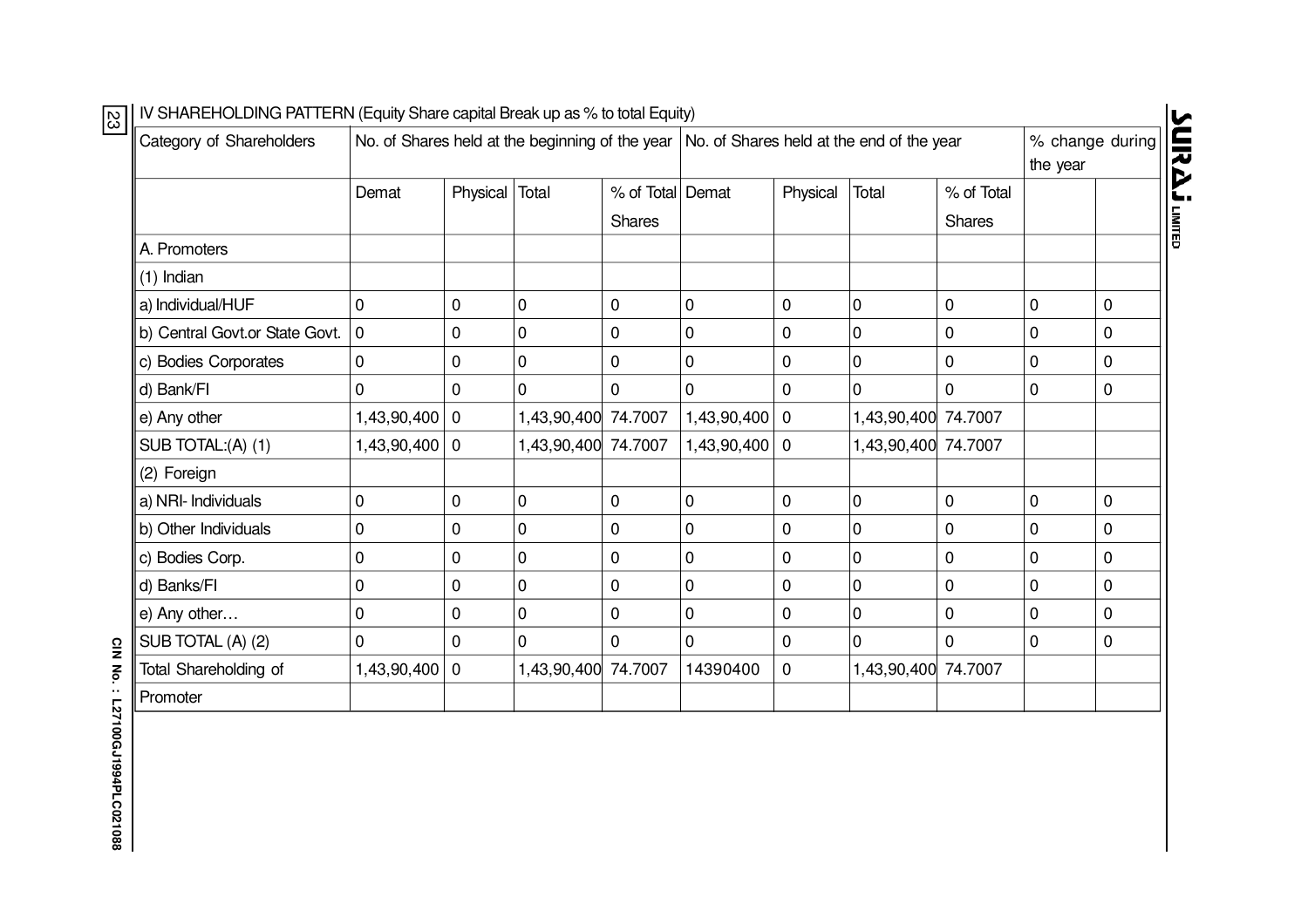IV SHAREHOLDING PATTERN (Equity Share capital Break up as % to total Equity)

| Category of Shareholders | No. of Shares held at the beginning of the year | | | | No. of Shares held at the end of the year | | | | % change during the year | |
|---|---|---|---|---|---|---|---|---|---|---|
| | Demat | Physical | Total | % of Total Shares | Demat | Physical | Total | % of Total Shares | | |
| A. Promoters | | | | | | | | | | |
| (1) Indian | | | | | | | | | | |
| a) Individual/HUF | 0 | 0 | 0 | 0 | 0 | 0 | 0 | 0 | 0 | 0 |
| b) Central Govt.or State Govt. | 0 | 0 | 0 | 0 | 0 | 0 | 0 | 0 | 0 | 0 |
| c) Bodies Corporates | 0 | 0 | 0 | 0 | 0 | 0 | 0 | 0 | 0 | 0 |
| d) Bank/FI | 0 | 0 | 0 | 0 | 0 | 0 | 0 | 0 | 0 | 0 |
| e) Any other | 1,43,90,400 | 0 | 1,43,90,400 | 74.7007 | 1,43,90,400 | 0 | 1,43,90,400 | 74.7007 | | |
| SUB TOTAL:(A) (1) | 1,43,90,400 | 0 | 1,43,90,400 | 74.7007 | 1,43,90,400 | 0 | 1,43,90,400 | 74.7007 | | |
| (2) Foreign | | | | | | | | | | |
| a) NRI- Individuals | 0 | 0 | 0 | 0 | 0 | 0 | 0 | 0 | 0 | 0 |
| b) Other Individuals | 0 | 0 | 0 | 0 | 0 | 0 | 0 | 0 | 0 | 0 |
| c) Bodies Corp. | 0 | 0 | 0 | 0 | 0 | 0 | 0 | 0 | 0 | 0 |
| d) Banks/FI | 0 | 0 | 0 | 0 | 0 | 0 | 0 | 0 | 0 | 0 |
| e) Any other… | 0 | 0 | 0 | 0 | 0 | 0 | 0 | 0 | 0 | 0 |
| SUB TOTAL (A) (2) | 0 | 0 | 0 | 0 | 0 | 0 | 0 | 0 | 0 | 0 |
| Total Shareholding of Promoter | 1,43,90,400 | 0 | 1,43,90,400 | 74.7007 | 14390400 | 0 | 1,43,90,400 | 74.7007 | | |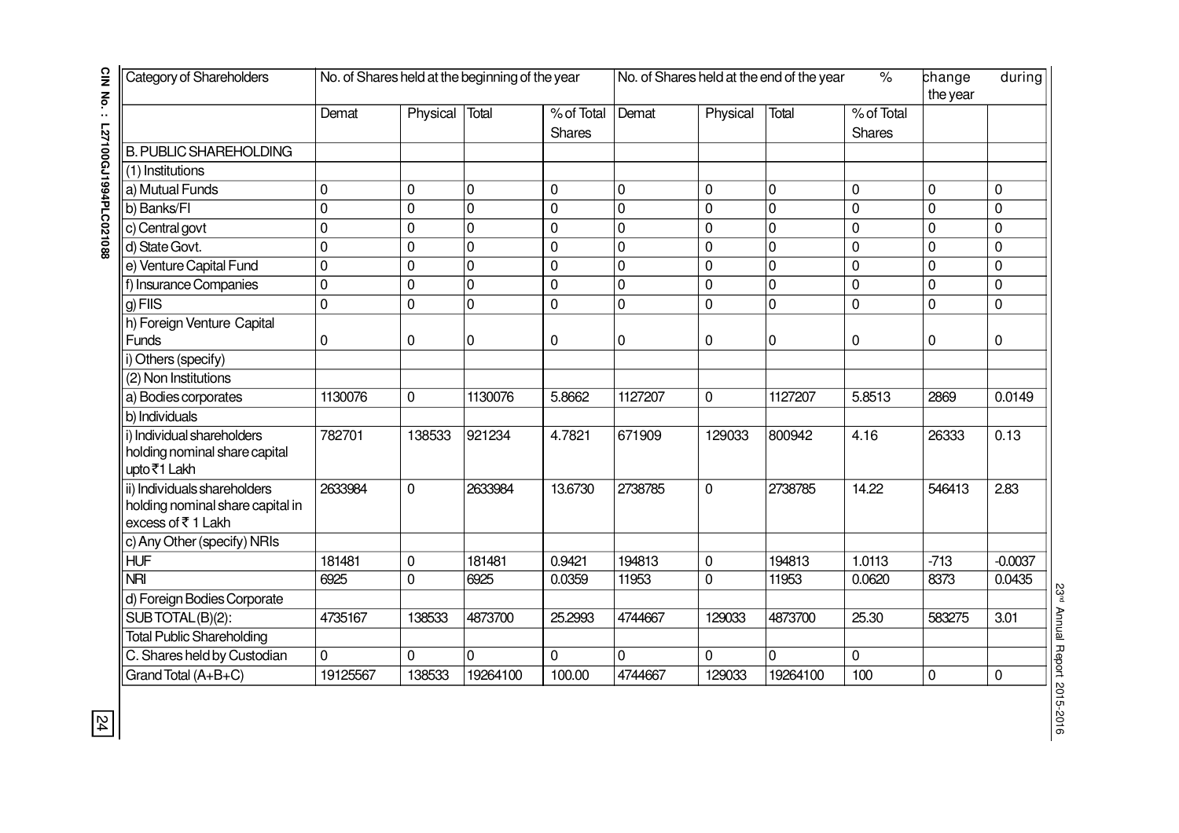| Category of Shareholders | No. of Shares held at the beginning of the year | | | | No. of Shares held at the end of the year | | | % | change during the year | |
|---|---|---|---|---|---|---|---|---|---|---|
| | Demat | Physical | Total | % of Total Shares | Demat | Physical | Total | % of Total Shares | | |
| B. PUBLIC SHAREHOLDING | | | | | | | | | | |
| (1) Institutions | | | | | | | | | | |
| a) Mutual Funds | 0 | 0 | 0 | 0 | 0 | 0 | 0 | 0 | 0 | 0 |
| b) Banks/FI | 0 | 0 | 0 | 0 | 0 | 0 | 0 | 0 | 0 | 0 |
| c) Central govt | 0 | 0 | 0 | 0 | 0 | 0 | 0 | 0 | 0 | 0 |
| d) State Govt. | 0 | 0 | 0 | 0 | 0 | 0 | 0 | 0 | 0 | 0 |
| e) Venture Capital Fund | 0 | 0 | 0 | 0 | 0 | 0 | 0 | 0 | 0 | 0 |
| f) Insurance Companies | 0 | 0 | 0 | 0 | 0 | 0 | 0 | 0 | 0 | 0 |
| g) FIIS | 0 | 0 | 0 | 0 | 0 | 0 | 0 | 0 | 0 | 0 |
| h) Foreign Venture Capital Funds | 0 | 0 | 0 | 0 | 0 | 0 | 0 | 0 | 0 | 0 |
| i) Others (specify) | | | | | | | | | | |
| (2) Non Institutions | | | | | | | | | | |
| a) Bodies corporates | 1130076 | 0 | 1130076 | 5.8662 | 1127207 | 0 | 1127207 | 5.8513 | 2869 | 0.0149 |
| b) Individuals | | | | | | | | | | |
| i) Individual shareholders holding nominal share capital upto ₹1 Lakh | 782701 | 138533 | 921234 | 4.7821 | 671909 | 129033 | 800942 | 4.16 | 26333 | 0.13 |
| ii) Individuals shareholders holding nominal share capital in excess of ₹ 1 Lakh | 2633984 | 0 | 2633984 | 13.6730 | 2738785 | 0 | 2738785 | 14.22 | 546413 | 2.83 |
| c) Any Other (specify) NRIs | | | | | | | | | | |
| HUF | 181481 | 0 | 181481 | 0.9421 | 194813 | 0 | 194813 | 1.0113 | -713 | -0.0037 |
| NRI | 6925 | 0 | 6925 | 0.0359 | 11953 | 0 | 11953 | 0.0620 | 8373 | 0.0435 |
| d) Foreign Bodies Corporate | | | | | | | | | | |
| SUB TOTAL (B)(2): | 4735167 | 138533 | 4873700 | 25.2993 | 4744667 | 129033 | 4873700 | 25.30 | 583275 | 3.01 |
| Total Public Shareholding | | | | | | | | | | |
| C. Shares held by Custodian | 0 | 0 | 0 | 0 | 0 | 0 | 0 | 0 | | |
| Grand Total (A+B+C) | 19125567 | 138533 | 19264100 | 100.00 | 4744667 | 129033 | 19264100 | 100 | 0 | 0 |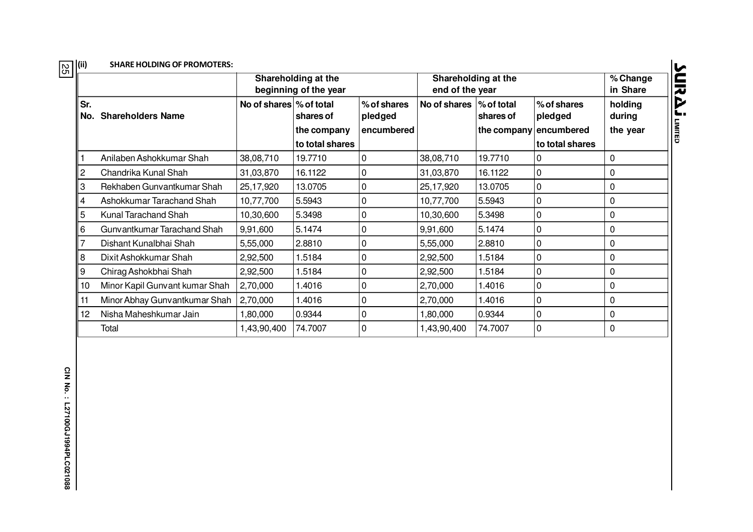### (ii) SHARE HOLDING OF PROMOTERS:

| Sr. No. | Shareholders Name | Shareholding at the beginning of the year | | | Shareholding at the end of the year | | | % Change in Share holding during the year |
|---|---|---|---|---|---|---|---|---|
| | | No of shares | % of total shares of the company | % of shares pledged encumbered to total shares | No of shares | % of total shares of the company | % of shares pledged encumbered to total shares | |
| 1 | Anilaben Ashokkumar Shah | 38,08,710 | 19.7710 | 0 | 38,08,710 | 19.7710 | 0 | 0 |
| 2 | Chandrika Kunal Shah | 31,03,870 | 16.1122 | 0 | 31,03,870 | 16.1122 | 0 | 0 |
| 3 | Rekhaben Gunvantkumar Shah | 25,17,920 | 13.0705 | 0 | 25,17,920 | 13.0705 | 0 | 0 |
| 4 | Ashokkumar Tarachand Shah | 10,77,700 | 5.5943 | 0 | 10,77,700 | 5.5943 | 0 | 0 |
| 5 | Kunal Tarachand Shah | 10,30,600 | 5.3498 | 0 | 10,30,600 | 5.3498 | 0 | 0 |
| 6 | Gunvantkumar Tarachand Shah | 9,91,600 | 5.1474 | 0 | 9,91,600 | 5.1474 | 0 | 0 |
| 7 | Dishant Kunalbhai Shah | 5,55,000 | 2.8810 | 0 | 5,55,000 | 2.8810 | 0 | 0 |
| 8 | Dixit Ashokkumar Shah | 2,92,500 | 1.5184 | 0 | 2,92,500 | 1.5184 | 0 | 0 |
| 9 | Chirag Ashokbhai Shah | 2,92,500 | 1.5184 | 0 | 2,92,500 | 1.5184 | 0 | 0 |
| 10 | Minor Kapil Gunvant kumar Shah | 2,70,000 | 1.4016 | 0 | 2,70,000 | 1.4016 | 0 | 0 |
| 11 | Minor Abhay Gunvantkumar Shah | 2,70,000 | 1.4016 | 0 | 2,70,000 | 1.4016 | 0 | 0 |
| 12 | Nisha Maheshkumar Jain | 1,80,000 | 0.9344 | 0 | 1,80,000 | 0.9344 | 0 | 0 |
| | Total | 1,43,90,400 | 74.7007 | 0 | 1,43,90,400 | 74.7007 | 0 | 0 |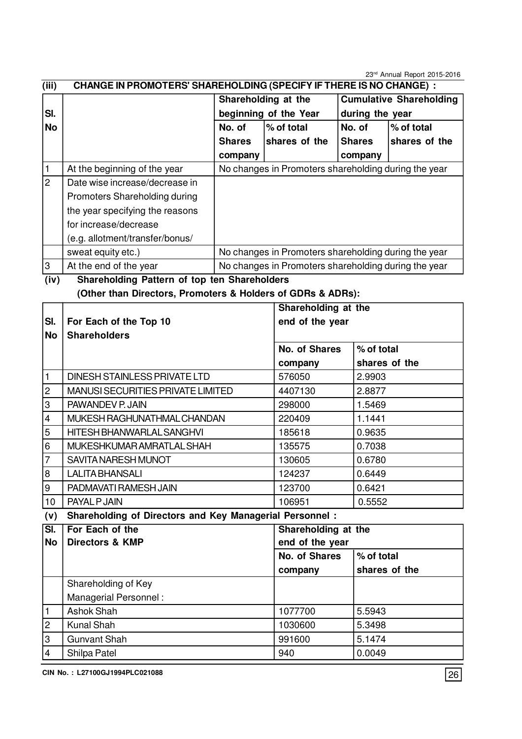### (iii) CHANGE IN PROMOTERS' SHAREHOLDING (SPECIFY IF THERE IS NO CHANGE) :

| Sl. No | | Shareholding at the beginning of the Year | | Cumulative Shareholding during the year | |
|---|---|---|---|---|---|
| | | No. of Shares company | % of total shares of the | No. of Shares company | % of total shares of the |
| 1 | At the beginning of the year | No changes in Promoters shareholding during the year | | | |
| 2 | Date wise increase/decrease in Promoters Shareholding during the year specifying the reasons for increase/decrease (e.g. allotment/transfer/bonus/ sweat equity etc.) | No changes in Promoters shareholding during the year | | | |
| 3 | At the end of the year | No changes in Promoters shareholding during the year | | | |

### (iv) Shareholding Pattern of top ten Shareholders (Other than Directors, Promoters & Holders of GDRs & ADRs):

| Sl. No | For Each of the Top 10 Shareholders | Shareholding at the end of the year | |
|---|---|---|---|
| | | No. of Shares company | % of total shares of the |
| 1 | DINESH STAINLESS PRIVATE LTD | 576050 | 2.9903 |
| 2 | MANUSI SECURITIES PRIVATE LIMITED | 4407130 | 2.8877 |
| 3 | PAWANDEV P. JAIN | 298000 | 1.5469 |
| 4 | MUKESH RAGHUNATHMAL CHANDAN | 220409 | 1.1441 |
| 5 | HITESH BHANWARLAL SANGHVI | 185618 | 0.9635 |
| 6 | MUKESHKUMAR AMRATLAL SHAH | 135575 | 0.7038 |
| 7 | SAVITA NARESH MUNOT | 130605 | 0.6780 |
| 8 | LALITA BHANSALI | 124237 | 0.6449 |
| 9 | PADMAVATI RAMESH JAIN | 123700 | 0.6421 |
| 10 | PAYAL P JAIN | 106951 | 0.5552 |

### (v) Shareholding of Directors and Key Managerial Personnel :

| Sl. No | For Each of the Directors & KMP | Shareholding at the end of the year | |
|---|---|---|---|
| | | No. of Shares company | % of total shares of the |
| | Shareholding of Key Managerial Personnel : | | |
| 1 | Ashok Shah | 1077700 | 5.5943 |
| 2 | Kunal Shah | 1030600 | 5.3498 |
| 3 | Gunvant Shah | 991600 | 5.1474 |
| 4 | Shilpa Patel | 940 | 0.0049 |

CIN No. : L27100GJ1994PLC021088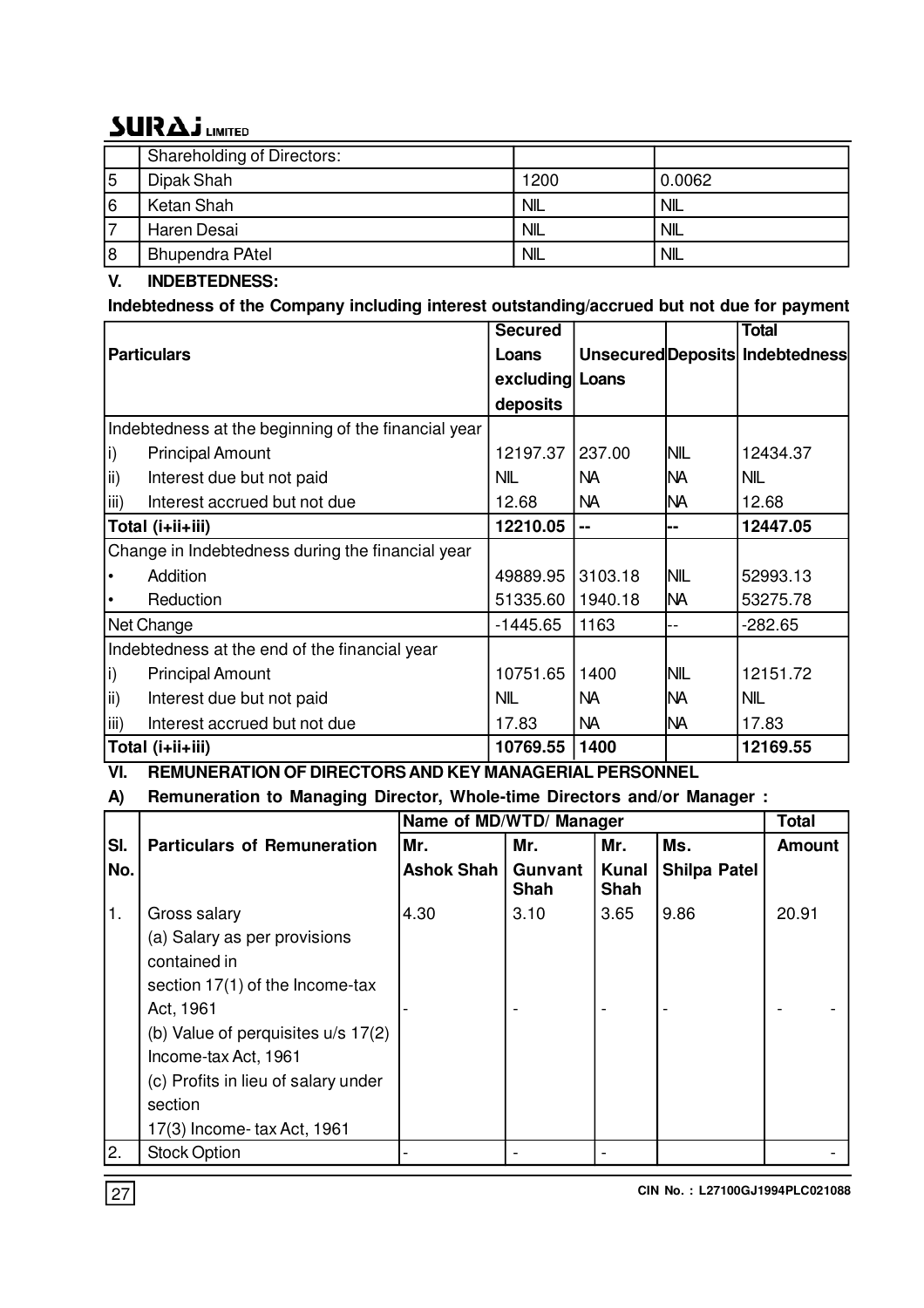| | Shareholding of Directors: | | |
|---|---|---|---|
| 5 | Dipak Shah | 1200 | 0.0062 |
| 6 | Ketan Shah | NIL | NIL |
| 7 | Haren Desai | NIL | NIL |
| 8 | Bhupendra PAtel | NIL | NIL |

## V. INDEBTEDNESS:

**Indebtedness of the Company including interest outstanding/accrued but not due for payment**

| **Particulars** | **Secured Loans excluding deposits** | **Unsecured Loans** | **Deposits** | **Total Indebtedness** |
|---|---|---|---|---|
| Indebtedness at the beginning of the financial year | | | | |
| i) Principal Amount | 12197.37 | 237.00 | NIL | 12434.37 |
| ii) Interest due but not paid | NIL | NA | NA | NIL |
| iii) Interest accrued but not due | 12.68 | NA | NA | 12.68 |
| **Total (i+ii+iii)** | **12210.05** | **--** | **--** | **12447.05** |
| Change in Indebtedness during the financial year | | | | |
| • Addition | 49889.95 | 3103.18 | NIL | 52993.13 |
| • Reduction | 51335.60 | 1940.18 | NA | 53275.78 |
| Net Change | -1445.65 | 1163 | -- | -282.65 |
| Indebtedness at the end of the financial year | | | | |
| i) Principal Amount | 10751.65 | 1400 | NIL | 12151.72 |
| ii) Interest due but not paid | NIL | NA | NA | NIL |
| iii) Interest accrued but not due | 17.83 | NA | NA | 17.83 |
| **Total (i+ii+iii)** | **10769.55** | **1400** | | **12169.55** |

## VI. REMUNERATION OF DIRECTORS AND KEY MANAGERIAL PERSONNEL

**A) Remuneration to Managing Director, Whole-time Directors and/or Manager :**

| **Sl. No.** | **Particulars of Remuneration** | **Name of MD/WTD/ Manager** | | | | **Total Amount** |
|---|---|---|---|---|---|---|
| | | **Mr. Ashok Shah** | **Mr. Gunvant Shah** | **Mr. Kunal Shah** | **Ms. Shilpa Patel** | |
| 1. | Gross salary | 4.30 | 3.10 | 3.65 | 9.86 | 20.91 |
| | (a) Salary as as per provisions contained in section 17(1) of the Income-tax Act, 1961<br>(b) Value of perquisites u/s 17(2) Income-tax Act, 1961<br>(c) Profits in lieu of salary under section 17(3) Income- tax Act, 1961 | - | - | - | - | - - |
| 2. | Stock Option | - | - | - | | - |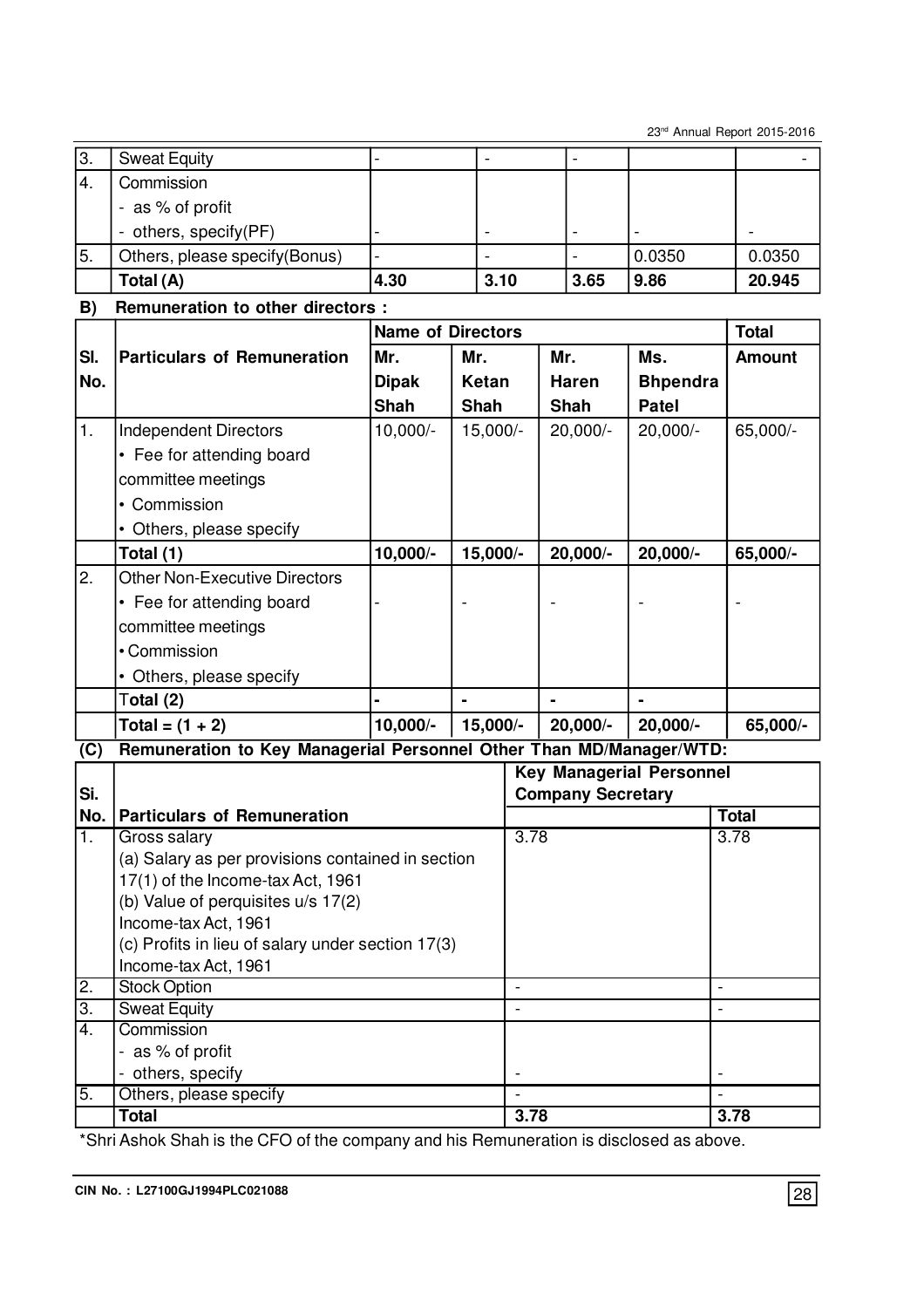| 3. | Sweat Equity | - | - | - | | - |
|---|---|---|---|---|---|---|
| 4. | Commission<br>- as % of profit<br>- others, specify(PF) | - | - | - | - | - |
| 5. | Others, please specify(Bonus) | - | - | - | 0.0350 | 0.0350 |
| | **Total (A)** | **4.30** | **3.10** | **3.65** | **9.86** | **20.945** |

**B) Remuneration to other directors :**

| Sl. No. | Particulars of Remuneration | Name of Directors | | | | Total Amount |
|---|---|---|---|---|---|---|
| | | Mr. Dipak Shah | Mr. Ketan Shah | Mr. Haren Shah | Ms. Bhpendra Patel | |
| 1. | Independent Directors<br>• Fee for attending board committee meetings<br>• Commission<br>• Others, please specify | 10,000/- | 15,000/- | 20,000/- | 20,000/- | 65,000/- |
| | **Total (1)** | **10,000/-** | **15,000/-** | **20,000/-** | **20,000/-** | **65,000/-** |
| 2. | Other Non-Executive Directors<br>• Fee for attending board committee meetings<br>• Commission<br>• Others, please specify | - | - | - | - | - |
| | **Total (2)** | **-** | **-** | **-** | **-** | |
| | **Total = (1 + 2)** | **10,000/-** | **15,000/-** | **20,000/-** | **20,000/-** | **65,000/-** |

**(C) Remuneration to Key Managerial Personnel Other Than MD/Manager/WTD:**

| Si. No. | Particulars of Remuneration | Key Managerial Personnel Company Secretary | Total |
|---|---|---|---|
| 1. | Gross salary<br>(a) Salary as per provisions contained in section 17(1) of the Income-tax Act, 1961<br>(b) Value of perquisites u/s 17(2) Income-tax Act, 1961<br>(c) Profits in lieu of salary under section 17(3) Income-tax Act, 1961 | 3.78 | 3.78 |
| 2. | Stock Option | - | - |
| 3. | Sweat Equity | - | - |
| 4. | Commission<br>- as % of profit<br>- others, specify | - | - |
| 5. | Others, please specify | - | - |
| | **Total** | **3.78** | **3.78** |

*Shri Ashok Shah is the CFO of the company and his Remuneration is disclosed as above.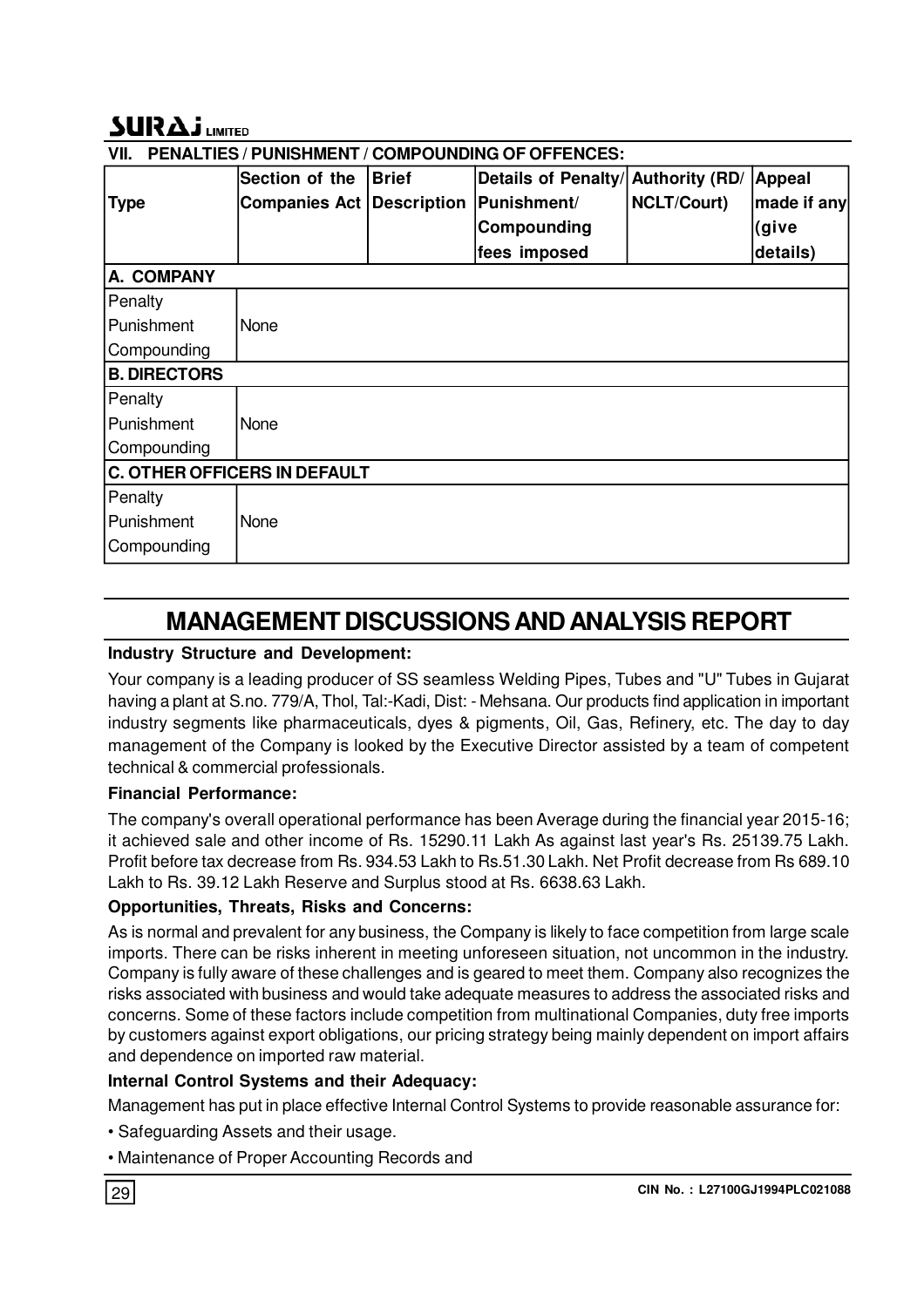### VII. PENALTIES / PUNISHMENT / COMPOUNDING OF OFFENCES:

| Type | Section of the Companies Act | Brief Description | Details of Penalty/ Punishment/ Compounding fees imposed | Authority (RD/ NCLT/Court) | Appeal made if any (give details) |
|---|---|---|---|---|---|
| **A. COMPANY** | | | | | |
| Penalty | | | | | |
| Punishment | None | | | | |
| Compounding | | | | | |
| **B. DIRECTORS** | | | | | |
| Penalty | | | | | |
| Punishment | None | | | | |
| Compounding | | | | | |
| **C. OTHER OFFICERS IN DEFAULT** | | | | | |
| Penalty | | | | | |
| Punishment | None | | | | |
| Compounding | | | | | |

# MANAGEMENT DISCUSSIONS AND ANALYSIS REPORT

**Industry Structure and Development:**

Your company is a leading producer of SS seamless Welding Pipes, Tubes and "U" Tubes in Gujarat having a plant at S.no. 779/A, Thol, Tal:-Kadi, Dist: - Mehsana. Our products find application in important industry segments like pharmaceuticals, dyes & pigments, Oil, Gas, Refinery, etc. The day to day management of the Company is looked by the Executive Director assisted by a team of competent technical & commercial professionals.

**Financial Performance:**

The company's overall operational performance has been Average during the financial year 2015-16; it achieved sale and other income of Rs. 15290.11 Lakh As against last year's Rs. 25139.75 Lakh. Profit before tax decrease from Rs. 934.53 Lakh to Rs.51.30 Lakh. Net Profit decrease from Rs 689.10 Lakh to Rs. 39.12 Lakh Reserve and Surplus stood at Rs. 6638.63 Lakh.

**Opportunities, Threats, Risks and Concerns:**

As is normal and prevalent for any business, the Company is likely to face competition from large scale imports. There can be risks inherent in meeting unforeseen situation, not uncommon in the industry. Company is fully aware of these challenges and is geared to meet them. Company also recognizes the risks associated with business and would take adequate measures to address the associated risks and concerns. Some of these factors include competition from multinational Companies, duty free imports by customers against export obligations, our pricing strategy being mainly dependent on import affairs and dependence on imported raw material.

**Internal Control Systems and their Adequacy:**

Management has put in place effective Internal Control Systems to provide reasonable assurance for:

- Safeguarding Assets and their usage.
- Maintenance of Proper Accounting Records and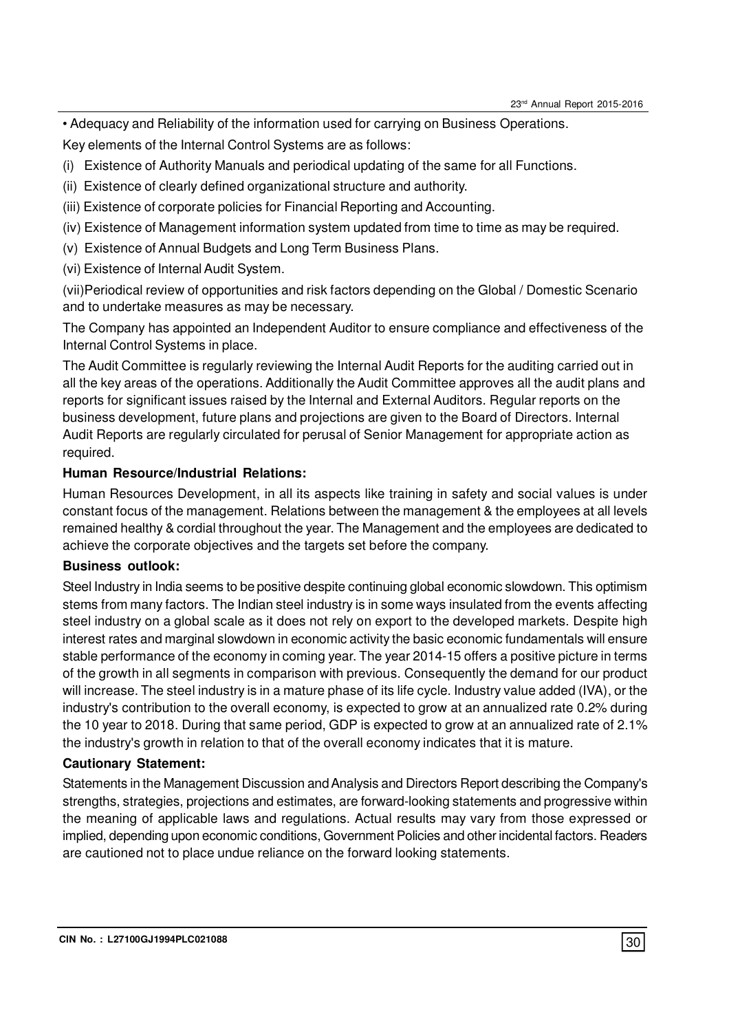• Adequacy and Reliability of the information used for carrying on Business Operations.

Key elements of the Internal Control Systems are as follows:

(i) Existence of Authority Manuals and periodical updating of the same for all Functions.

(ii) Existence of clearly defined organizational structure and authority.

(iii) Existence of corporate policies for Financial Reporting and Accounting.

(iv) Existence of Management information system updated from time to time as may be required.

(v) Existence of Annual Budgets and Long Term Business Plans.

(vi) Existence of Internal Audit System.

(vii)Periodical review of opportunities and risk factors depending on the Global / Domestic Scenario and to undertake measures as may be necessary.

The Company has appointed an Independent Auditor to ensure compliance and effectiveness of the Internal Control Systems in place.

The Audit Committee is regularly reviewing the Internal Audit Reports for the auditing carried out in all the key areas of the operations. Additionally the Audit Committee approves all the audit plans and reports for significant issues raised by the Internal and External Auditors. Regular reports on the business development, future plans and projections are given to the Board of Directors. Internal Audit Reports are regularly circulated for perusal of Senior Management for appropriate action as required.

**Human Resource/Industrial Relations:**

Human Resources Development, in all its aspects like training in safety and social values is under constant focus of the management. Relations between the management & the employees at all levels remained healthy & cordial throughout the year. The Management and the employees are dedicated to achieve the corporate objectives and the targets set before the company.

**Business outlook:**

Steel Industry in India seems to be positive despite continuing global economic slowdown. This optimism stems from many factors. The Indian steel industry is in some ways insulated from the events affecting steel industry on a global scale as it does not rely on export to the developed markets. Despite high interest rates and marginal slowdown in economic activity the basic economic fundamentals will ensure stable performance of the economy in coming year. The year 2014-15 offers a positive picture in terms of the growth in all segments in comparison with previous. Consequently the demand for our product will increase. The steel industry is in a mature phase of its life cycle. Industry value added (IVA), or the industry's contribution to the overall economy, is expected to grow at an annualized rate 0.2% during the 10 year to 2018. During that same period, GDP is expected to grow at an annualized rate of 2.1% the industry's growth in relation to that of the overall economy indicates that it is mature.

**Cautionary Statement:**

Statements in the Management Discussion and Analysis and Directors Report describing the Company's strengths, strategies, projections and estimates, are forward-looking statements and progressive within the meaning of applicable laws and regulations. Actual results may vary from those expressed or implied, depending upon economic conditions, Government Policies and other incidental factors. Readers are cautioned not to place undue reliance on the forward looking statements.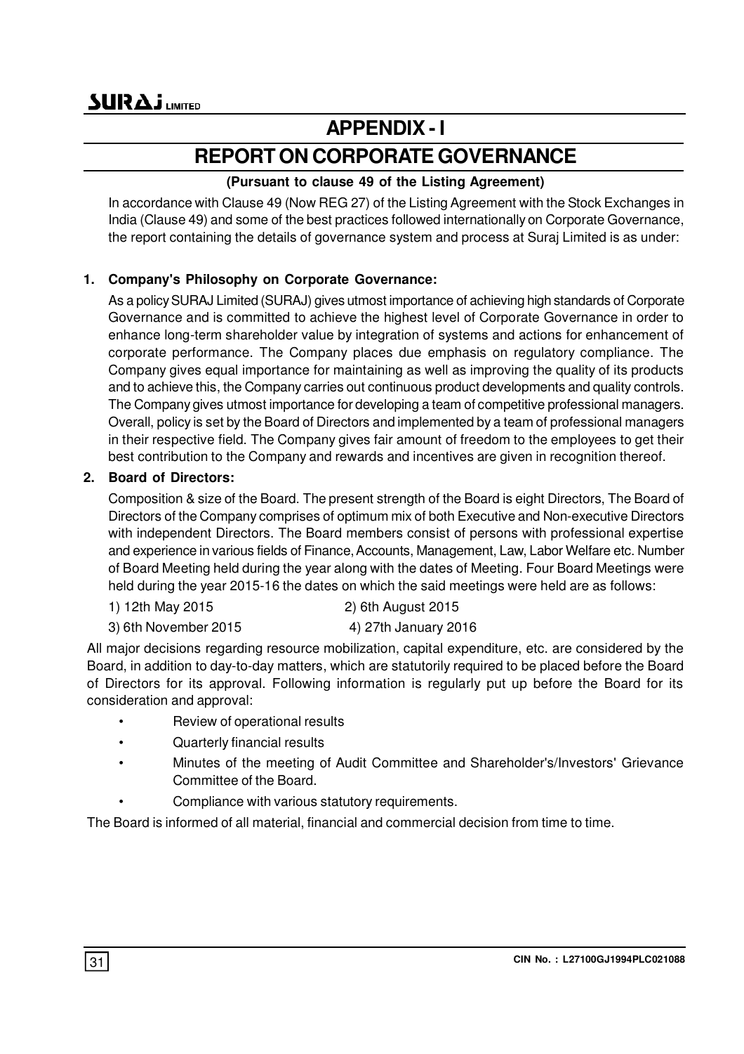# APPENDIX - I

# REPORT ON CORPORATE GOVERNANCE

**(Pursuant to clause 49 of the Listing Agreement)**

In accordance with Clause 49 (Now REG 27) of the Listing Agreement with the Stock Exchanges in India (Clause 49) and some of the best practices followed internationally on Corporate Governance, the report containing the details of governance system and process at Suraj Limited is as under:

**1. Company's Philosophy on Corporate Governance:**

As a policy SURAJ Limited (SURAJ) gives utmost importance of achieving high standards of Corporate Governance and is committed to achieve the highest level of Corporate Governance in order to enhance long-term shareholder value by integration of systems and actions for enhancement of corporate performance. The Company places due emphasis on regulatory compliance. The Company gives equal importance for maintaining as well as improving the quality of its products and to achieve this, the Company carries out continuous product developments and quality controls. The Company gives utmost importance for developing a team of competitive professional managers. Overall, policy is set by the Board of Directors and implemented by a team of professional managers in their respective field. The Company gives fair amount of freedom to the employees to get their best contribution to the Company and rewards and incentives are given in recognition thereof.

**2. Board of Directors:**

Composition & size of the Board. The present strength of the Board is eight Directors, The Board of Directors of the Company comprises of optimum mix of both Executive and Non-executive Directors with independent Directors. The Board members consist of persons with professional expertise and experience in various fields of Finance, Accounts, Management, Law, Labor Welfare etc. Number of Board Meeting held during the year along with the dates of Meeting. Four Board Meetings were held during the year 2015-16 the dates on which the said meetings were held are as follows:

1) 12th May 2015
2) 6th August 2015
3) 6th November 2015
4) 27th January 2016

All major decisions regarding resource mobilization, capital expenditure, etc. are considered by the Board, in addition to day-to-day matters, which are statutorily required to be placed before the Board of Directors for its approval. Following information is regularly put up before the Board for its consideration and approval:

- Review of operational results
- Quarterly financial results
- Minutes of the meeting of Audit Committee and Shareholder's/Investors' Grievance Committee of the Board.
- Compliance with various statutory requirements.

The Board is informed of all material, financial and commercial decision from time to time.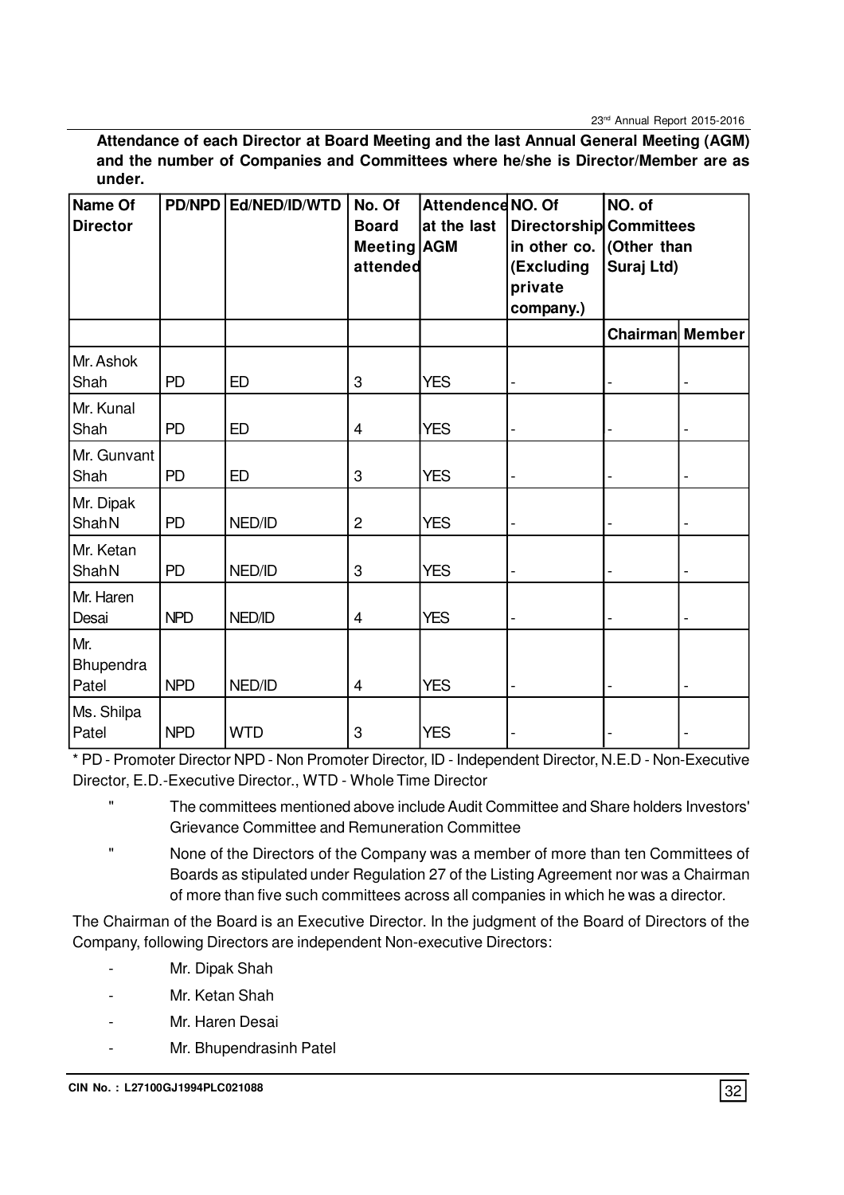**Attendance of each Director at Board Meeting and the last Annual General Meeting (AGM) and the number of Companies and Committees where he/she is Director/Member are as under.**

| Name Of Director | PD/NPD | Ed/NED/ID/WTD | No. Of Board Meeting attended | Attendence at the last AGM | NO. Of Directorship in other co. (Excluding private company.) | NO. of Committees (Other than Suraj Ltd) | |
|---|---|---|---|---|---|---|---|
| | | | | | | Chairman | Member |
| Mr. Ashok Shah | PD | ED | 3 | YES | - | - | - |
| Mr. Kunal Shah | PD | ED | 4 | YES | - | - | - |
| Mr. Gunvant Shah | PD | ED | 3 | YES | - | - | - |
| Mr. Dipak ShahN | PD | NED/ID | 2 | YES | - | - | - |
| Mr. Ketan ShahN | PD | NED/ID | 3 | YES | - | - | - |
| Mr. Haren Desai | NPD | NED/ID | 4 | YES | - | - | - |
| Mr. Bhupendra Patel | NPD | NED/ID | 4 | YES | - | - | - |
| Ms. Shilpa Patel | NPD | WTD | 3 | YES | - | - | - |

* PD - Promoter Director NPD - Non Promoter Director, ID - Independent Director, N.E.D - Non-Executive Director, E.D.-Executive Director., WTD - Whole Time Director

- The committees mentioned above include Audit Committee and Share holders Investors' Grievance Committee and Remuneration Committee
- None of the Directors of the Company was a member of more than ten Committees of Boards as stipulated under Regulation 27 of the Listing Agreement nor was a Chairman of more than five such committees across all companies in which he was a director.

The Chairman of the Board is an Executive Director. In the judgment of the Board of Directors of the Company, following Directors are independent Non-executive Directors:

- Mr. Dipak Shah
- Mr. Ketan Shah
- Mr. Haren Desai
- Mr. Bhupendrasinh Patel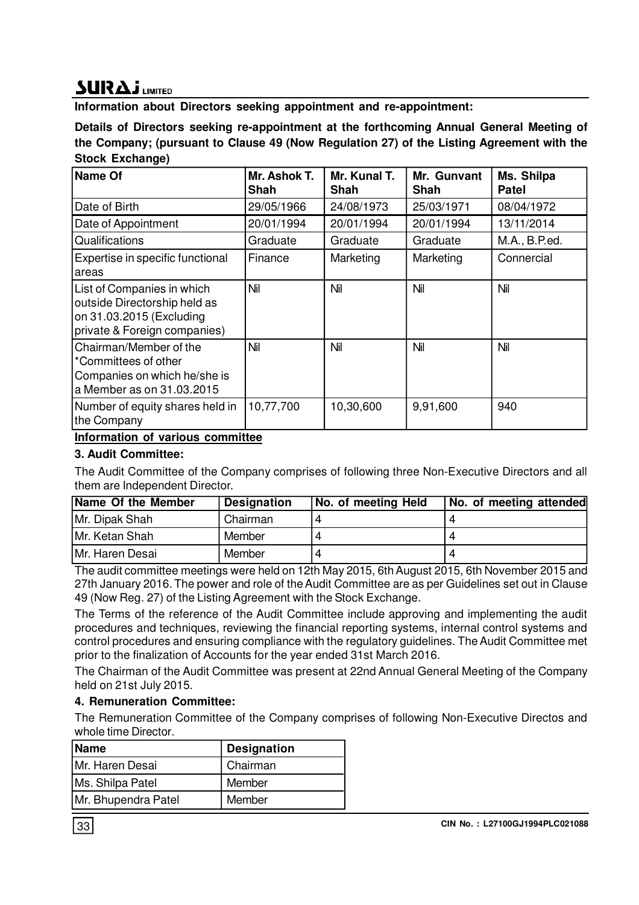**Information about Directors seeking appointment and re-appointment:**

**Details of Directors seeking re-appointment at the forthcoming Annual General Meeting of the Company; (pursuant to Clause 49 (Now Regulation 27) of the Listing Agreement with the Stock Exchange)**

| Name Of | Mr. Ashok T. Shah | Mr. Kunal T. Shah | Mr. Gunvant Shah | Ms. Shilpa Patel |
|---|---|---|---|---|
| Date of Birth | 29/05/1966 | 24/08/1973 | 25/03/1971 | 08/04/1972 |
| Date of Appointment | 20/01/1994 | 20/01/1994 | 20/01/1994 | 13/11/2014 |
| Qualifications | Graduate | Graduate | Graduate | M.A., B.P.ed. |
| Expertise in specific functional areas | Finance | Marketing | Marketing | Connercial |
| List of Companies in which outside Directorship held as on 31.03.2015 (Excluding private & Foreign companies) | Nil | Nil | Nil | Nil |
| Chairman/Member of the *Committees of other Companies on which he/she is a Member as on 31.03.2015 | Nil | Nil | Nil | Nil |
| Number of equity shares held in the Company | 10,77,700 | 10,30,600 | 9,91,600 | 940 |

**Information of various committee**

### 3. Audit Committee:

The Audit Committee of the Company comprises of following three Non-Executive Directors and all them are Independent Director.

| Name Of the Member | Designation | No. of meeting Held | No. of meeting attended |
|---|---|---|---|
| Mr. Dipak Shah | Chairman | 4 | 4 |
| Mr. Ketan Shah | Member | 4 | 4 |
| Mr. Haren Desai | Member | 4 | 4 |

The audit committee meetings were held on 12th May 2015, 6th August 2015, 6th November 2015 and 27th January 2016. The power and role of the Audit Committee are as per Guidelines set out in Clause 49 (Now Reg. 27) of the Listing Agreement with the Stock Exchange.

The Terms of the reference of the Audit Committee include approving and implementing the audit procedures and techniques, reviewing the financial reporting systems, internal control systems and control procedures and ensuring compliance with the regulatory guidelines. The Audit Committee met prior to the finalization of Accounts for the year ended 31st March 2016.

The Chairman of the Audit Committee was present at 22nd Annual General Meeting of the Company held on 21st July 2015.

### 4. Remuneration Committee:

The Remuneration Committee of the Company comprises of following Non-Executive Directos and whole time Director.

| Name | Designation |
|---|---|
| Mr. Haren Desai | Chairman |
| Ms. Shilpa Patel | Member |
| Mr. Bhupendra Patel | Member |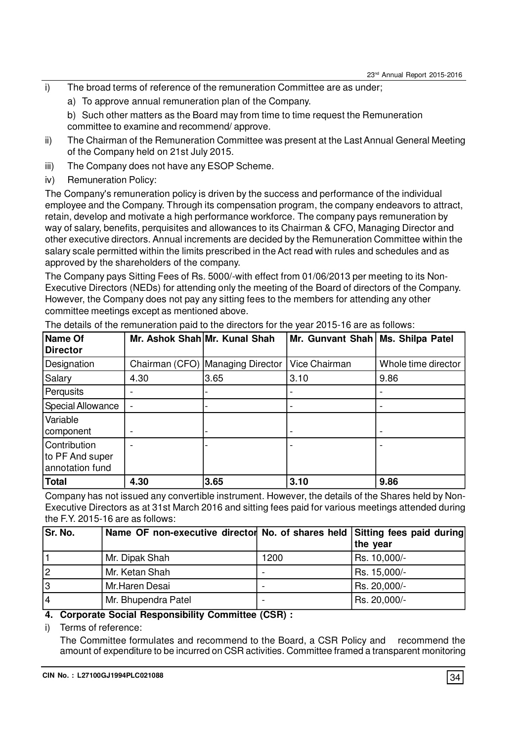i) The broad terms of reference of the remuneration Committee are as under;

a) To approve annual remuneration plan of the Company.

b) Such other matters as the Board may from time to time request the Remuneration committee to examine and recommend/ approve.

ii) The Chairman of the Remuneration Committee was present at the Last Annual General Meeting of the Company held on 21st July 2015.

iii) The Company does not have any ESOP Scheme.

iv) Remuneration Policy:

The Company's remuneration policy is driven by the success and performance of the individual employee and the Company. Through its compensation program, the company endeavors to attract, retain, develop and motivate a high performance workforce. The company pays remuneration by way of salary, benefits, perquisites and allowances to its Chairman & CFO, Managing Director and other executive directors. Annual increments are decided by the Remuneration Committee within the salary scale permitted within the limits prescribed in the Act read with rules and schedules and as approved by the shareholders of the company.

The Company pays Sitting Fees of Rs. 5000/-with effect from 01/06/2013 per meeting to its Non-Executive Directors (NEDs) for attending only the meeting of the Board of directors of the Company. However, the Company does not pay any sitting fees to the members for attending any other committee meetings except as mentioned above.

The details of the remuneration paid to the directors for the year 2015-16 are as follows:

| Name Of Director | Mr. Ashok Shah | Mr. Kunal Shah | Mr. Gunvant Shah | Ms. Shilpa Patel |
|---|---|---|---|---|
| Designation | Chairman (CFO) | Managing Director | Vice Chairman | Whole time director |
| Salary | 4.30 | 3.65 | 3.10 | 9.86 |
| Perqusits | - | - | - | - |
| Special Allowance | - | - | - | - |
| Variable component | - | - | - | - |
| Contribution to PF And super annotation fund | - | - | - | - |
| **Total** | **4.30** | **3.65** | **3.10** | **9.86** |

Company has not issued any convertible instrument. However, the details of the Shares held by Non-Executive Directors as at 31st March 2016 and sitting fees paid for various meetings attended during the F.Y. 2015-16 are as follows:

| Sr. No. | Name OF non-executive director | No. of shares held | Sitting fees paid during the year |
|---|---|---|---|
| 1 | Mr. Dipak Shah | 1200 | Rs. 10,000/- |
| 2 | Mr. Ketan Shah | - | Rs. 15,000/- |
| 3 | Mr.Haren Desai | - | Rs. 20,000/- |
| 4 | Mr. Bhupendra Patel | - | Rs. 20,000/- |

**4. Corporate Social Responsibility Committee (CSR) :**

i) Terms of reference:

The Committee formulates and recommend to the Board, a CSR Policy and recommend the amount of expenditure to be incurred on CSR activities. Committee framed a transparent monitoring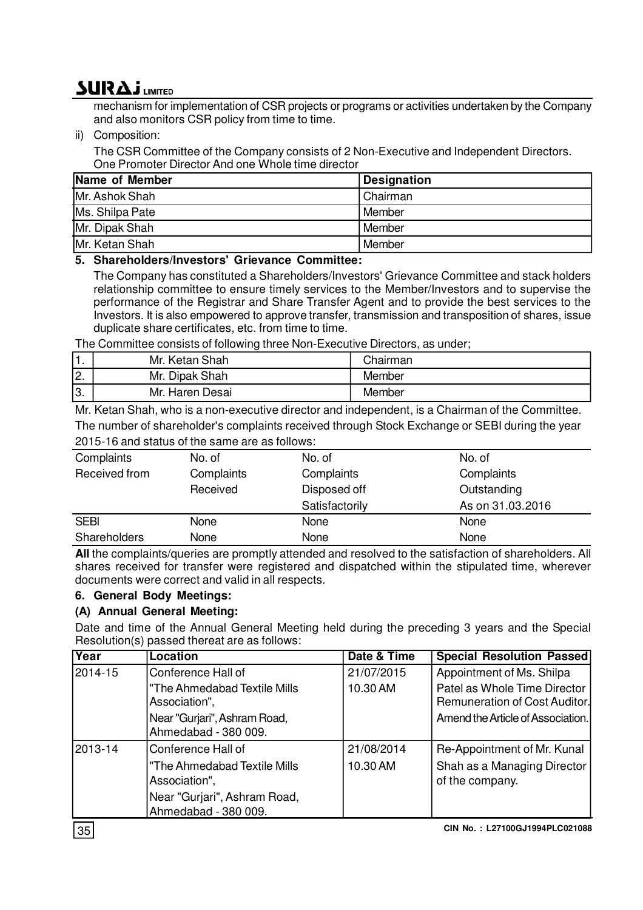mechanism for implementation of CSR projects or programs or activities undertaken by the Company and also monitors CSR policy from time to time.

ii) Composition:

The CSR Committee of the Company consists of 2 Non-Executive and Independent Directors. One Promoter Director And one Whole time director

| Name of Member | Designation |
|---|---|
| Mr. Ashok Shah | Chairman |
| Ms. Shilpa Pate | Member |
| Mr. Dipak Shah | Member |
| Mr. Ketan Shah | Member |

**5. Shareholders/Investors' Grievance Committee:**

The Company has constituted a Shareholders/Investors' Grievance Committee and stack holders relationship committee to ensure timely services to the Member/Investors and to supervise the performance of the Registrar and Share Transfer Agent and to provide the best services to the Investors. It is also empowered to approve transfer, transmission and transposition of shares, issue duplicate share certificates, etc. from time to time.

The Committee consists of following three Non-Executive Directors, as under;

| | | |
|---|---|---|
| 1. | Mr. Ketan Shah | Chairman |
| 2. | Mr. Dipak Shah | Member |
| 3. | Mr. Haren Desai | Member |

Mr. Ketan Shah, who is a non-executive director and independent, is a Chairman of the Committee.

The number of shareholder's complaints received through Stock Exchange or SEBI during the year 2015-16 and status of the same are as follows:

| Complaints Received from | No. of Complaints Received | No. of Complaints Disposed off Satisfactorily | No. of Complaints Outstanding As on 31.03.2016 |
|---|---|---|---|
| SEBI | None | None | None |
| Shareholders | None | None | None |

**All** the complaints/queries are promptly attended and resolved to the satisfaction of shareholders. All shares received for transfer were registered and dispatched within the stipulated time, wherever documents were correct and valid in all respects.

**6. General Body Meetings:**

**(A) Annual General Meeting:**

Date and time of the Annual General Meeting held during the preceding 3 years and the Special Resolution(s) passed thereat are as follows:

| Year | Location | Date & Time | Special Resolution Passed |
|---|---|---|---|
| 2014-15 | Conference Hall of "The Ahmedabad Textile Mills Association", Near "Gurjari", Ashram Road, Ahmedabad - 380 009. | 21/07/2015 10.30 AM | Appointment of Ms. Shilpa Patel as Whole Time Director Remuneration of Cost Auditor. Amend the Article of Association. |
| 2013-14 | Conference Hall of "The Ahmedabad Textile Mills Association", Near "Gurjari", Ashram Road, Ahmedabad - 380 009. | 21/08/2014 10.30 AM | Re-Appointment of Mr. Kunal Shah as a Managing Director of the company. |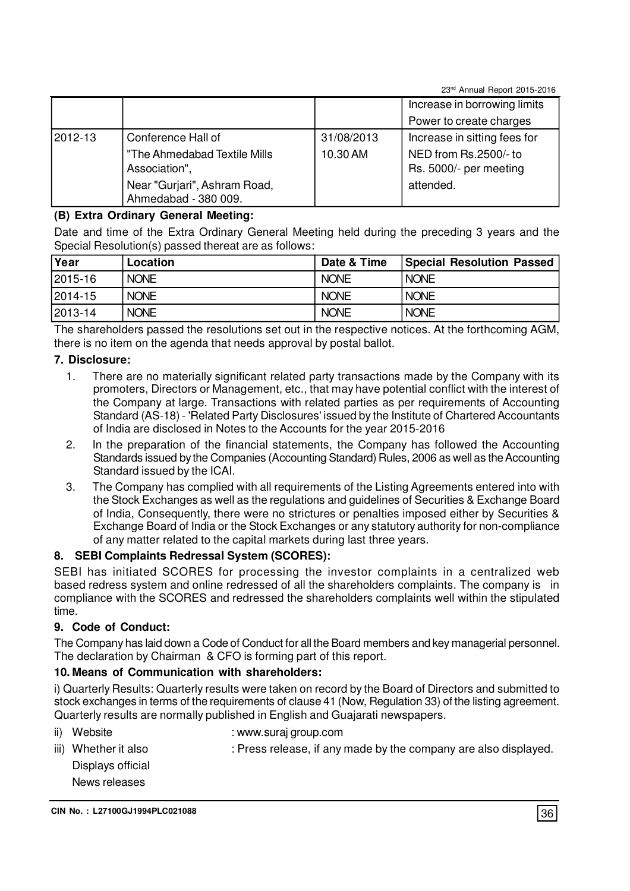|  |  |  | Increase in borrowing limits<br>Power to create charges |
|---|---|---|---|
| 2012-13 | Conference Hall of<br>"The Ahmedabad Textile Mills Association",<br>Near "Gurjari", Ashram Road, Ahmedabad - 380 009. | 31/08/2013<br>10.30 AM | Increase in sitting fees for NED from Rs.2500/- to Rs. 5000/- per meeting attended. |

**(B) Extra Ordinary General Meeting:**

Date and time of the Extra Ordinary General Meeting held during the preceding 3 years and the Special Resolution(s) passed thereat are as follows:

| Year | Location | Date & Time | Special Resolution Passed |
|---|---|---|---|
| 2015-16 | NONE | NONE | NONE |
| 2014-15 | NONE | NONE | NONE |
| 2013-14 | NONE | NONE | NONE |

The shareholders passed the resolutions set out in the respective notices. At the forthcoming AGM, there is no item on the agenda that needs approval by postal ballot.

**7. Disclosure:**

1. There are no materially significant related party transactions made by the Company with its promoters, Directors or Management, etc., that may have potential conflict with the interest of the Company at large. Transactions with related parties as per requirements of Accounting Standard (AS-18) - 'Related Party Disclosures' issued by the Institute of Chartered Accountants of India are disclosed in Notes to the Accounts for the year 2015-2016
2. In the preparation of the financial statements, the Company has followed the Accounting Standards issued by the Companies (Accounting Standard) Rules, 2006 as well as the Accounting Standard issued by the ICAI.
3. The Company has complied with all requirements of the Listing Agreements entered into with the Stock Exchanges as well as the regulations and guidelines of Securities & Exchange Board of India, Consequently, there were no strictures or penalties imposed either by Securities & Exchange Board of India or the Stock Exchanges or any statutory authority for non-compliance of any matter related to the capital markets during last three years.

**8. SEBI Complaints Redressal System (SCORES):**

SEBI has initiated SCORES for processing the investor complaints in a centralized web based redress system and online redressed of all the shareholders complaints. The company is in compliance with the SCORES and redressed the shareholders complaints well within the stipulated time.

**9. Code of Conduct:**

The Company has laid down a Code of Conduct for all the Board members and key managerial personnel. The declaration by Chairman & CFO is forming part of this report.

**10. Means of Communication with shareholders:**

i) Quarterly Results: Quarterly results were taken on record by the Board of Directors and submitted to stock exchanges in terms of the requirements of clause 41 (Now, Regulation 33) of the listing agreement. Quarterly results are normally published in English and Guajarati newspapers.

ii) Website : www.suraj group.com

iii) Whether it also Displays official News releases : Press release, if any made by the company are also displayed.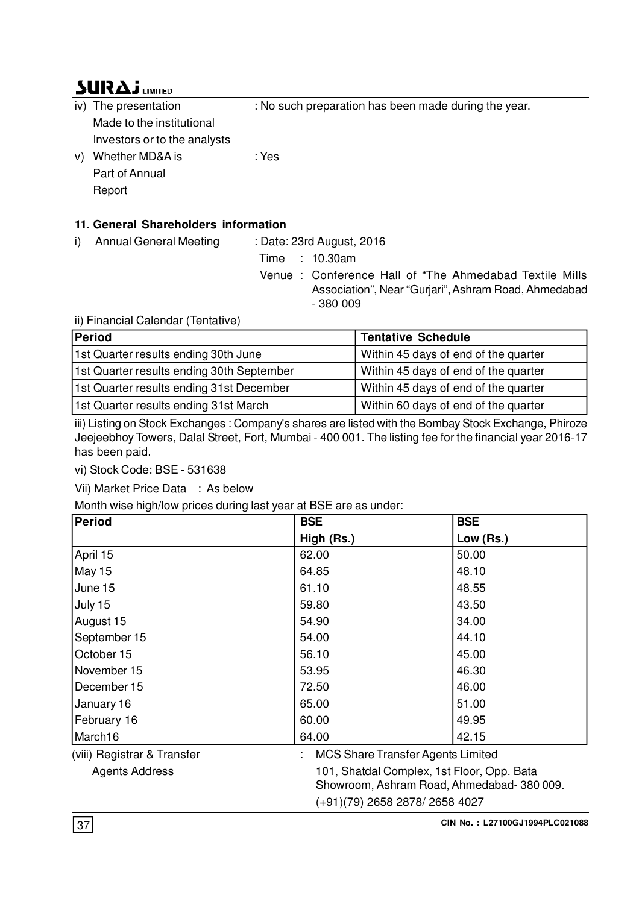iv) The presentation Made to the institutional Investors or to the analysts : No such preparation has been made during the year.

v) Whether MD&A is Part of Annual Report : Yes

### 11. General Shareholders information

i) Annual General Meeting : Date: 23rd August, 2016

Time : 10.30am

Venue : Conference Hall of "The Ahmedabad Textile Mills Association", Near "Gurjari", Ashram Road, Ahmedabad - 380 009

ii) Financial Calendar (Tentative)

| Period | Tentative Schedule |
|---|---|
| 1st Quarter results ending 30th June | Within 45 days of end of the quarter |
| 1st Quarter results ending 30th September | Within 45 days of end of the quarter |
| 1st Quarter results ending 31st December | Within 45 days of end of the quarter |
| 1st Quarter results ending 31st March | Within 60 days of end of the quarter |

iii) Listing on Stock Exchanges : Company's shares are listed with the Bombay Stock Exchange, Phiroze Jeejeebhoy Towers, Dalal Street, Fort, Mumbai - 400 001. The listing fee for the financial year 2016-17 has been paid.

vi) Stock Code: BSE - 531638

Vii) Market Price Data : As below

Month wise high/low prices during last year at BSE are as under:

| Period | BSE | BSE |
|---|---|---|
| | High (Rs.) | Low (Rs.) |
| April 15 | 62.00 | 50.00 |
| May 15 | 64.85 | 48.10 |
| June 15 | 61.10 | 48.55 |
| July 15 | 59.80 | 43.50 |
| August 15 | 54.90 | 34.00 |
| September 15 | 54.00 | 44.10 |
| October 15 | 56.10 | 45.00 |
| November 15 | 53.95 | 46.30 |
| December 15 | 72.50 | 46.00 |
| January 16 | 65.00 | 51.00 |
| February 16 | 60.00 | 49.95 |
| March16 | 64.00 | 42.15 |

(viii) Registrar & Transfer Agents Address : MCS Share Transfer Agents Limited

101, Shatdal Complex, 1st Floor, Opp. Bata Showroom, Ashram Road, Ahmedabad- 380 009.

(+91)(79) 2658 2878/ 2658 4027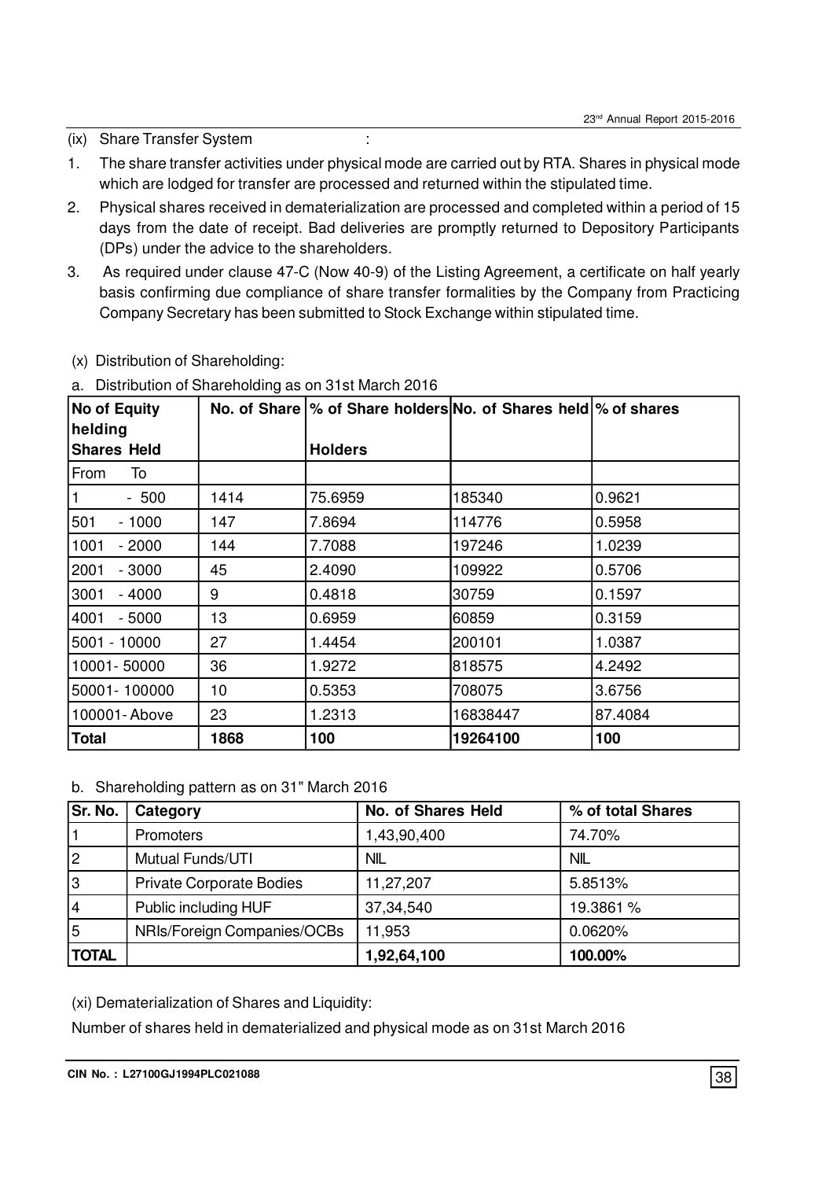(ix) Share Transfer System :

1. The share transfer activities under physical mode are carried out by RTA. Shares in physical mode which are lodged for transfer are processed and returned within the stipulated time.
2. Physical shares received in dematerialization are processed and completed within a period of 15 days from the date of receipt. Bad deliveries are promptly returned to Depository Participants (DPs) under the advice to the shareholders.
3. As required under clause 47-C (Now 40-9) of the Listing Agreement, a certificate on half yearly basis confirming due compliance of share transfer formalities by the Company from Practicing Company Secretary has been submitted to Stock Exchange within stipulated time.

(x) Distribution of Shareholding:

a. Distribution of Shareholding as on 31st March 2016

| No of Equity helding Shares Held | No. of Share | % of Share holders Holders | No. of Shares held | % of shares |
|---|---|---|---|---|
| From To | | | | |
| 1 - 500 | 1414 | 75.6959 | 185340 | 0.9621 |
| 501 - 1000 | 147 | 7.8694 | 114776 | 0.5958 |
| 1001 - 2000 | 144 | 7.7088 | 197246 | 1.0239 |
| 2001 - 3000 | 45 | 2.4090 | 109922 | 0.5706 |
| 3001 - 4000 | 9 | 0.4818 | 30759 | 0.1597 |
| 4001 - 5000 | 13 | 0.6959 | 60859 | 0.3159 |
| 5001 - 10000 | 27 | 1.4454 | 200101 | 1.0387 |
| 10001- 50000 | 36 | 1.9272 | 818575 | 4.2492 |
| 50001- 100000 | 10 | 0.5353 | 708075 | 3.6756 |
| 100001- Above | 23 | 1.2313 | 16838447 | 87.4084 |
| **Total** | **1868** | **100** | **19264100** | **100** |

b. Shareholding pattern as on 31" March 2016

| Sr. No. | Category | No. of Shares Held | % of total Shares |
|---|---|---|---|
| 1 | Promoters | 1,43,90,400 | 74.70% |
| 2 | Mutual Funds/UTI | NIL | NIL |
| 3 | Private Corporate Bodies | 11,27,207 | 5.8513% |
| 4 | Public including HUF | 37,34,540 | 19.3861 % |
| 5 | NRIs/Foreign Companies/OCBs | 11,953 | 0.0620% |
| **TOTAL** | | **1,92,64,100** | **100.00%** |

(xi) Dematerialization of Shares and Liquidity:

Number of shares held in dematerialized and physical mode as on 31st March 2016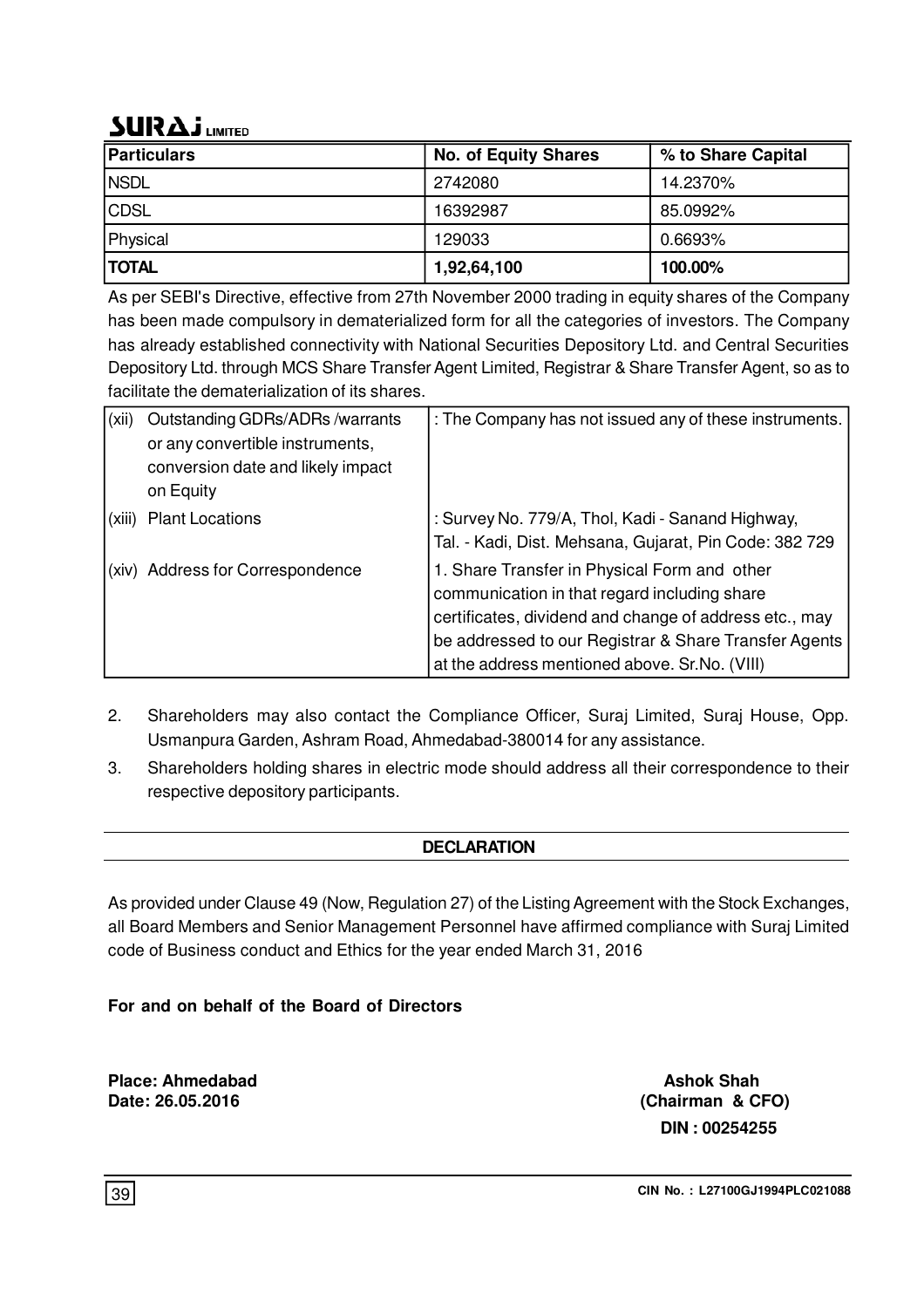| Particulars | No. of Equity Shares | % to Share Capital |
|---|---|---|
| NSDL | 2742080 | 14.2370% |
| CDSL | 16392987 | 85.0992% |
| Physical | 129033 | 0.6693% |
| **TOTAL** | **1,92,64,100** | **100.00%** |

As per SEBI's Directive, effective from 27th November 2000 trading in equity shares of the Company has been made compulsory in dematerialized form for all the categories of investors. The Company has already established connectivity with National Securities Depository Ltd. and Central Securities Depository Ltd. through MCS Share Transfer Agent Limited, Registrar & Share Transfer Agent, so as to facilitate the dematerialization of its shares.

| | | |
|---|---|---|
| (xii) | Outstanding GDRs/ADRs /warrants or any convertible instruments, conversion date and likely impact on Equity | : The Company has not issued any of these instruments. |
| (xiii) | Plant Locations | : Survey No. 779/A, Thol, Kadi - Sanand Highway, Tal. - Kadi, Dist. Mehsana, Gujarat, Pin Code: 382 729 |
| (xiv) | Address for Correspondence | 1. Share Transfer in Physical Form and other communication in that regard including share certificates, dividend and change of address etc., may be addressed to our Registrar & Share Transfer Agents at the address mentioned above. Sr.No. (VIII) |

2. Shareholders may also contact the Compliance Officer, Suraj Limited, Suraj House, Opp. Usmanpura Garden, Ashram Road, Ahmedabad-380014 for any assistance.
3. Shareholders holding shares in electric mode should address all their correspondence to their respective depository participants.

## DECLARATION

As provided under Clause 49 (Now, Regulation 27) of the Listing Agreement with the Stock Exchanges, all Board Members and Senior Management Personnel have affirmed compliance with Suraj Limited code of Business conduct and Ethics for the year ended March 31, 2016

**For and on behalf of the Board of Directors**

**Place: Ahmedabad**
**Date: 26.05.2016**

**Ashok Shah**
**(Chairman & CFO)**
**DIN : 00254255**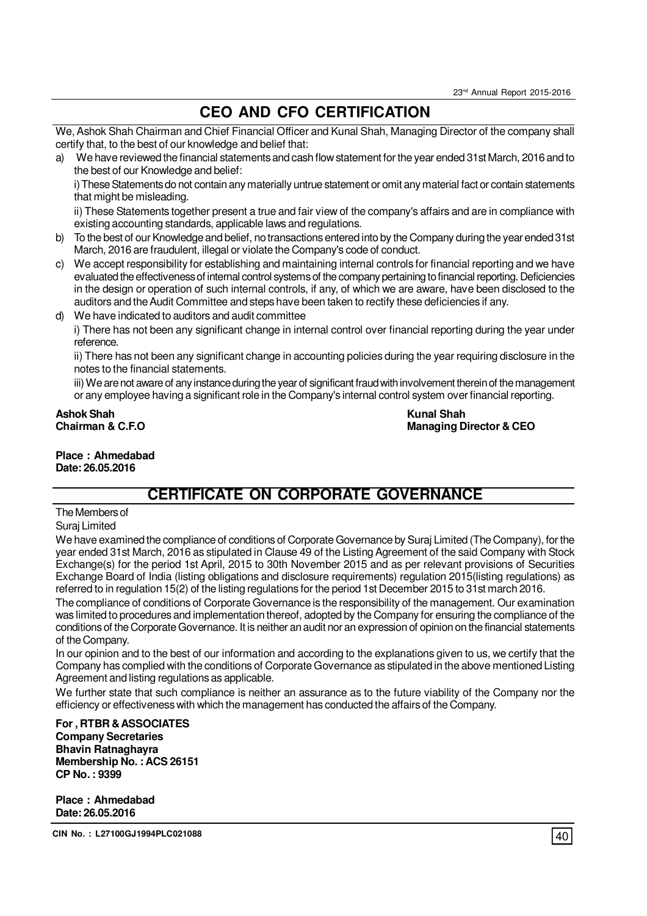## CEO AND CFO CERTIFICATION

We, Ashok Shah Chairman and Chief Financial Officer and Kunal Shah, Managing Director of the company shall certify that, to the best of our knowledge and belief that:

a) We have reviewed the financial statements and cash flow statement for the year ended 31st March, 2016 and to the best of our Knowledge and belief:

   i) These Statements do not contain any materially untrue statement or omit any material fact or contain statements that might be misleading.

   ii) These Statements together present a true and fair view of the company's affairs and are in compliance with existing accounting standards, applicable laws and regulations.

b) To the best of our Knowledge and belief, no transactions entered into by the Company during the year ended 31st March, 2016 are fraudulent, illegal or violate the Company's code of conduct.

c) We accept responsibility for establishing and maintaining internal controls for financial reporting and we have evaluated the effectiveness of internal control systems of the company pertaining to financial reporting. Deficiencies in the design or operation of such internal controls, if any, of which we are aware, have been disclosed to the auditors and the Audit Committee and steps have been taken to rectify these deficiencies if any.

d) We have indicated to auditors and audit committee

   i) There has not been any significant change in internal control over financial reporting during the year under reference.

   ii) There has not been any significant change in accounting policies during the year requiring disclosure in the notes to the financial statements.

   iii) We are not aware of any instance during the year of significant fraud with involvement therein of the management or any employee having a significant role in the Company's internal control system over financial reporting.

**Ashok Shah**
**Chairman & C.F.O**

**Kunal Shah**
**Managing Director & CEO**

**Place : Ahmedabad**
**Date: 26.05.2016**

## CERTIFICATE ON CORPORATE GOVERNANCE

The Members of
Suraj Limited

We have examined the compliance of conditions of Corporate Governance by Suraj Limited (The Company), for the year ended 31st March, 2016 as stipulated in Clause 49 of the Listing Agreement of the said Company with Stock Exchange(s) for the period 1st April, 2015 to 30th November 2015 and as per relevant provisions of Securities Exchange Board of India (listing obligations and disclosure requirements) regulation 2015(listing regulations) as referred to in regulation 15(2) of the listing regulations for the period 1st December 2015 to 31st march 2016.

The compliance of conditions of Corporate Governance is the responsibility of the management. Our examination was limited to procedures and implementation thereof, adopted by the Company for ensuring the compliance of the conditions of the Corporate Governance. It is neither an audit nor an expression of opinion on the financial statements of the Company.

In our opinion and to the best of our information and according to the explanations given to us, we certify that the Company has complied with the conditions of Corporate Governance as stipulated in the above mentioned Listing Agreement and listing regulations as applicable.

We further state that such compliance is neither an assurance as to the future viability of the Company nor the efficiency or effectiveness with which the management has conducted the affairs of the Company.

**For , RTBR & ASSOCIATES**
**Company Secretaries**
**Bhavin Ratnaghayra**
**Membership No. : ACS 26151**
**CP No. : 9399**

**Place : Ahmedabad**
**Date: 26.05.2016**

**CIN No. : L27100GJ1994PLC021088**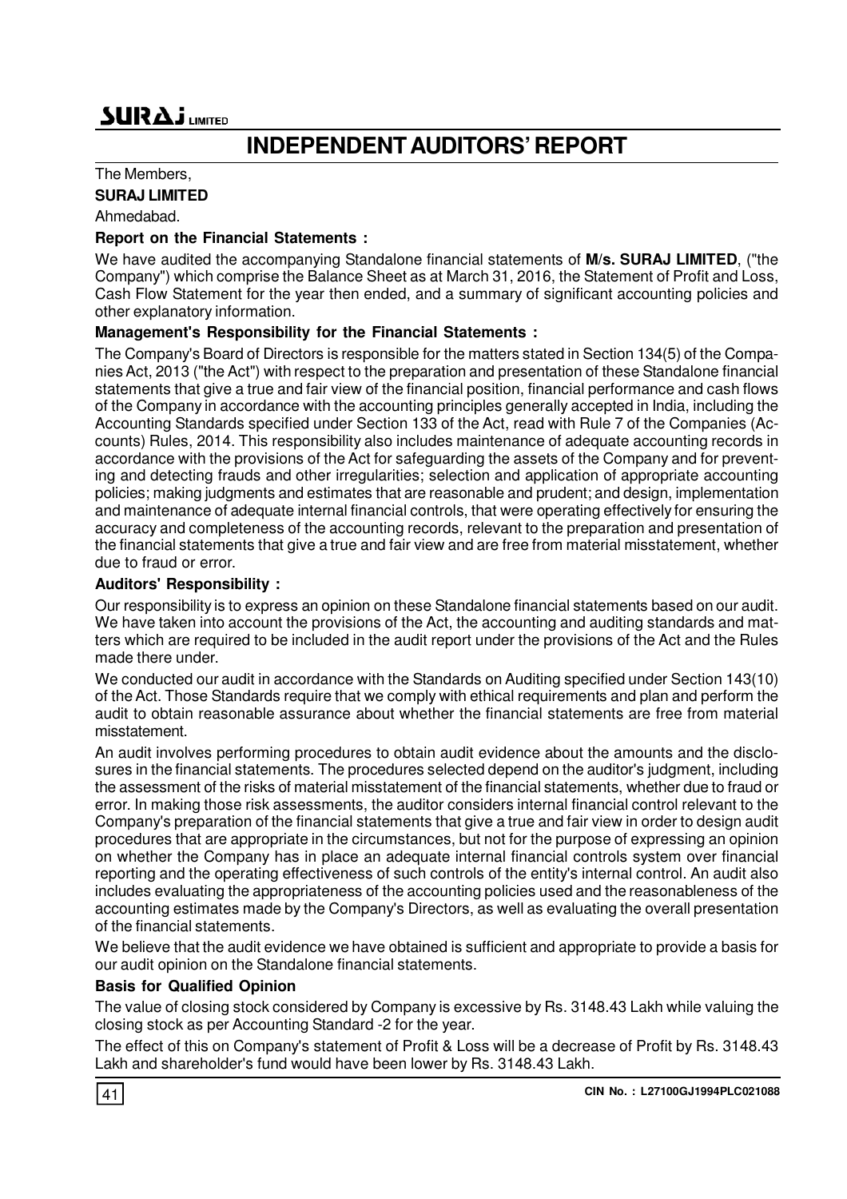# INDEPENDENT AUDITORS' REPORT

The Members,

**SURAJ LIMITED**

Ahmedabad.

**Report on the Financial Statements :**

We have audited the accompanying Standalone financial statements of **M/s. SURAJ LIMITED**, ("the Company") which comprise the Balance Sheet as at March 31, 2016, the Statement of Profit and Loss, Cash Flow Statement for the year then ended, and a summary of significant accounting policies and other explanatory information.

**Management's Responsibility for the Financial Statements :**

The Company's Board of Directors is responsible for the matters stated in Section 134(5) of the Companies Act, 2013 ("the Act") with respect to the preparation and presentation of these Standalone financial statements that give a true and fair view of the financial position, financial performance and cash flows of the Company in accordance with the accounting principles generally accepted in India, including the Accounting Standards specified under Section 133 of the Act, read with Rule 7 of the Companies (Accounts) Rules, 2014. This responsibility also includes maintenance of adequate accounting records in accordance with the provisions of the Act for safeguarding the assets of the Company and for preventing and detecting frauds and other irregularities; selection and application of appropriate accounting policies; making judgments and estimates that are reasonable and prudent; and design, implementation and maintenance of adequate internal financial controls, that were operating effectively for ensuring the accuracy and completeness of the accounting records, relevant to the preparation and presentation of the financial statements that give a true and fair view and are free from material misstatement, whether due to fraud or error.

**Auditors' Responsibility :**

Our responsibility is to express an opinion on these Standalone financial statements based on our audit. We have taken into account the provisions of the Act, the accounting and auditing standards and matters which are required to be included in the audit report under the provisions of the Act and the Rules made there under.

We conducted our audit in accordance with the Standards on Auditing specified under Section 143(10) of the Act. Those Standards require that we comply with ethical requirements and plan and perform the audit to obtain reasonable assurance about whether the financial statements are free from material misstatement.

An audit involves performing procedures to obtain audit evidence about the amounts and the disclosures in the financial statements. The procedures selected depend on the auditor's judgment, including the assessment of the risks of material misstatement of the financial statements, whether due to fraud or error. In making those risk assessments, the auditor considers internal financial control relevant to the Company's preparation of the financial statements that give a true and fair view in order to design audit procedures that are appropriate in the circumstances, but not for the purpose of expressing an opinion on whether the Company has in place an adequate internal financial controls system over financial reporting and the operating effectiveness of such controls of the entity's internal control. An audit also includes evaluating the appropriateness of the accounting policies used and the reasonableness of the accounting estimates made by the Company's Directors, as well as evaluating the overall presentation of the financial statements.

We believe that the audit evidence we have obtained is sufficient and appropriate to provide a basis for our audit opinion on the Standalone financial statements.

**Basis for Qualified Opinion**

The value of closing stock considered by Company is excessive by Rs. 3148.43 Lakh while valuing the closing stock as per Accounting Standard -2 for the year.

The effect of this on Company's statement of Profit & Loss will be a decrease of Profit by Rs. 3148.43 Lakh and shareholder's fund would have been lower by Rs. 3148.43 Lakh.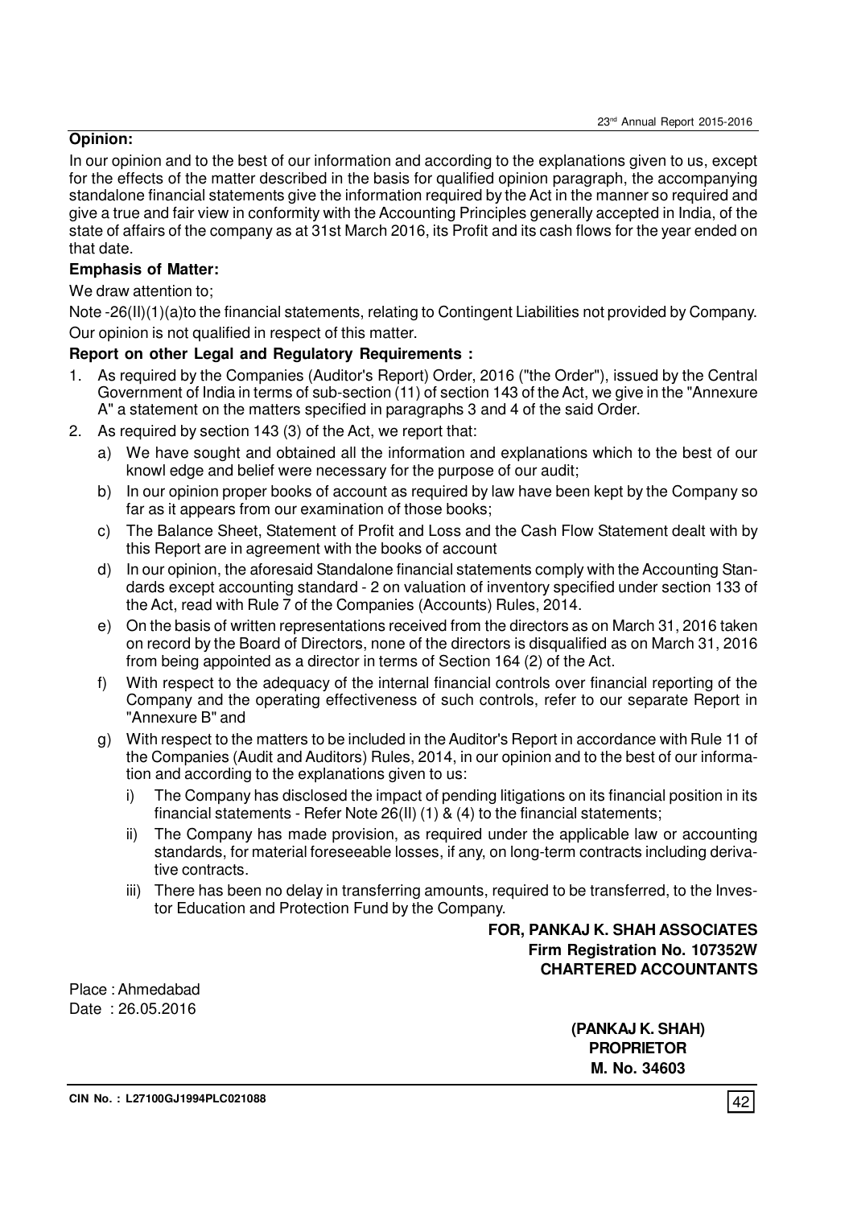**Opinion:**

In our opinion and to the best of our information and according to the explanations given to us, except for the effects of the matter described in the basis for qualified opinion paragraph, the accompanying standalone financial statements give the information required by the Act in the manner so required and give a true and fair view in conformity with the Accounting Principles generally accepted in India, of the state of affairs of the company as at 31st March 2016, its Profit and its cash flows for the year ended on that date.

**Emphasis of Matter:**

We draw attention to;

Note -26(II)(1)(a)to the financial statements, relating to Contingent Liabilities not provided by Company.

Our opinion is not qualified in respect of this matter.

**Report on other Legal and Regulatory Requirements :**

1. As required by the Companies (Auditor's Report) Order, 2016 ("the Order"), issued by the Central Government of India in terms of sub-section (11) of section 143 of the Act, we give in the "Annexure A" a statement on the matters specified in paragraphs 3 and 4 of the said Order.
2. As required by section 143 (3) of the Act, we report that:
   a) We have sought and obtained all the information and explanations which to the best of our knowl edge and belief were necessary for the purpose of our audit;
   b) In our opinion proper books of account as required by law have been kept by the Company so far as it appears from our examination of those books;
   c) The Balance Sheet, Statement of Profit and Loss and the Cash Flow Statement dealt with by this Report are in agreement with the books of account
   d) In our opinion, the aforesaid Standalone financial statements comply with the Accounting Standards except accounting standard - 2 on valuation of inventory specified under section 133 of the Act, read with Rule 7 of the Companies (Accounts) Rules, 2014.
   e) On the basis of written representations received from the directors as on March 31, 2016 taken on record by the Board of Directors, none of the directors is disqualified as on March 31, 2016 from being appointed as a director in terms of Section 164 (2) of the Act.
   f) With respect to the adequacy of the internal financial controls over financial reporting of the Company and the operating effectiveness of such controls, refer to our separate Report in "Annexure B" and
   g) With respect to the matters to be included in the Auditor's Report in accordance with Rule 11 of the Companies (Audit and Auditors) Rules, 2014, in our opinion and to the best of our information and according to the explanations given to us:
      i) The Company has disclosed the impact of pending litigations on its financial position in its financial statements - Refer Note 26(II) (1) & (4) to the financial statements;
      ii) The Company has made provision, as required under the applicable law or accounting standards, for material foreseeable losses, if any, on long-term contracts including derivative contracts.
      iii) There has been no delay in transferring amounts, required to be transferred, to the Investor Education and Protection Fund by the Company.

**FOR, PANKAJ K. SHAH ASSOCIATES**
**Firm Registration No. 107352W**
**CHARTERED ACCOUNTANTS**

Place : Ahmedabad
Date : 26.05.2016

**(PANKAJ K. SHAH)**
**PROPRIETOR**
**M. No. 34603**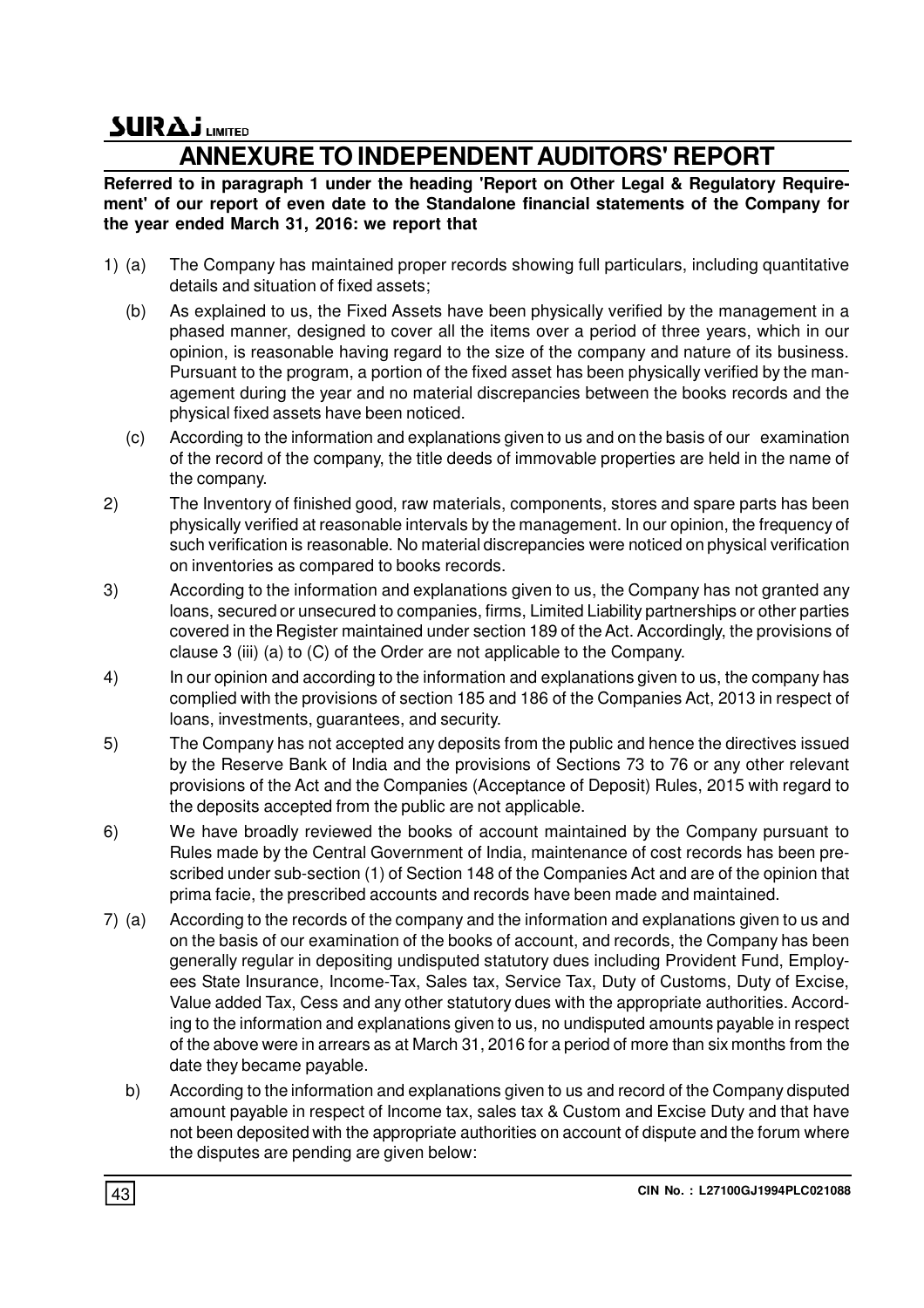# ANNEXURE TO INDEPENDENT AUDITORS' REPORT

**Referred to in paragraph 1 under the heading 'Report on Other Legal & Regulatory Requirement' of our report of even date to the Standalone financial statements of the Company for the year ended March 31, 2016: we report that**

1) (a) The Company has maintained proper records showing full particulars, including quantitative details and situation of fixed assets;

   (b) As explained to us, the Fixed Assets have been physically verified by the management in a phased manner, designed to cover all the items over a period of three years, which in our opinion, is reasonable having regard to the size of the company and nature of its business. Pursuant to the program, a portion of the fixed asset has been physically verified by the management during the year and no material discrepancies between the books records and the physical fixed assets have been noticed.

   (c) According to the information and explanations given to us and on the basis of our examination of the record of the company, the title deeds of immovable properties are held in the name of the company.

2) The Inventory of finished good, raw materials, components, stores and spare parts has been physically verified at reasonable intervals by the management. In our opinion, the frequency of such verification is reasonable. No material discrepancies were noticed on physical verification on inventories as compared to books records.

3) According to the information and explanations given to us, the Company has not granted any loans, secured or unsecured to companies, firms, Limited Liability partnerships or other parties covered in the Register maintained under section 189 of the Act. Accordingly, the provisions of clause 3 (iii) (a) to (C) of the Order are not applicable to the Company.

4) In our opinion and according to the information and explanations given to us, the company has complied with the provisions of section 185 and 186 of the Companies Act, 2013 in respect of loans, investments, guarantees, and security.

5) The Company has not accepted any deposits from the public and hence the directives issued by the Reserve Bank of India and the provisions of Sections 73 to 76 or any other relevant provisions of the Act and the Companies (Acceptance of Deposit) Rules, 2015 with regard to the deposits accepted from the public are not applicable.

6) We have broadly reviewed the books of account maintained by the Company pursuant to Rules made by the Central Government of India, maintenance of cost records has been prescribed under sub-section (1) of Section 148 of the Companies Act and are of the opinion that prima facie, the prescribed accounts and records have been made and maintained.

7) (a) According to the records of the company and the information and explanations given to us and on the basis of our examination of the books of account, and records, the Company has been generally regular in depositing undisputed statutory dues including Provident Fund, Employees State Insurance, Income-Tax, Sales tax, Service Tax, Duty of Customs, Duty of Excise, Value added Tax, Cess and any other statutory dues with the appropriate authorities. According to the information and explanations given to us, no undisputed amounts payable in respect of the above were in arrears as at March 31, 2016 for a period of more than six months from the date they became payable.

   b) According to the information and explanations given to us and record of the Company disputed amount payable in respect of Income tax, sales tax & Custom and Excise Duty and that have not been deposited with the appropriate authorities on account of dispute and the forum where the disputes are pending are given below: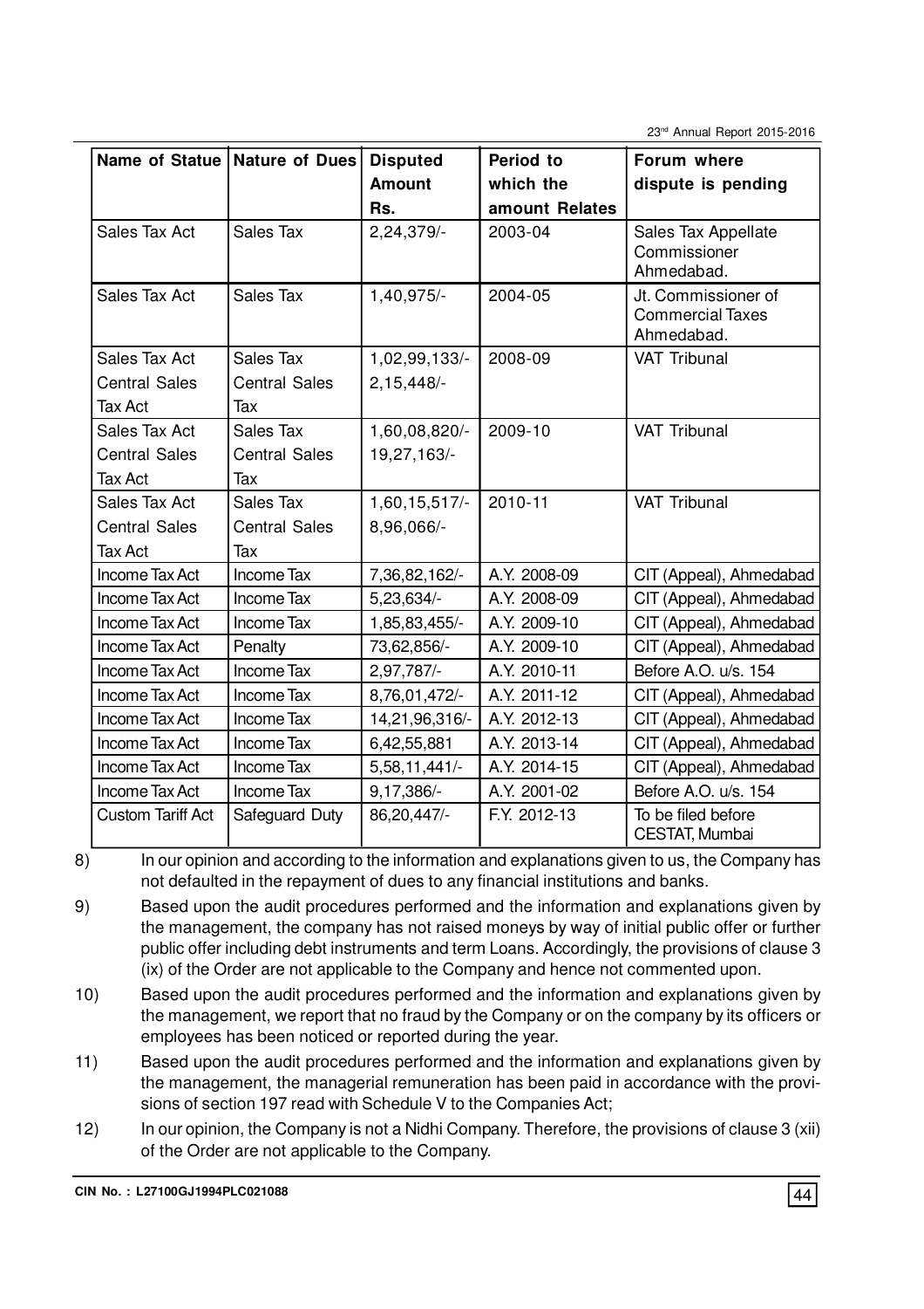| Name of Statue | Nature of Dues | Disputed Amount Rs. | Period to which the amount Relates | Forum where dispute is pending |
|---|---|---|---|---|
| Sales Tax Act | Sales Tax | 2,24,379/- | 2003-04 | Sales Tax Appellate Commissioner Ahmedabad. |
| Sales Tax Act | Sales Tax | 1,40,975/- | 2004-05 | Jt. Commissioner of Commercial Taxes Ahmedabad. |
| Sales Tax Act<br>Central Sales Tax Act | Sales Tax<br>Central Sales Tax | 1,02,99,133/-<br>2,15,448/- | 2008-09 | VAT Tribunal |
| Sales Tax Act<br>Central Sales Tax Act | Sales Tax<br>Central Sales Tax | 1,60,08,820/-<br>19,27,163/- | 2009-10 | VAT Tribunal |
| Sales Tax Act<br>Central Sales Tax Act | Sales Tax<br>Central Sales Tax | 1,60,15,517/-<br>8,96,066/- | 2010-11 | VAT Tribunal |
| Income Tax Act | Income Tax | 7,36,82,162/- | A.Y. 2008-09 | CIT (Appeal), Ahmedabad |
| Income Tax Act | Income Tax | 5,23,634/- | A.Y. 2008-09 | CIT (Appeal), Ahmedabad |
| Income Tax Act | Income Tax | 1,85,83,455/- | A.Y. 2009-10 | CIT (Appeal), Ahmedabad |
| Income Tax Act | Penalty | 73,62,856/- | A.Y. 2009-10 | CIT (Appeal), Ahmedabad |
| Income Tax Act | Income Tax | 2,97,787/- | A.Y. 2010-11 | Before A.O. u/s. 154 |
| Income Tax Act | Income Tax | 8,76,01,472/- | A.Y. 2011-12 | CIT (Appeal), Ahmedabad |
| Income Tax Act | Income Tax | 14,21,96,316/- | A.Y. 2012-13 | CIT (Appeal), Ahmedabad |
| Income Tax Act | Income Tax | 6,42,55,881 | A.Y. 2013-14 | CIT (Appeal), Ahmedabad |
| Income Tax Act | Income Tax | 5,58,11,441/- | A.Y. 2014-15 | CIT (Appeal), Ahmedabad |
| Income Tax Act | Income Tax | 9,17,386/- | A.Y. 2001-02 | Before A.O. u/s. 154 |
| Custom Tariff Act | Safeguard Duty | 86,20,447/- | F.Y. 2012-13 | To be filed before CESTAT, Mumbai |

8) In our opinion and according to the information and explanations given to us, the Company has not defaulted in the repayment of dues to any financial institutions and banks.

9) Based upon the audit procedures performed and the information and explanations given by the management, the company has not raised moneys by way of initial public offer or further public offer including debt instruments and term Loans. Accordingly, the provisions of clause 3 (ix) of the Order are not applicable to the Company and hence not commented upon.

10) Based upon the audit procedures performed and the information and explanations given by the management, we report that no fraud by the Company or on the company by its officers or employees has been noticed or reported during the year.

11) Based upon the audit procedures performed and the information and explanations given by the management, the managerial remuneration has been paid in accordance with the provisions of section 197 read with Schedule V to the Companies Act;

12) In our opinion, the Company is not a Nidhi Company. Therefore, the provisions of clause 3 (xii) of the Order are not applicable to the Company.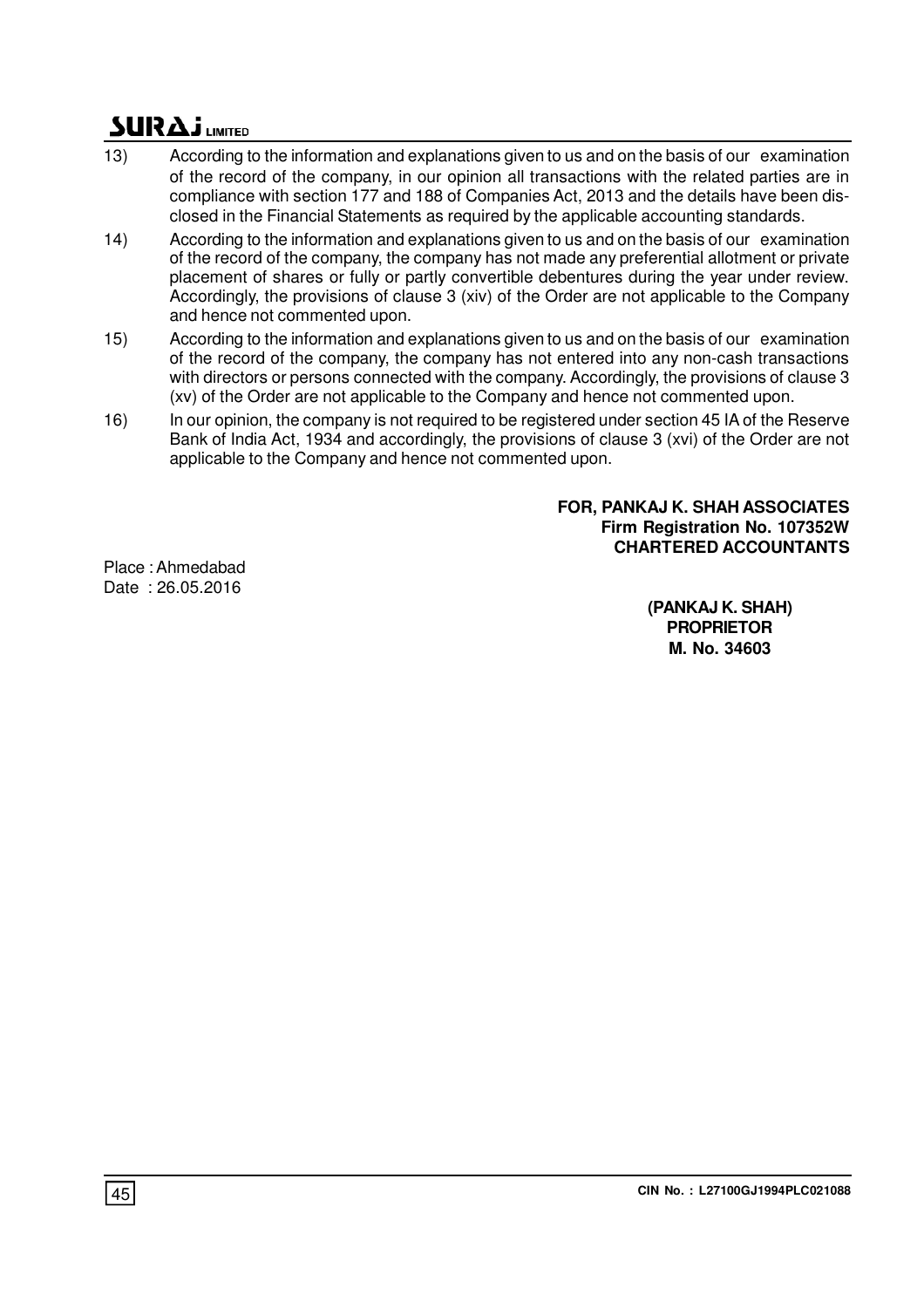13) According to the information and explanations given to us and on the basis of our examination of the record of the company, in our opinion all transactions with the related parties are in compliance with section 177 and 188 of Companies Act, 2013 and the details have been disclosed in the Financial Statements as required by the applicable accounting standards.

14) According to the information and explanations given to us and on the basis of our examination of the record of the company, the company has not made any preferential allotment or private placement of shares or fully or partly convertible debentures during the year under review. Accordingly, the provisions of clause 3 (xiv) of the Order are not applicable to the Company and hence not commented upon.

15) According to the information and explanations given to us and on the basis of our examination of the record of the company, the company has not entered into any non-cash transactions with directors or persons connected with the company. Accordingly, the provisions of clause 3 (xv) of the Order are not applicable to the Company and hence not commented upon.

16) In our opinion, the company is not required to be registered under section 45 IA of the Reserve Bank of India Act, 1934 and accordingly, the provisions of clause 3 (xvi) of the Order are not applicable to the Company and hence not commented upon.

**FOR, PANKAJ K. SHAH ASSOCIATES**
**Firm Registration No. 107352W**
**CHARTERED ACCOUNTANTS**

Place : Ahmedabad
Date : 26.05.2016

**(PANKAJ K. SHAH)**
**PROPRIETOR**
**M. No. 34603**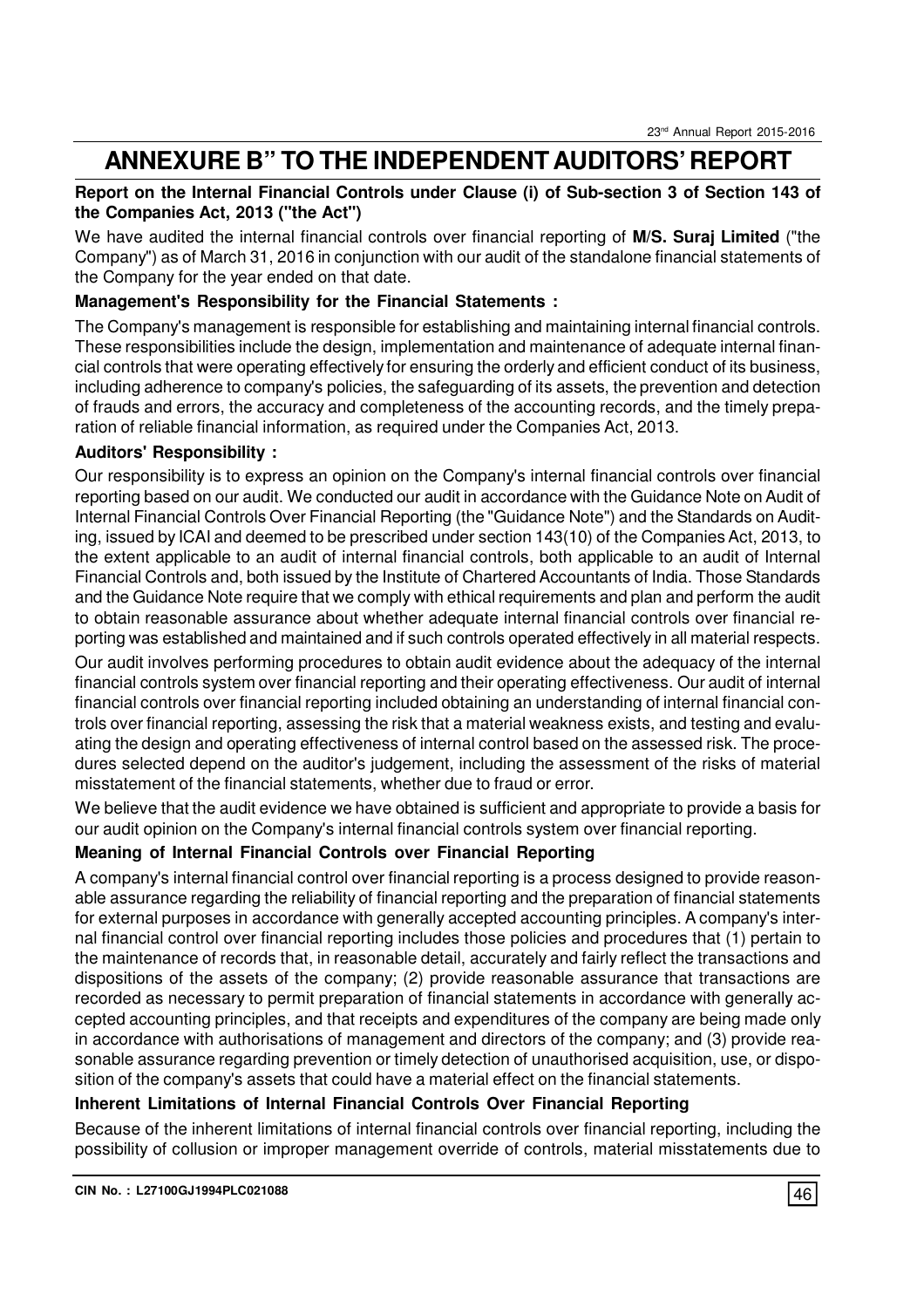# ANNEXURE B" TO THE INDEPENDENT AUDITORS' REPORT

**Report on the Internal Financial Controls under Clause (i) of Sub-section 3 of Section 143 of the Companies Act, 2013 ("the Act")**

We have audited the internal financial controls over financial reporting of **M/S. Suraj Limited** ("the Company") as of March 31, 2016 in conjunction with our audit of the standalone financial statements of the Company for the year ended on that date.

**Management's Responsibility for the Financial Statements :**

The Company's management is responsible for establishing and maintaining internal financial controls. These responsibilities include the design, implementation and maintenance of adequate internal financial controls that were operating effectively for ensuring the orderly and efficient conduct of its business, including adherence to company's policies, the safeguarding of its assets, the prevention and detection of frauds and errors, the accuracy and completeness of the accounting records, and the timely preparation of reliable financial information, as required under the Companies Act, 2013.

**Auditors' Responsibility :**

Our responsibility is to express an opinion on the Company's internal financial controls over financial reporting based on our audit. We conducted our audit in accordance with the Guidance Note on Audit of Internal Financial Controls Over Financial Reporting (the "Guidance Note") and the Standards on Auditing, issued by ICAI and deemed to be prescribed under section 143(10) of the Companies Act, 2013, to the extent applicable to an audit of internal financial controls, both applicable to an audit of Internal Financial Controls and, both issued by the Institute of Chartered Accountants of India. Those Standards and the Guidance Note require that we comply with ethical requirements and plan and perform the audit to obtain reasonable assurance about whether adequate internal financial controls over financial reporting was established and maintained and if such controls operated effectively in all material respects.

Our audit involves performing procedures to obtain audit evidence about the adequacy of the internal financial controls system over financial reporting and their operating effectiveness. Our audit of internal financial controls over financial reporting included obtaining an understanding of internal financial controls over financial reporting, assessing the risk that a material weakness exists, and testing and evaluating the design and operating effectiveness of internal control based on the assessed risk. The procedures selected depend on the auditor's judgement, including the assessment of the risks of material misstatement of the financial statements, whether due to fraud or error.

We believe that the audit evidence we have obtained is sufficient and appropriate to provide a basis for our audit opinion on the Company's internal financial controls system over financial reporting.

**Meaning of Internal Financial Controls over Financial Reporting**

A company's internal financial control over financial reporting is a process designed to provide reasonable assurance regarding the reliability of financial reporting and the preparation of financial statements for external purposes in accordance with generally accepted accounting principles. A company's internal financial control over financial reporting includes those policies and procedures that (1) pertain to the maintenance of records that, in reasonable detail, accurately and fairly reflect the transactions and dispositions of the assets of the company; (2) provide reasonable assurance that transactions are recorded as necessary to permit preparation of financial statements in accordance with generally accepted accounting principles, and that receipts and expenditures of the company are being made only in accordance with authorisations of management and directors of the company; and (3) provide reasonable assurance regarding prevention or timely detection of unauthorised acquisition, use, or disposition of the company's assets that could have a material effect on the financial statements.

**Inherent Limitations of Internal Financial Controls Over Financial Reporting**

Because of the inherent limitations of internal financial controls over financial reporting, including the possibility of collusion or improper management override of controls, material misstatements due to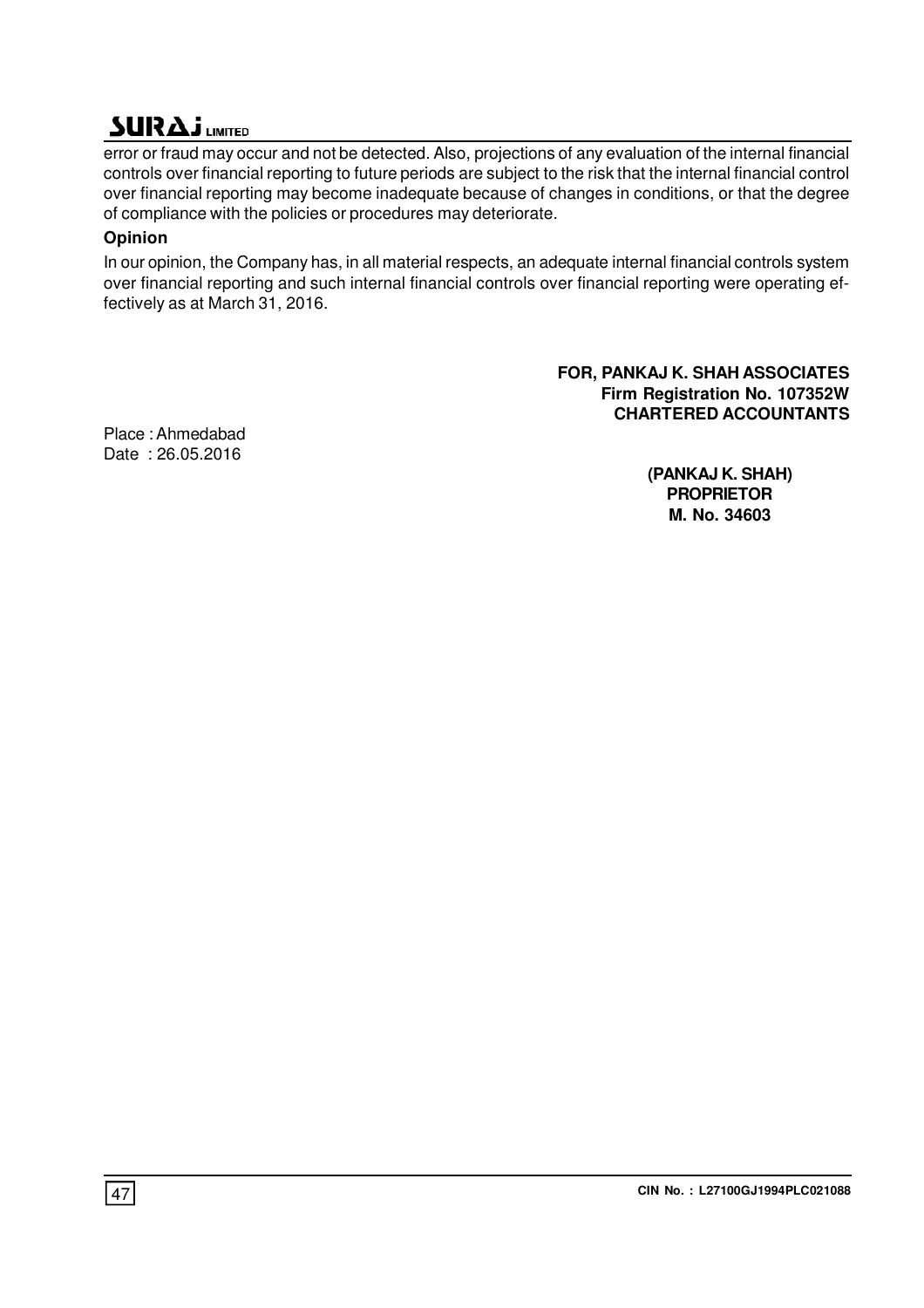error or fraud may occur and not be detected. Also, projections of any evaluation of the internal financial controls over financial reporting to future periods are subject to the risk that the internal financial control over financial reporting may become inadequate because of changes in conditions, or that the degree of compliance with the policies or procedures may deteriorate.

**Opinion**

In our opinion, the Company has, in all material respects, an adequate internal financial controls system over financial reporting and such internal financial controls over financial reporting were operating effectively as at March 31, 2016.

**FOR, PANKAJ K. SHAH ASSOCIATES**
**Firm Registration No. 107352W**
**CHARTERED ACCOUNTANTS**

Place : Ahmedabad
Date : 26.05.2016

**(PANKAJ K. SHAH)**
**PROPRIETOR**
**M. No. 34603**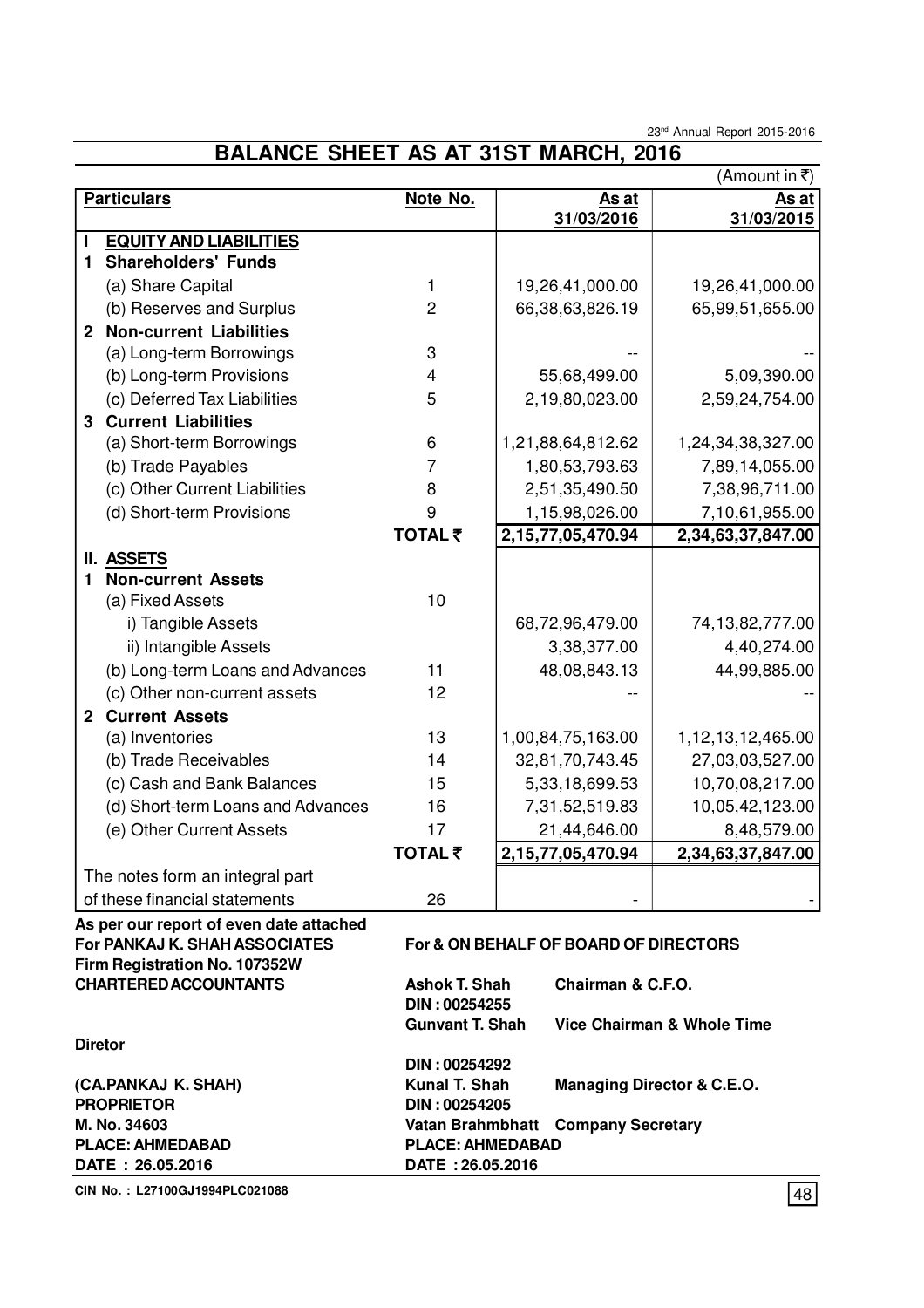# BALANCE SHEET AS AT 31ST MARCH, 2016

(Amount in ₹)

| Particulars | Note No. | As at 31/03/2016 | As at 31/03/2015 |
|---|---|---|---|
| **I EQUITY AND LIABILITIES** | | | |
| **1 Shareholders' Funds** | | | |
| (a) Share Capital | 1 | 19,26,41,000.00 | 19,26,41,000.00 |
| (b) Reserves and Surplus | 2 | 66,38,63,826.19 | 65,99,51,655.00 |
| **2 Non-current Liabilities** | | | |
| (a) Long-term Borrowings | 3 | -- | -- |
| (b) Long-term Provisions | 4 | 55,68,499.00 | 5,09,390.00 |
| (c) Deferred Tax Liabilities | 5 | 2,19,80,023.00 | 2,59,24,754.00 |
| **3 Current Liabilities** | | | |
| (a) Short-term Borrowings | 6 | 1,21,88,64,812.62 | 1,24,34,38,327.00 |
| (b) Trade Payables | 7 | 1,80,53,793.63 | 7,89,14,055.00 |
| (c) Other Current Liabilities | 8 | 2,51,35,490.50 | 7,38,96,711.00 |
| (d) Short-term Provisions | 9 | 1,15,98,026.00 | 7,10,61,955.00 |
| | **TOTAL ₹** | **2,15,77,05,470.94** | **2,34,63,37,847.00** |
| **II. ASSETS** | | | |
| **1 Non-current Assets** | | | |
| (a) Fixed Assets | 10 | | |
| i) Tangible Assets | | 68,72,96,479.00 | 74,13,82,777.00 |
| ii) Intangible Assets | | 3,38,377.00 | 4,40,274.00 |
| (b) Long-term Loans and Advances | 11 | 48,08,843.13 | 44,99,885.00 |
| (c) Other non-current assets | 12 | -- | -- |
| **2 Current Assets** | | | |
| (a) Inventories | 13 | 1,00,84,75,163.00 | 1,12,13,12,465.00 |
| (b) Trade Receivables | 14 | 32,81,70,743.45 | 27,03,03,527.00 |
| (c) Cash and Bank Balances | 15 | 5,33,18,699.53 | 10,70,08,217.00 |
| (d) Short-term Loans and Advances | 16 | 7,31,52,519.83 | 10,05,42,123.00 |
| (e) Other Current Assets | 17 | 21,44,646.00 | 8,48,579.00 |
| | **TOTAL ₹** | **2,15,77,05,470.94** | **2,34,63,37,847.00** |
| The notes form an integral part of these financial statements | 26 | - | - |

**As per our report of even date attached**
**For PANKAJ K. SHAH ASSOCIATES**
**Firm Registration No. 107352W**
**CHARTERED ACCOUNTANTS**

**(CA.PANKAJ K. SHAH)**
**PROPRIETOR**
**M. No. 34603**
**PLACE: AHMEDABAD**
**DATE : 26.05.2016**

**For & ON BEHALF OF BOARD OF DIRECTORS**

**Ashok T. Shah** — **Chairman & C.F.O.**
**DIN : 00254255**

**Gunvant T. Shah** — **Vice Chairman & Whole Time Diretor**
**DIN : 00254292**

**Kunal T. Shah** — **Managing Director & C.E.O.**
**DIN : 00254205**

**Vatan Brahmbhatt** — **Company Secretary**

**PLACE: AHMEDABAD**
**DATE : 26.05.2016**

**CIN No. : L27100GJ1994PLC021088**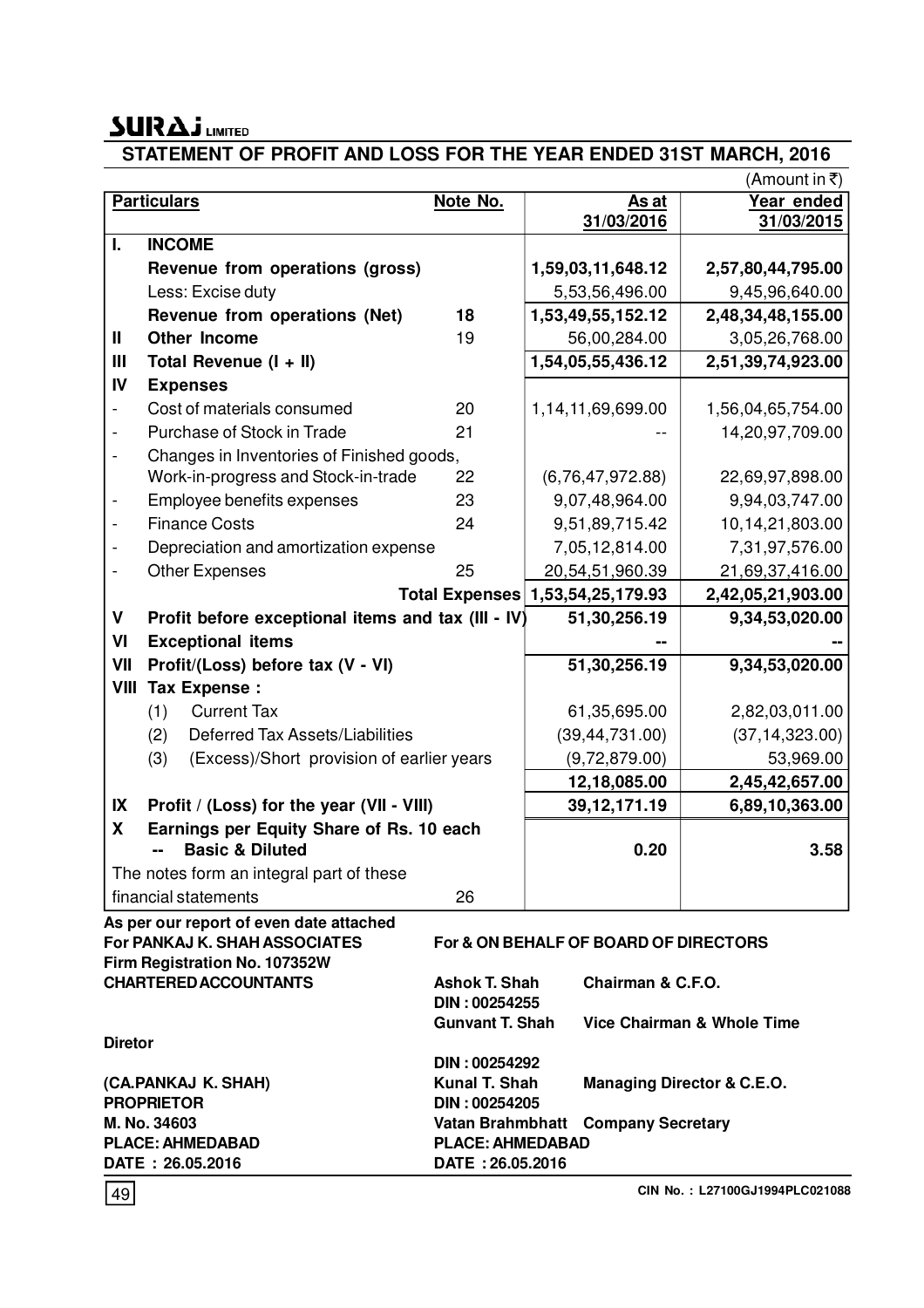**SURAJ LIMITED**

## STATEMENT OF PROFIT AND LOSS FOR THE YEAR ENDED 31ST MARCH, 2016

(Amount in ₹)

| | Particulars | Note No. | As at 31/03/2016 | Year ended 31/03/2015 |
|---|---|---|---|---|
| **I.** | **INCOME** | | | |
| | **Revenue from operations (gross)** | | **1,59,03,11,648.12** | **2,57,80,44,795.00** |
| | Less: Excise duty | | 5,53,56,496.00 | 9,45,96,640.00 |
| | **Revenue from operations (Net)** | 18 | **1,53,49,55,152.12** | **2,48,34,48,155.00** |
| **II** | **Other Income** | 19 | 56,00,284.00 | 3,05,26,768.00 |
| **III** | **Total Revenue (I + II)** | | **1,54,05,55,436.12** | **2,51,39,74,923.00** |
| **IV** | **Expenses** | | | |
| - | Cost of materials consumed | 20 | 1,14,11,69,699.00 | 1,56,04,65,754.00 |
| - | Purchase of Stock in Trade | 21 | -- | 14,20,97,709.00 |
| - | Changes in Inventories of Finished goods, Work-in-progress and Stock-in-trade | 22 | (6,76,47,972.88) | 22,69,97,898.00 |
| - | Employee benefits expenses | 23 | 9,07,48,964.00 | 9,94,03,747.00 |
| - | Finance Costs | 24 | 9,51,89,715.42 | 10,14,21,803.00 |
| - | Depreciation and amortization expense | | 7,05,12,814.00 | 7,31,97,576.00 |
| - | Other Expenses | 25 | 20,54,51,960.39 | 21,69,37,416.00 |
| | | **Total Expenses** | **1,53,54,25,179.93** | **2,42,05,21,903.00** |
| **V** | **Profit before exceptional items and tax (III - IV)** | | **51,30,256.19** | **9,34,53,020.00** |
| **VI** | **Exceptional items** | | **--** | **--** |
| **VII** | **Profit/(Loss) before tax (V - VI)** | | **51,30,256.19** | **9,34,53,020.00** |
| **VIII** | **Tax Expense :** | | | |
| | (1) Current Tax | | 61,35,695.00 | 2,82,03,011.00 |
| | (2) Deferred Tax Assets/Liabilities | | (39,44,731.00) | (37,14,323.00) |
| | (3) (Excess)/Short provision of earlier years | | (9,72,879.00) | 53,969.00 |
| | | | **12,18,085.00** | **2,45,42,657.00** |
| **IX** | **Profit / (Loss) for the year (VII - VIII)** | | **39,12,171.19** | **6,89,10,363.00** |
| **X** | **Earnings per Equity Share of Rs. 10 each -- Basic & Diluted** | | **0.20** | **3.58** |
| | The notes form an integral part of these financial statements | 26 | | |

**As per our report of even date attached**
**For PANKAJ K. SHAH ASSOCIATES**
**Firm Registration No. 107352W**
**CHARTERED ACCOUNTANTS**

**(CA.PANKAJ K. SHAH)**
**PROPRIETOR**
**M. No. 34603**
**PLACE: AHMEDABAD**
**DATE : 26.05.2016**

**For & ON BEHALF OF BOARD OF DIRECTORS**

**Ashok T. Shah** — **Chairman & C.F.O.**
**DIN : 00254255**
**Gunvant T. Shah** — **Vice Chairman & Whole Time Diretor**
**DIN : 00254292**
**Kunal T. Shah** — **Managing Director & C.E.O.**
**DIN : 00254205**
**Vatan Brahmbhatt** — **Company Secretary**
**PLACE: AHMEDABAD**
**DATE : 26.05.2016**

**CIN No. : L27100GJ1994PLC021088**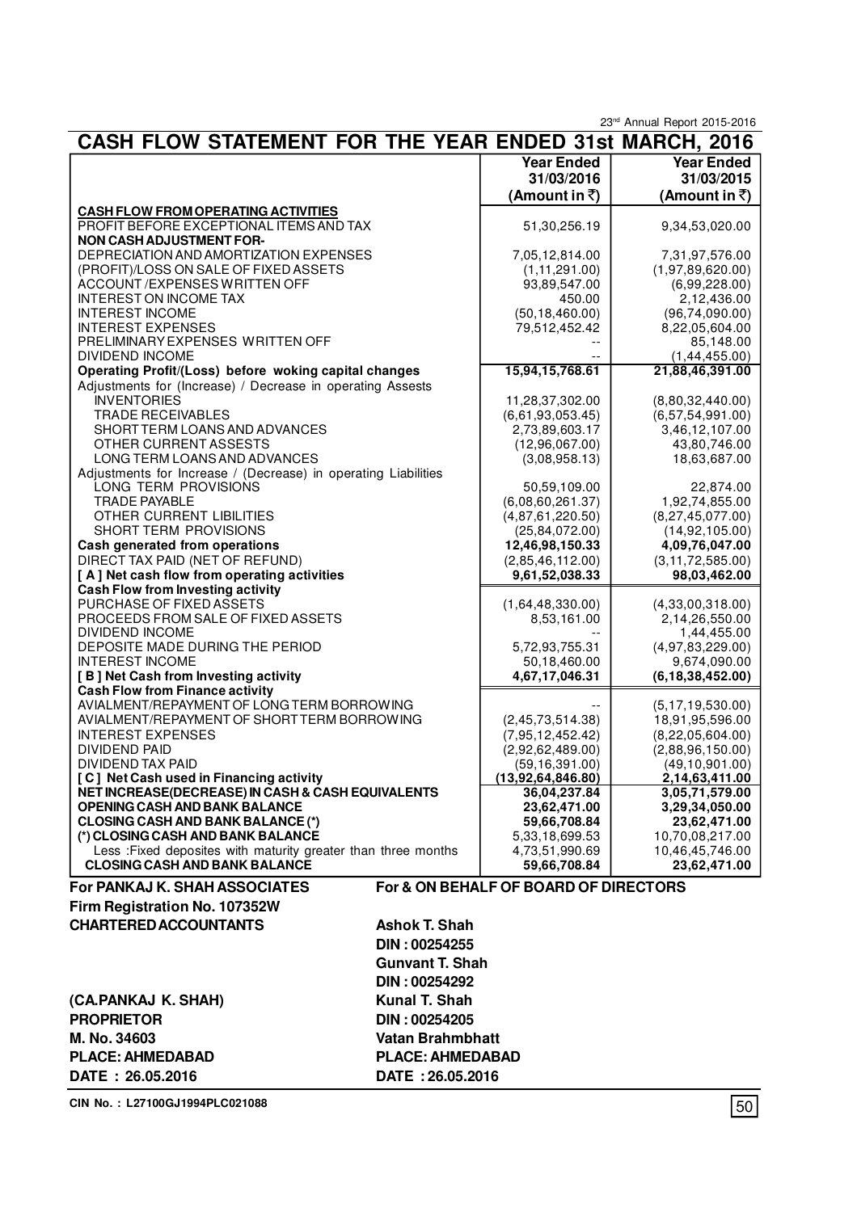## CASH FLOW STATEMENT FOR THE YEAR ENDED 31st MARCH, 2016

| | Year Ended 31/03/2016 (Amount in ₹) | Year Ended 31/03/2015 (Amount in ₹) |
|---|---|---|
| **CASH FLOW FROM OPERATING ACTIVITIES** | | |
| PROFIT BEFORE EXCEPTIONAL ITEMS AND TAX | 51,30,256.19 | 9,34,53,020.00 |
| **NON CASH ADJUSTMENT FOR-** | | |
| DEPRECIATION AND AMORTIZATION EXPENSES | 7,05,12,814.00 | 7,31,97,576.00 |
| (PROFIT)/LOSS ON SALE OF FIXED ASSETS | (1,11,291.00) | (1,97,89,620.00) |
| ACCOUNT /EXPENSES WRITTEN OFF | 93,89,547.00 | (6,99,228.00) |
| INTEREST ON INCOME TAX | 450.00 | 2,12,436.00 |
| INTEREST INCOME | (50,18,460.00) | (96,74,090.00) |
| INTEREST EXPENSES | 79,512,452.42 | 8,22,05,604.00 |
| PRELIMINARY EXPENSES WRITTEN OFF | -- | 85,148.00 |
| DIVIDEND INCOME | -- | (1,44,455.00) |
| **Operating Profit/(Loss) before woking capital changes** | **15,94,15,768.61** | **21,88,46,391.00** |
| Adjustments for (Increase) / Decrease in operating Assests | | |
| INVENTORIES | 11,28,37,302.00 | (8,80,32,440.00) |
| TRADE RECEIVABLES | (6,61,93,053.45) | (6,57,54,991.00) |
| SHORT TERM LOANS AND ADVANCES | 2,73,89,603.17 | 3,46,12,107.00 |
| OTHER CURRENT ASSESTS | (12,96,067.00) | 43,80,746.00 |
| LONG TERM LOANS AND ADVANCES | (3,08,958.13) | 18,63,687.00 |
| Adjustments for Increase / (Decrease) in operating Liabilities | | |
| LONG TERM PROVISIONS | 50,59,109.00 | 22,874.00 |
| TRADE PAYABLE | (6,08,60,261.37) | 1,92,74,855.00 |
| OTHER CURRENT LIBILITIES | (4,87,61,220.50) | (8,27,45,077.00) |
| SHORT TERM PROVISIONS | (25,84,072.00) | (14,92,105.00) |
| **Cash generated from operations** | **12,46,98,150.33** | **4,09,76,047.00** |
| DIRECT TAX PAID (NET OF REFUND) | (2,85,46,112.00) | (3,11,72,585.00) |
| **[ A ] Net cash flow from operating activities** | **9,61,52,038.33** | **98,03,462.00** |
| **Cash Flow from Investing activity** | | |
| PURCHASE OF FIXED ASSETS | (1,64,48,330.00) | (4,33,00,318.00) |
| PROCEEDS FROM SALE OF FIXED ASSETS | 8,53,161.00 | 2,14,26,550.00 |
| DIVIDEND INCOME | -- | 1,44,455.00 |
| DEPOSITE MADE DURING THE PERIOD | 5,72,93,755.31 | (4,97,83,229.00) |
| INTEREST INCOME | 50,18,460.00 | 9,674,090.00 |
| **[ B ] Net Cash from Investing activity** | **4,67,17,046.31** | **(6,18,38,452.00)** |
| **Cash Flow from Finance activity** | | |
| AVIALMENT/REPAYMENT OF LONG TERM BORROWING | -- | (5,17,19,530.00) |
| AVIALMENT/REPAYMENT OF SHORT TERM BORROWING | (2,45,73,514.38) | 18,91,95,596.00 |
| INTEREST EXPENSES | (7,95,12,452.42) | (8,22,05,604.00) |
| DIVIDEND PAID | (2,92,62,489.00) | (2,88,96,150.00) |
| DIVIDEND TAX PAID | (59,16,391.00) | (49,10,901.00) |
| **[ C ] Net Cash used in Financing activity** | **(13,92,64,846.80)** | **2,14,63,411.00** |
| **NET INCREASE(DECREASE) IN CASH & CASH EQUIVALENTS** | **36,04,237.84** | **3,05,71,579.00** |
| **OPENING CASH AND BANK BALANCE** | **23,62,471.00** | **3,29,34,050.00** |
| **CLOSING CASH AND BANK BALANCE (*)** | **59,66,708.84** | **23,62,471.00** |
| **(*) CLOSING CASH AND BANK BALANCE** | 5,33,18,699.53 | 10,70,08,217.00 |
| Less :Fixed deposites with maturity greater than three months | 4,73,51,990.69 | 10,46,45,746.00 |
| **CLOSING CASH AND BANK BALANCE** | **59,66,708.84** | **23,62,471.00** |

**For PANKAJ K. SHAH ASSOCIATES**
**Firm Registration No. 107352W**
**CHARTERED ACCOUNTANTS**

**(CA.PANKAJ K. SHAH)**
**PROPRIETOR**
**M. No. 34603**
**PLACE: AHMEDABAD**
**DATE : 26.05.2016**

**For & ON BEHALF OF BOARD OF DIRECTORS**

**Ashok T. Shah**
**DIN : 00254255**
**Gunvant T. Shah**
**DIN : 00254292**
**Kunal T. Shah**
**DIN : 00254205**
**Vatan Brahmbhatt**
**PLACE: AHMEDABAD**
**DATE : 26.05.2016**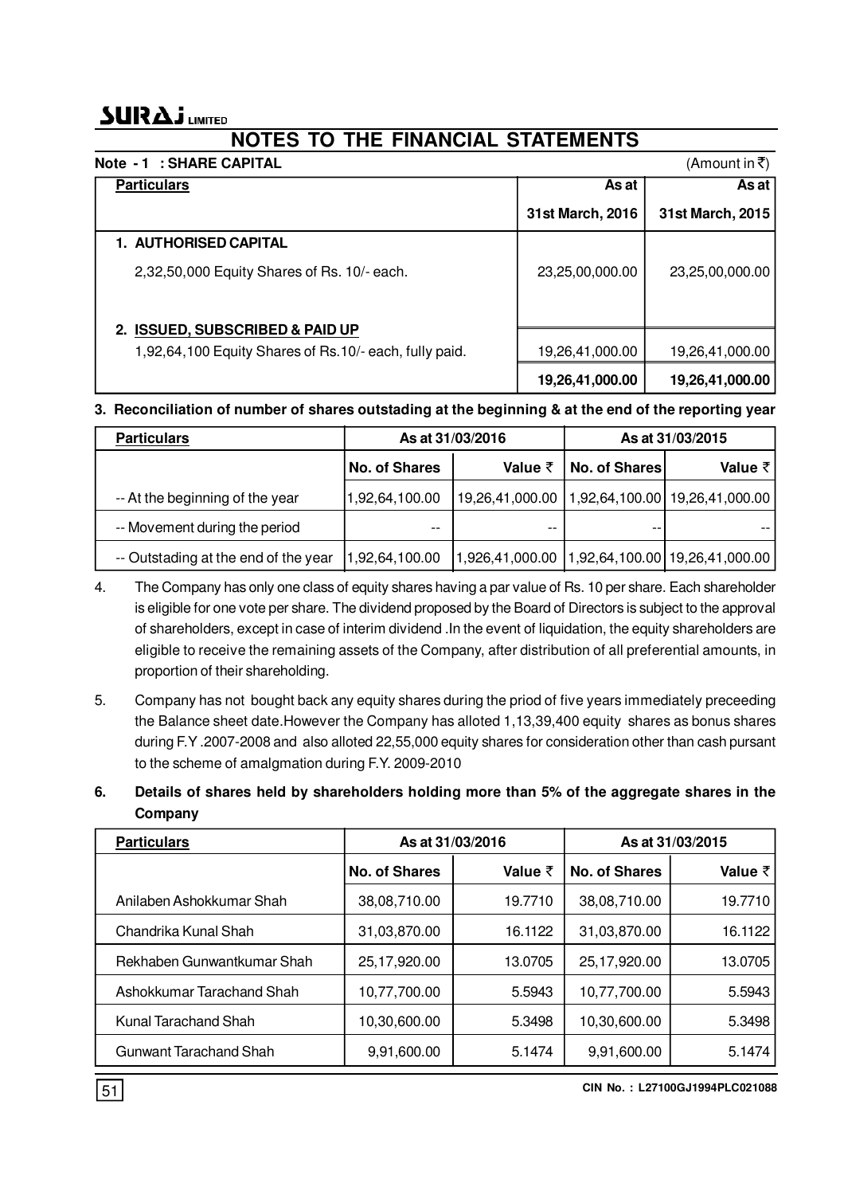# NOTES TO THE FINANCIAL STATEMENTS

**Note - 1 : SHARE CAPITAL** (Amount in ₹)

| Particulars | As at 31st March, 2016 | As at 31st March, 2015 |
|---|---|---|
| **1. AUTHORISED CAPITAL** | | |
| 2,32,50,000 Equity Shares of Rs. 10/- each. | 23,25,00,000.00 | 23,25,00,000.00 |
| **2. ISSUED, SUBSCRIBED & PAID UP** | | |
| 1,92,64,100 Equity Shares of Rs.10/- each, fully paid. | 19,26,41,000.00 | 19,26,41,000.00 |
| | **19,26,41,000.00** | **19,26,41,000.00** |

**3. Reconciliation of number of shares outstading at the beginning & at the end of the reporting year**

| Particulars | As at 31/03/2016 | | As at 31/03/2015 | |
|---|---|---|---|---|
| | No. of Shares | Value ₹ | No. of Shares | Value ₹ |
| -- At the beginning of the year | 1,92,64,100.00 | 19,26,41,000.00 | 1,92,64,100.00 | 19,26,41,000.00 |
| -- Movement during the period | -- | -- | -- | -- |
| -- Outstading at the end of the year | 1,92,64,100.00 | 1,926,41,000.00 | 1,92,64,100.00 | 19,26,41,000.00 |

4. The Company has only one class of equity shares having a par value of Rs. 10 per share. Each shareholder is eligible for one vote per share. The dividend proposed by the Board of Directors is subject to the approval of shareholders, except in case of interim dividend .In the event of liquidation, the equity shareholders are eligible to receive the remaining assets of the Company, after distribution of all preferential amounts, in proportion of their shareholding.

5. Company has not bought back any equity shares during the priod of five years immediately preceeding the Balance sheet date.However the Company has alloted 1,13,39,400 equity shares as bonus shares during F.Y .2007-2008 and also alloted 22,55,000 equity shares for consideration other than cash pursant to the scheme of amalgmation during F.Y. 2009-2010

**6. Details of shares held by shareholders holding more than 5% of the aggregate shares in the Company**

| Particulars | As at 31/03/2016 | | As at 31/03/2015 | |
|---|---|---|---|---|
| | No. of Shares | Value ₹ | No. of Shares | Value ₹ |
| Anilaben Ashokkumar Shah | 38,08,710.00 | 19.7710 | 38,08,710.00 | 19.7710 |
| Chandrika Kunal Shah | 31,03,870.00 | 16.1122 | 31,03,870.00 | 16.1122 |
| Rekhaben Gunwantkumar Shah | 25,17,920.00 | 13.0705 | 25,17,920.00 | 13.0705 |
| Ashokkumar Tarachand Shah | 10,77,700.00 | 5.5943 | 10,77,700.00 | 5.5943 |
| Kunal Tarachand Shah | 10,30,600.00 | 5.3498 | 10,30,600.00 | 5.3498 |
| Gunwant Tarachand Shah | 9,91,600.00 | 5.1474 | 9,91,600.00 | 5.1474 |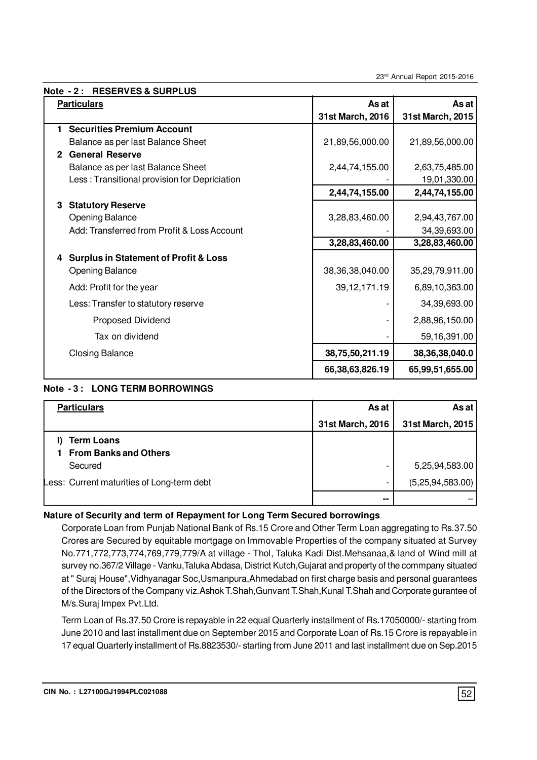**Note - 2 : RESERVES & SURPLUS**

| Particulars | As at 31st March, 2016 | As at 31st March, 2015 |
|---|---|---|
| **1 Securities Premium Account** | | |
| Balance as per last Balance Sheet | 21,89,56,000.00 | 21,89,56,000.00 |
| **2 General Reserve** | | |
| Balance as per last Balance Sheet | 2,44,74,155.00 | 2,63,75,485.00 |
| Less : Transitional provision for Depriciation | - | 19,01,330.00 |
| | **2,44,74,155.00** | **2,44,74,155.00** |
| **3 Statutory Reserve** | | |
| Opening Balance | 3,28,83,460.00 | 2,94,43,767.00 |
| Add: Transferred from Profit & Loss Account | - | 34,39,693.00 |
| | **3,28,83,460.00** | **3,28,83,460.00** |
| **4 Surplus in Statement of Profit & Loss** | | |
| Opening Balance | 38,36,38,040.00 | 35,29,79,911.00 |
| Add: Profit for the year | 39,12,171.19 | 6,89,10,363.00 |
| Less: Transfer to statutory reserve | - | 34,39,693.00 |
| Proposed Dividend | - | 2,88,96,150.00 |
| Tax on dividend | - | 59,16,391.00 |
| Closing Balance | **38,75,50,211.19** | **38,36,38,040.0** |
| | **66,38,63,826.19** | **65,99,51,655.00** |

**Note - 3 : LONG TERM BORROWINGS**

| Particulars | As at 31st March, 2016 | As at 31st March, 2015 |
|---|---|---|
| **I) Term Loans** | | |
| **1 From Banks and Others** | | |
| Secured | - | 5,25,94,583.00 |
| Less: Current maturities of Long-term debt | - | (5,25,94,583.00) |
| | -- | – |

**Nature of Security and term of Repayment for Long Term Secured borrowings**

Corporate Loan from Punjab National Bank of Rs.15 Crore and Other Term Loan aggregating to Rs.37.50 Crores are Secured by equitable mortgage on Immovable Properties of the company situated at Survey No.771,772,773,774,769,779,779/A at village - Thol, Taluka Kadi Dist.Mehsanaa,& land of Wind mill at survey no.367/2 Village - Vanku,Taluka Abdasa, District Kutch,Gujarat and property of the commpany situated at " Suraj House",Vidhyanagar Soc,Usmanpura,Ahmedabad on first charge basis and personal guarantees of the Directors of the Company viz.Ashok T.Shah,Gunvant T.Shah,Kunal T.Shah and Corporate gurantee of M/s.Suraj Impex Pvt.Ltd.

Term Loan of Rs.37.50 Crore is repayable in 22 equal Quarterly installment of Rs.17050000/- starting from June 2010 and last installment due on September 2015 and Corporate Loan of Rs.15 Crore is repayable in 17 equal Quarterly installment of Rs.8823530/- starting from June 2011 and last installment due on Sep.2015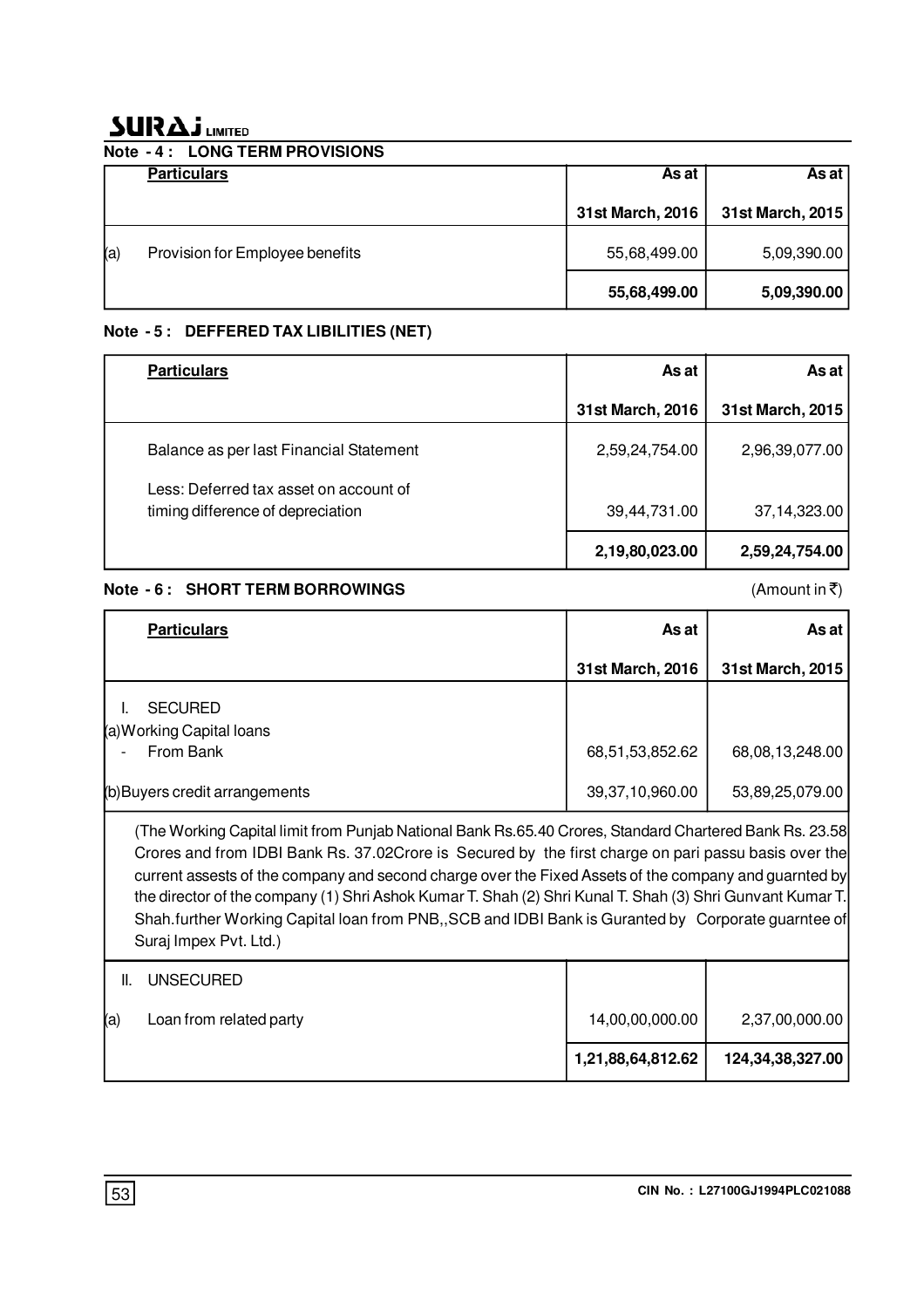### Note - 4 : LONG TERM PROVISIONS

| | Particulars | As at 31st March, 2016 | As at 31st March, 2015 |
|---|---|---|---|
| (a) | Provision for Employee benefits | 55,68,499.00 | 5,09,390.00 |
| | | **55,68,499.00** | **5,09,390.00** |

### Note - 5 : DEFFERED TAX LIBILITIES (NET)

| Particulars | As at 31st March, 2016 | As at 31st March, 2015 |
|---|---|---|
| Balance as per last Financial Statement | 2,59,24,754.00 | 2,96,39,077.00 |
| Less: Deferred tax asset on account of timing difference of depreciation | 39,44,731.00 | 37,14,323.00 |
| | **2,19,80,023.00** | **2,59,24,754.00** |

### Note - 6 : SHORT TERM BORROWINGS

(Amount in ₹)

| | Particulars | As at 31st March, 2016 | As at 31st March, 2015 |
|---|---|---|---|
| I. | SECURED | | |
| (a) | Working Capital loans | | |
| | - From Bank | 68,51,53,852.62 | 68,08,13,248.00 |
| (b) | Buyers credit arrangements | 39,37,10,960.00 | 53,89,25,079.00 |
| | (The Working Capital limit from Punjab National Bank Rs.65.40 Crores, Standard Chartered Bank Rs. 23.58 Crores and from IDBI Bank Rs. 37.02Crore is Secured by the first charge on pari passu basis over the current assests of the company and second charge over the Fixed Assets of the company and guarnted by the director of the company (1) Shri Ashok Kumar T. Shah (2) Shri Kunal T. Shah (3) Shri Gunvant Kumar T. Shah.further Working Capital loan from PNB,,SCB and IDBI Bank is Guranted by Corporate guarntee of Suraj Impex Pvt. Ltd.) | | |
| II. | UNSECURED | | |
| (a) | Loan from related party | 14,00,00,000.00 | 2,37,00,000.00 |
| | | **1,21,88,64,812.62** | **124,34,38,327.00** |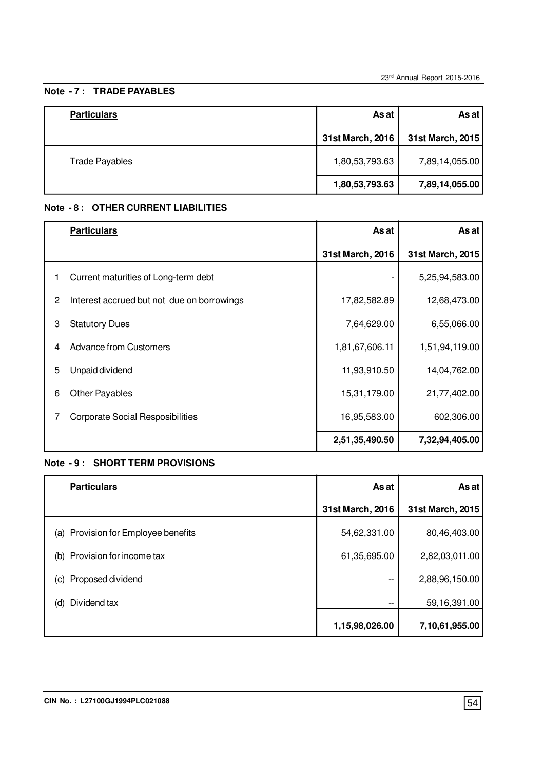### Note - 7 : TRADE PAYABLES

| Particulars | As at 31st March, 2016 | As at 31st March, 2015 |
|---|---|---|
| Trade Payables | 1,80,53,793.63 | 7,89,14,055.00 |
| | **1,80,53,793.63** | **7,89,14,055.00** |

### Note - 8 : OTHER CURRENT LIABILITIES

| | Particulars | As at 31st March, 2016 | As at 31st March, 2015 |
|---|---|---|---|
| 1 | Current maturities of Long-term debt | - | 5,25,94,583.00 |
| 2 | Interest accrued but not due on borrowings | 17,82,582.89 | 12,68,473.00 |
| 3 | Statutory Dues | 7,64,629.00 | 6,55,066.00 |
| 4 | Advance from Customers | 1,81,67,606.11 | 1,51,94,119.00 |
| 5 | Unpaid dividend | 11,93,910.50 | 14,04,762.00 |
| 6 | Other Payables | 15,31,179.00 | 21,77,402.00 |
| 7 | Corporate Social Resposibilities | 16,95,583.00 | 602,306.00 |
| | | **2,51,35,490.50** | **7,32,94,405.00** |

### Note - 9 : SHORT TERM PROVISIONS

| | Particulars | As at 31st March, 2016 | As at 31st March, 2015 |
|---|---|---|---|
| (a) | Provision for Employee benefits | 54,62,331.00 | 80,46,403.00 |
| (b) | Provision for income tax | 61,35,695.00 | 2,82,03,011.00 |
| (c) | Proposed dividend | -- | 2,88,96,150.00 |
| (d) | Dividend tax | -- | 59,16,391.00 |
| | | **1,15,98,026.00** | **7,10,61,955.00** |

CIN No. : L27100GJ1994PLC021088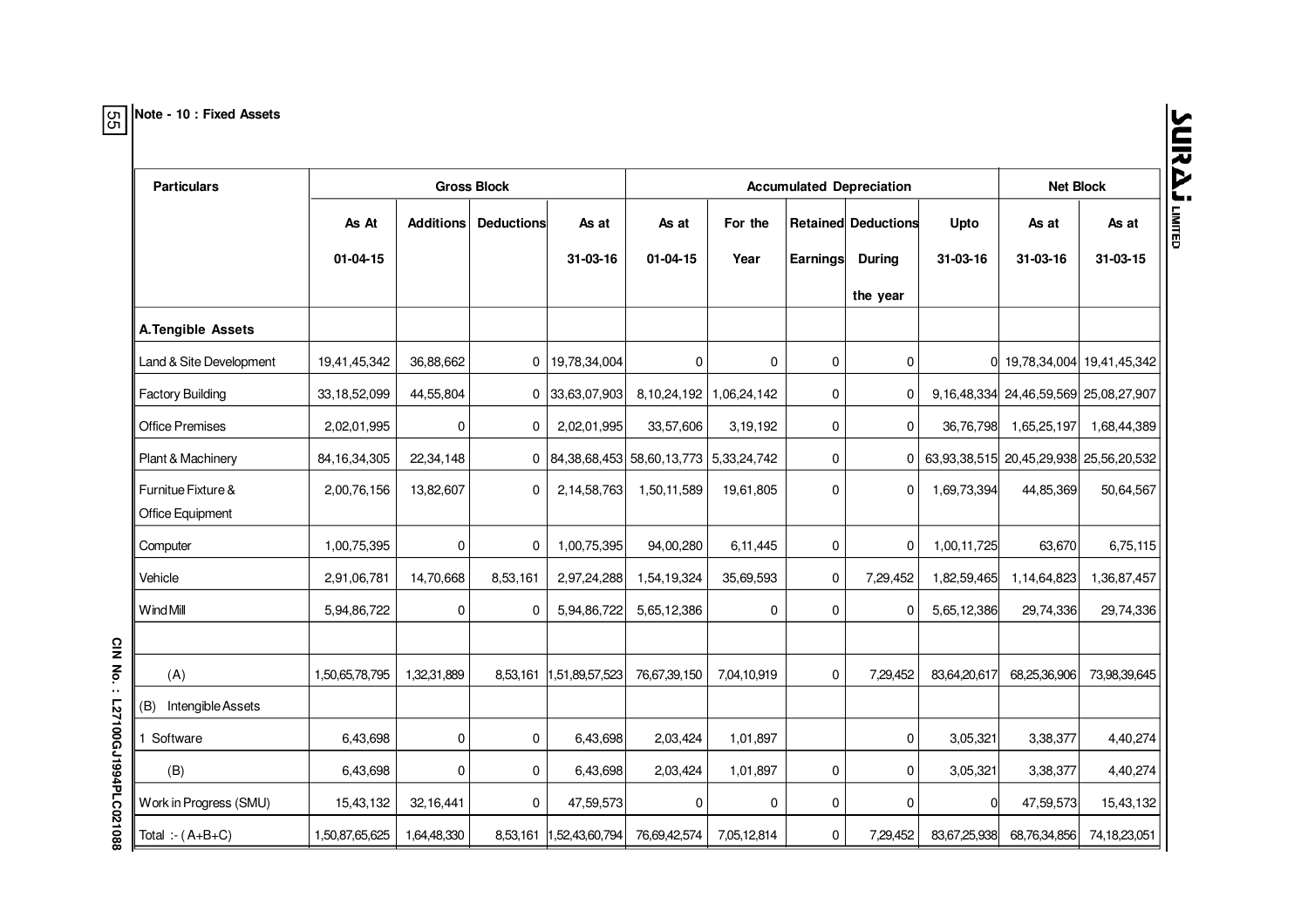## Note - 10 : Fixed Assets

| Particulars | Gross Block | | | | Accumulated Depreciation | | | | | Net Block | |
|---|---|---|---|---|---|---|---|---|---|---|---|
| | As At 01-04-15 | Additions | Deductions | As at 31-03-16 | As at 01-04-15 | For the Year | Retained Earnings | Deductions During the year | Upto 31-03-16 | As at 31-03-16 | As at 31-03-15 |
| **A.Tengible Assets** | | | | | | | | | | | |
| Land & Site Development | 19,41,45,342 | 36,88,662 | 0 | 19,78,34,004 | 0 | 0 | 0 | 0 | 0 | 19,78,34,004 | 19,41,45,342 |
| Factory Building | 33,18,52,099 | 44,55,804 | 0 | 33,63,07,903 | 8,10,24,192 | 1,06,24,142 | 0 | 0 | 9,16,48,334 | 24,46,59,569 | 25,08,27,907 |
| Office Premises | 2,02,01,995 | 0 | 0 | 2,02,01,995 | 33,57,606 | 3,19,192 | 0 | 0 | 36,76,798 | 1,65,25,197 | 1,68,44,389 |
| Plant & Machinery | 84,16,34,305 | 22,34,148 | 0 | 84,38,68,453 | 58,60,13,773 | 5,33,24,742 | 0 | 0 | 63,93,38,515 | 20,45,29,938 | 25,56,20,532 |
| Furnitue Fixture & Office Equipment | 2,00,76,156 | 13,82,607 | 0 | 2,14,58,763 | 1,50,11,589 | 19,61,805 | 0 | 0 | 1,69,73,394 | 44,85,369 | 50,64,567 |
| Computer | 1,00,75,395 | 0 | 0 | 1,00,75,395 | 94,00,280 | 6,11,445 | 0 | 0 | 1,00,11,725 | 63,670 | 6,75,115 |
| Vehicle | 2,91,06,781 | 14,70,668 | 8,53,161 | 2,97,24,288 | 1,54,19,324 | 35,69,593 | 0 | 7,29,452 | 1,82,59,465 | 1,14,64,823 | 1,36,87,457 |
| Wind Mill | 5,94,86,722 | 0 | 0 | 5,94,86,722 | 5,65,12,386 | 0 | 0 | 0 | 5,65,12,386 | 29,74,336 | 29,74,336 |
| | | | | | | | | | | | |
| (A) | 1,50,65,78,795 | 1,32,31,889 | 8,53,161 | 1,51,89,57,523 | 76,67,39,150 | 7,04,10,919 | 0 | 7,29,452 | 83,64,20,617 | 68,25,36,906 | 73,98,39,645 |
| (B) Intengible Assets | | | | | | | | | | | |
| 1 Software | 6,43,698 | 0 | 0 | 6,43,698 | 2,03,424 | 1,01,897 | | 0 | 3,05,321 | 3,38,377 | 4,40,274 |
| (B) | 6,43,698 | 0 | 0 | 6,43,698 | 2,03,424 | 1,01,897 | 0 | 0 | 3,05,321 | 3,38,377 | 4,40,274 |
| Work in Progress (SMU) | 15,43,132 | 32,16,441 | 0 | 47,59,573 | 0 | 0 | 0 | 0 | 0 | 47,59,573 | 15,43,132 |
| Total :- ( A+B+C) | 1,50,87,65,625 | 1,64,48,330 | 8,53,161 | 1,52,43,60,794 | 76,69,42,574 | 7,05,12,814 | 0 | 7,29,452 | 83,67,25,938 | 68,76,34,856 | 74,18,23,051 |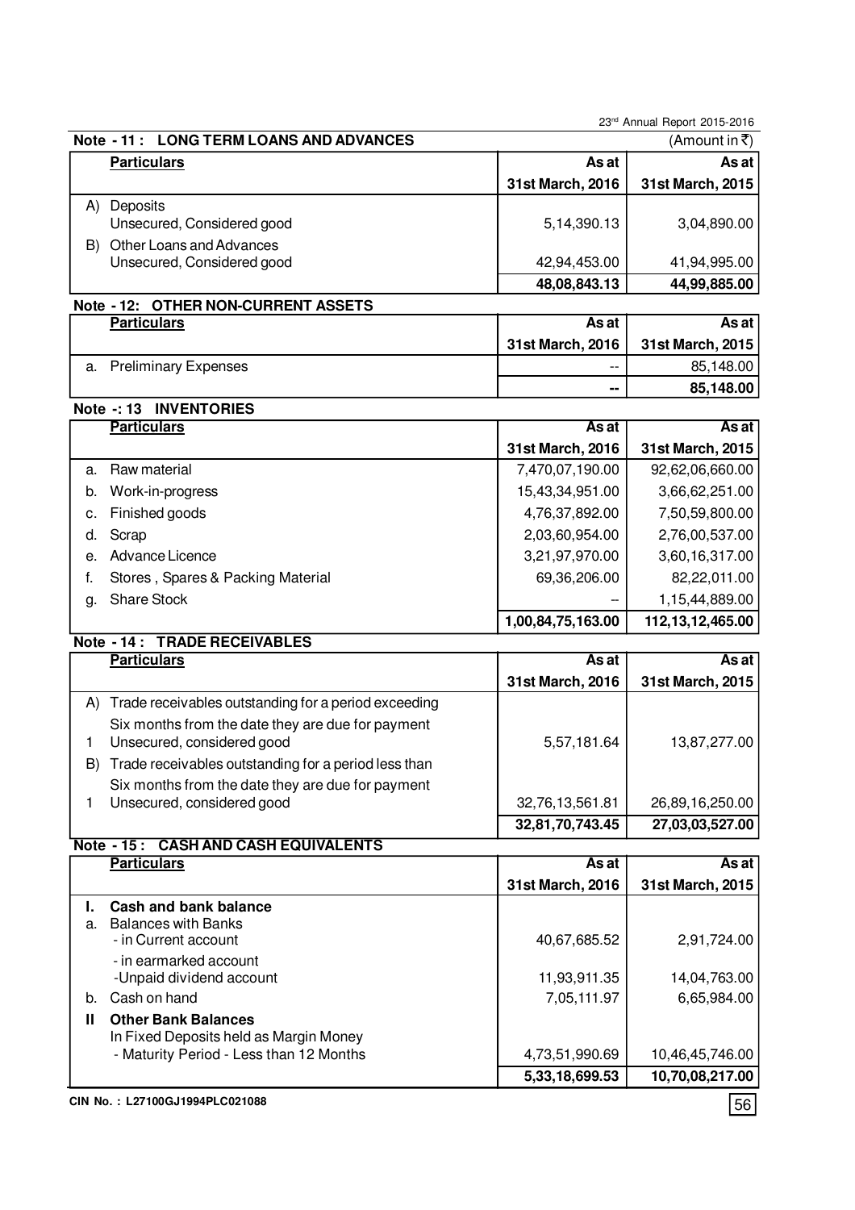## Note - 11 : LONG TERM LOANS AND ADVANCES

(Amount in ₹)

| | Particulars | As at 31st March, 2016 | As at 31st March, 2015 |
|---|---|---|---|
| A) | Deposits<br>Unsecured, Considered good | 5,14,390.13 | 3,04,890.00 |
| B) | Other Loans and Advances<br>Unsecured, Considered good | 42,94,453.00 | 41,94,995.00 |
| | | **48,08,843.13** | **44,99,885.00** |

## Note - 12: OTHER NON-CURRENT ASSETS

| | Particulars | As at 31st March, 2016 | As at 31st March, 2015 |
|---|---|---|---|
| a. | Preliminary Expenses | -- | 85,148.00 |
| | | **--** | **85,148.00** |

## Note -: 13 INVENTORIES

| | Particulars | As at 31st March, 2016 | As at 31st March, 2015 |
|---|---|---|---|
| a. | Raw material | 7,470,07,190.00 | 92,62,06,660.00 |
| b. | Work-in-progress | 15,43,34,951.00 | 3,66,62,251.00 |
| c. | Finished goods | 4,76,37,892.00 | 7,50,59,800.00 |
| d. | Scrap | 2,03,60,954.00 | 2,76,00,537.00 |
| e. | Advance Licence | 3,21,97,970.00 | 3,60,16,317.00 |
| f. | Stores , Spares & Packing Material | 69,36,206.00 | 82,22,011.00 |
| g. | Share Stock | -- | 1,15,44,889.00 |
| | | **1,00,84,75,163.00** | **112,13,12,465.00** |

## Note - 14 : TRADE RECEIVABLES

| | Particulars | As at 31st March, 2016 | As at 31st March, 2015 |
|---|---|---|---|
| A) | Trade receivables outstanding for a period exceeding Six months from the date they are due for payment | | |
| 1 | Unsecured, considered good | 5,57,181.64 | 13,87,277.00 |
| B) | Trade receivables outstanding for a period less than Six months from the date they are due for payment | | |
| 1 | Unsecured, considered good | 32,76,13,561.81 | 26,89,16,250.00 |
| | | **32,81,70,743.45** | **27,03,03,527.00** |

## Note - 15 : CASH AND CASH EQUIVALENTS

| | Particulars | As at 31st March, 2016 | As at 31st March, 2015 |
|---|---|---|---|
| **I.** | **Cash and bank balance** | | |
| a. | Balances with Banks<br>- in Current account | 40,67,685.52 | 2,91,724.00 |
| | - in earmarked account<br>-Unpaid dividend account | 11,93,911.35 | 14,04,763.00 |
| b. | Cash on hand | 7,05,111.97 | 6,65,984.00 |
| **II** | **Other Bank Balances**<br>In Fixed Deposits held as Margin Money<br>- Maturity Period - Less than 12 Months | 4,73,51,990.69 | 10,46,45,746.00 |
| | | **5,33,18,699.53** | **10,70,08,217.00** |

CIN No. : L27100GJ1994PLC021088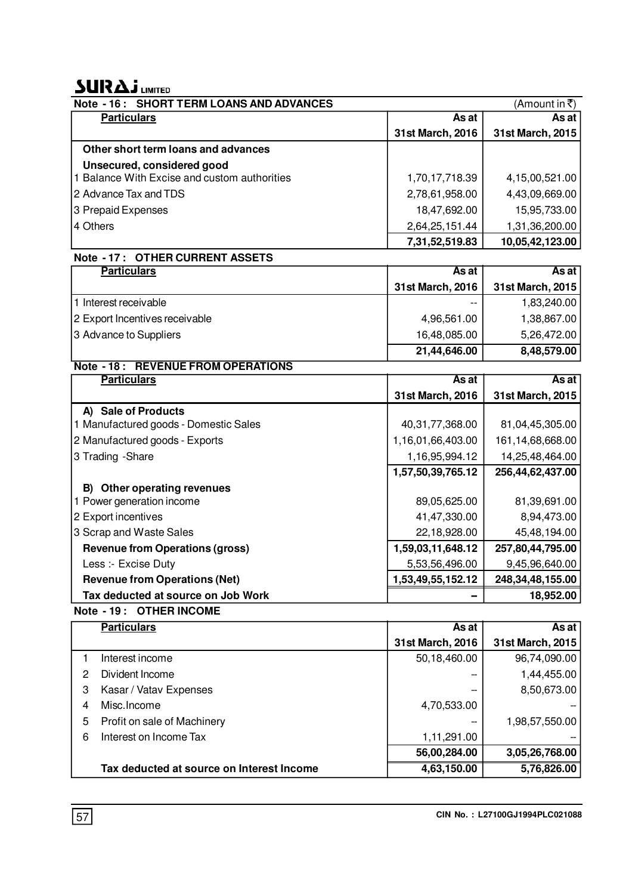### Note - 16 : SHORT TERM LOANS AND ADVANCES

(Amount in ₹)

| Particulars | As at 31st March, 2016 | As at 31st March, 2015 |
|---|---|---|
| **Other short term loans and advances** | | |
| **Unsecured, considered good** | | |
| 1 Balance With Excise and custom authorities | 1,70,17,718.39 | 4,15,00,521.00 |
| 2 Advance Tax and TDS | 2,78,61,958.00 | 4,43,09,669.00 |
| 3 Prepaid Expenses | 18,47,692.00 | 15,95,733.00 |
| 4 Others | 2,64,25,151.44 | 1,31,36,200.00 |
| | **7,31,52,519.83** | **10,05,42,123.00** |

### Note - 17 : OTHER CURRENT ASSETS

| Particulars | As at 31st March, 2016 | As at 31st March, 2015 |
|---|---|---|
| 1 Interest receivable | -- | 1,83,240.00 |
| 2 Export Incentives receivable | 4,96,561.00 | 1,38,867.00 |
| 3 Advance to Suppliers | 16,48,085.00 | 5,26,472.00 |
| | **21,44,646.00** | **8,48,579.00** |

### Note - 18 : REVENUE FROM OPERATIONS

| Particulars | As at 31st March, 2016 | As at 31st March, 2015 |
|---|---|---|
| **A) Sale of Products** | | |
| 1 Manufactured goods - Domestic Sales | 40,31,77,368.00 | 81,04,45,305.00 |
| 2 Manufactured goods - Exports | 1,16,01,66,403.00 | 161,14,68,668.00 |
| 3 Trading -Share | 1,16,95,994.12 | 14,25,48,464.00 |
| | **1,57,50,39,765.12** | **256,44,62,437.00** |
| **B) Other operating revenues** | | |
| 1 Power generation income | 89,05,625.00 | 81,39,691.00 |
| 2 Export incentives | 41,47,330.00 | 8,94,473.00 |
| 3 Scrap and Waste Sales | 22,18,928.00 | 45,48,194.00 |
| **Revenue from Operations (gross)** | **1,59,03,11,648.12** | **257,80,44,795.00** |
| Less :- Excise Duty | 5,53,56,496.00 | 9,45,96,640.00 |
| **Revenue from Operations (Net)** | **1,53,49,55,152.12** | **248,34,48,155.00** |
| **Tax deducted at source on Job Work** | **–** | **18,952.00** |

### Note - 19 : OTHER INCOME

| | Particulars | As at 31st March, 2016 | As at 31st March, 2015 |
|---|---|---|---|
| 1 | Interest income | 50,18,460.00 | 96,74,090.00 |
| 2 | Divident Income | -- | 1,44,455.00 |
| 3 | Kasar / Vatav Expenses | -- | 8,50,673.00 |
| 4 | Misc.Income | 4,70,533.00 | -- |
| 5 | Profit on sale of Machinery | -- | 1,98,57,550.00 |
| 6 | Interest on Income Tax | 1,11,291.00 | -- |
| | | **56,00,284.00** | **3,05,26,768.00** |
| | **Tax deducted at source on Interest Income** | **4,63,150.00** | **5,76,826.00** |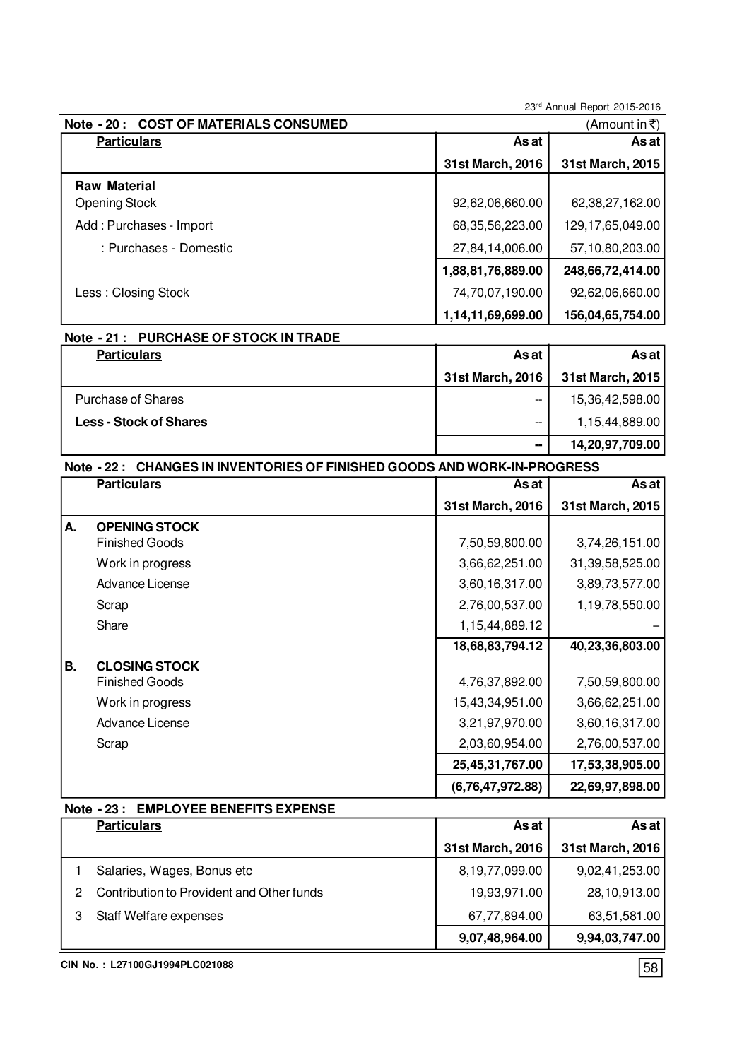## Note - 20 : COST OF MATERIALS CONSUMED

(Amount in ₹)

| Particulars | As at 31st March, 2016 | As at 31st March, 2015 |
|---|---|---|
| **Raw Material** | | |
| Opening Stock | 92,62,06,660.00 | 62,38,27,162.00 |
| Add : Purchases - Import | 68,35,56,223.00 | 129,17,65,049.00 |
| : Purchases - Domestic | 27,84,14,006.00 | 57,10,80,203.00 |
| | **1,88,81,76,889.00** | **248,66,72,414.00** |
| Less : Closing Stock | 74,70,07,190.00 | 92,62,06,660.00 |
| | **1,14,11,69,699.00** | **156,04,65,754.00** |

## Note - 21 : PURCHASE OF STOCK IN TRADE

| Particulars | As at 31st March, 2016 | As at 31st March, 2015 |
|---|---|---|
| Purchase of Shares | -- | 15,36,42,598.00 |
| **Less - Stock of Shares** | -- | 1,15,44,889.00 |
| | **–** | **14,20,97,709.00** |

## Note - 22 : CHANGES IN INVENTORIES OF FINISHED GOODS AND WORK-IN-PROGRESS

| | Particulars | As at 31st March, 2016 | As at 31st March, 2015 |
|---|---|---|---|
| **A.** | **OPENING STOCK** | | |
| | Finished Goods | 7,50,59,800.00 | 3,74,26,151.00 |
| | Work in progress | 3,66,62,251.00 | 31,39,58,525.00 |
| | Advance License | 3,60,16,317.00 | 3,89,73,577.00 |
| | Scrap | 2,76,00,537.00 | 1,19,78,550.00 |
| | Share | 1,15,44,889.12 | -- |
| | | **18,68,83,794.12** | **40,23,36,803.00** |
| **B.** | **CLOSING STOCK** | | |
| | Finished Goods | 4,76,37,892.00 | 7,50,59,800.00 |
| | Work in progress | 15,43,34,951.00 | 3,66,62,251.00 |
| | Advance License | 3,21,97,970.00 | 3,60,16,317.00 |
| | Scrap | 2,03,60,954.00 | 2,76,00,537.00 |
| | | **25,45,31,767.00** | **17,53,38,905.00** |
| | | **(6,76,47,972.88)** | **22,69,97,898.00** |

## Note - 23 : EMPLOYEE BENEFITS EXPENSE

| | Particulars | As at 31st March, 2016 | As at 31st March, 2016 |
|---|---|---|---|
| 1 | Salaries, Wages, Bonus etc | 8,19,77,099.00 | 9,02,41,253.00 |
| 2 | Contribution to Provident and Other funds | 19,93,971.00 | 28,10,913.00 |
| 3 | Staff Welfare expenses | 67,77,894.00 | 63,51,581.00 |
| | | **9,07,48,964.00** | **9,94,03,747.00** |

CIN No. : L27100GJ1994PLC021088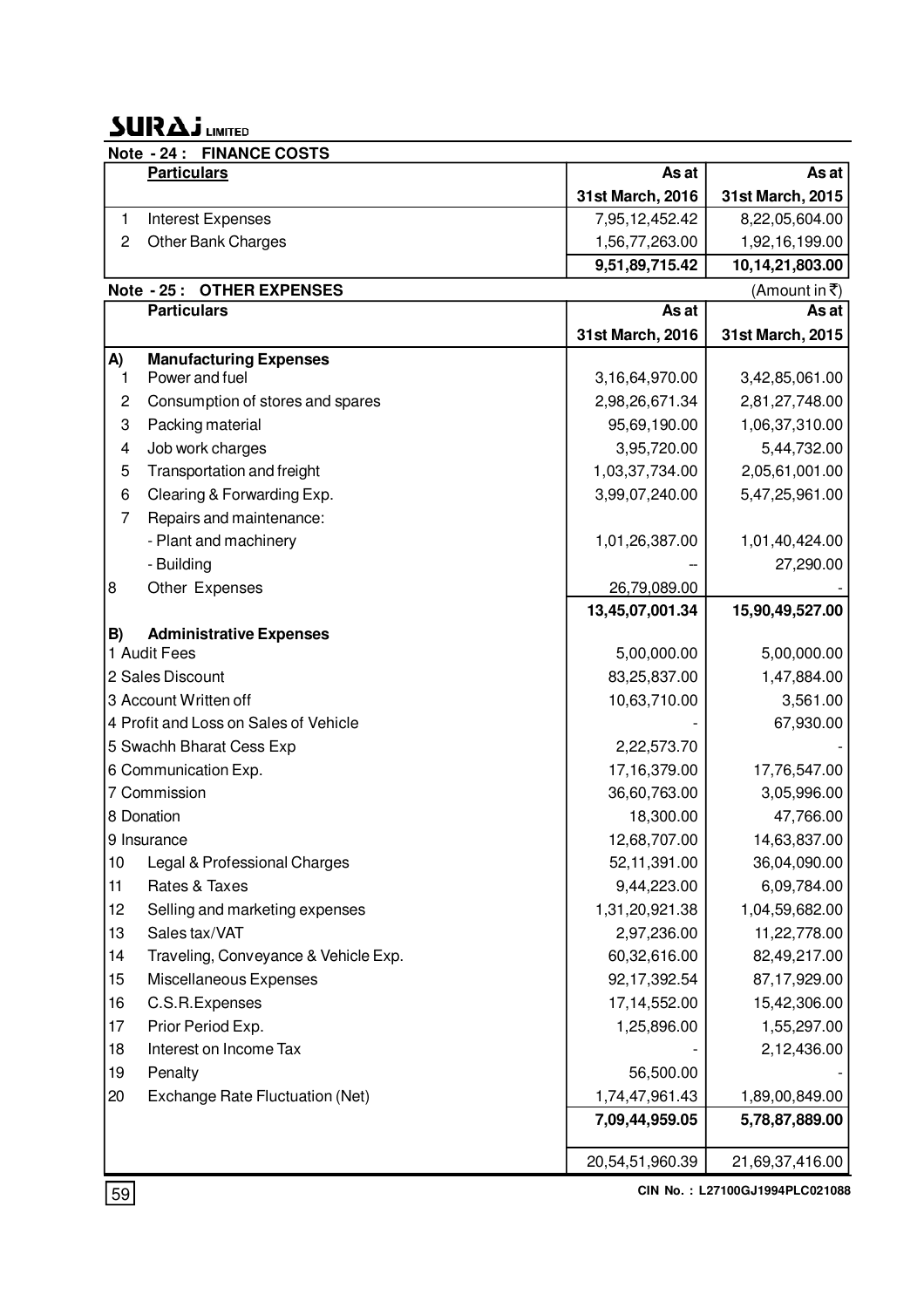## Note - 24 : FINANCE COSTS

| | Particulars | As at 31st March, 2016 | As at 31st March, 2015 |
|---|---|---|---|
| 1 | Interest Expenses | 7,95,12,452.42 | 8,22,05,604.00 |
| 2 | Other Bank Charges | 1,56,77,263.00 | 1,92,16,199.00 |
| | | **9,51,89,715.42** | **10,14,21,803.00** |

## Note - 25 : OTHER EXPENSES

(Amount in ₹)

| | Particulars | As at 31st March, 2016 | As at 31st March, 2015 |
|---|---|---|---|
| **A)** | **Manufacturing Expenses** | | |
| 1 | Power and fuel | 3,16,64,970.00 | 3,42,85,061.00 |
| 2 | Consumption of stores and spares | 2,98,26,671.34 | 2,81,27,748.00 |
| 3 | Packing material | 95,69,190.00 | 1,06,37,310.00 |
| 4 | Job work charges | 3,95,720.00 | 5,44,732.00 |
| 5 | Transportation and freight | 1,03,37,734.00 | 2,05,61,001.00 |
| 6 | Clearing & Forwarding Exp. | 3,99,07,240.00 | 5,47,25,961.00 |
| 7 | Repairs and maintenance: | | |
| | - Plant and machinery | 1,01,26,387.00 | 1,01,40,424.00 |
| | - Building | -- | 27,290.00 |
| 8 | Other Expenses | 26,79,089.00 | - |
| | | **13,45,07,001.34** | **15,90,49,527.00** |
| **B)** | **Administrative Expenses** | | |
| 1 | Audit Fees | 5,00,000.00 | 5,00,000.00 |
| 2 | Sales Discount | 83,25,837.00 | 1,47,884.00 |
| 3 | Account Written off | 10,63,710.00 | 3,561.00 |
| 4 | Profit and Loss on Sales of Vehicle | - | 67,930.00 |
| 5 | Swachh Bharat Cess Exp | 2,22,573.70 | - |
| 6 | Communication Exp. | 17,16,379.00 | 17,76,547.00 |
| 7 | Commission | 36,60,763.00 | 3,05,996.00 |
| 8 | Donation | 18,300.00 | 47,766.00 |
| 9 | Insurance | 12,68,707.00 | 14,63,837.00 |
| 10 | Legal & Professional Charges | 52,11,391.00 | 36,04,090.00 |
| 11 | Rates & Taxes | 9,44,223.00 | 6,09,784.00 |
| 12 | Selling and marketing expenses | 1,31,20,921.38 | 1,04,59,682.00 |
| 13 | Sales tax/VAT | 2,97,236.00 | 11,22,778.00 |
| 14 | Traveling, Conveyance & Vehicle Exp. | 60,32,616.00 | 82,49,217.00 |
| 15 | Miscellaneous Expenses | 92,17,392.54 | 87,17,929.00 |
| 16 | C.S.R.Expenses | 17,14,552.00 | 15,42,306.00 |
| 17 | Prior Period Exp. | 1,25,896.00 | 1,55,297.00 |
| 18 | Interest on Income Tax | - | 2,12,436.00 |
| 19 | Penalty | 56,500.00 | - |
| 20 | Exchange Rate Fluctuation (Net) | 1,74,47,961.43 | 1,89,00,849.00 |
| | | **7,09,44,959.05** | **5,78,87,889.00** |
| | | 20,54,51,960.39 | 21,69,37,416.00 |

CIN No. : L27100GJ1994PLC021088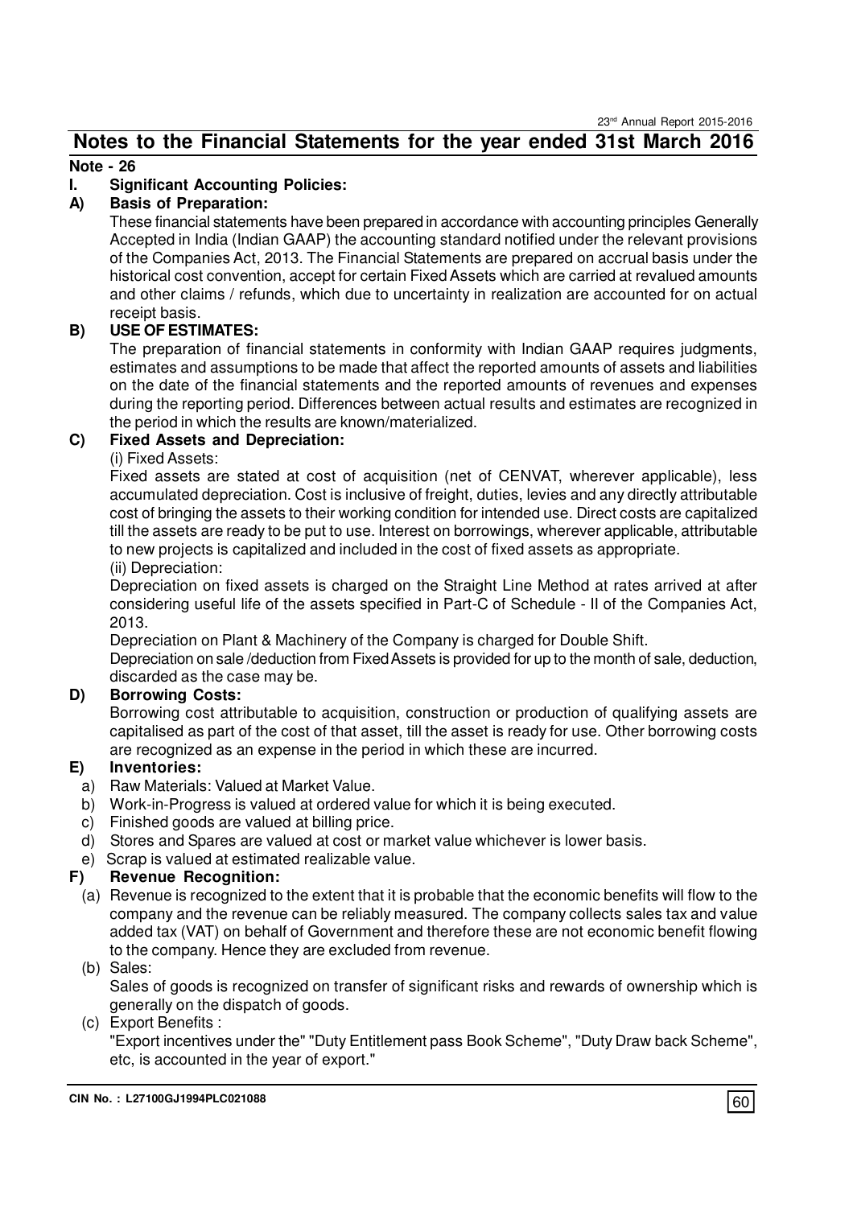# Notes to the Financial Statements for the year ended 31st March 2016

**Note - 26**

**I. Significant Accounting Policies:**

**A) Basis of Preparation:**

These financial statements have been prepared in accordance with accounting principles Generally Accepted in India (Indian GAAP) the accounting standard notified under the relevant provisions of the Companies Act, 2013. The Financial Statements are prepared on accrual basis under the historical cost convention, accept for certain Fixed Assets which are carried at revalued amounts and other claims / refunds, which due to uncertainty in realization are accounted for on actual receipt basis.

**B) USE OF ESTIMATES:**

The preparation of financial statements in conformity with Indian GAAP requires judgments, estimates and assumptions to be made that affect the reported amounts of assets and liabilities on the date of the financial statements and the reported amounts of revenues and expenses during the reporting period. Differences between actual results and estimates are recognized in the period in which the results are known/materialized.

**C) Fixed Assets and Depreciation:**

(i) Fixed Assets:

Fixed assets are stated at cost of acquisition (net of CENVAT, wherever applicable), less accumulated depreciation. Cost is inclusive of freight, duties, levies and any directly attributable cost of bringing the assets to their working condition for intended use. Direct costs are capitalized till the assets are ready to be put to use. Interest on borrowings, wherever applicable, attributable to new projects is capitalized and included in the cost of fixed assets as appropriate.

(ii) Depreciation:

Depreciation on fixed assets is charged on the Straight Line Method at rates arrived at after considering useful life of the assets specified in Part-C of Schedule - II of the Companies Act, 2013.

Depreciation on Plant & Machinery of the Company is charged for Double Shift.

Depreciation on sale /deduction from Fixed Assets is provided for up to the month of sale, deduction, discarded as the case may be.

**D) Borrowing Costs:**

Borrowing cost attributable to acquisition, construction or production of qualifying assets are capitalised as part of the cost of that asset, till the asset is ready for use. Other borrowing costs are recognized as an expense in the period in which these are incurred.

**E) Inventories:**

a) Raw Materials: Valued at Market Value.

b) Work-in-Progress is valued at ordered value for which it is being executed.

c) Finished goods are valued at billing price.

d) Stores and Spares are valued at cost or market value whichever is lower basis.

e) Scrap is valued at estimated realizable value.

**F) Revenue Recognition:**

(a) Revenue is recognized to the extent that it is probable that the economic benefits will flow to the company and the revenue can be reliably measured. The company collects sales tax and value added tax (VAT) on behalf of Government and therefore these are not economic benefit flowing to the company. Hence they are excluded from revenue.

(b) Sales:

Sales of goods is recognized on transfer of significant risks and rewards of ownership which is generally on the dispatch of goods.

(c) Export Benefits :

"Export incentives under the" "Duty Entitlement pass Book Scheme", "Duty Draw back Scheme", etc, is accounted in the year of export."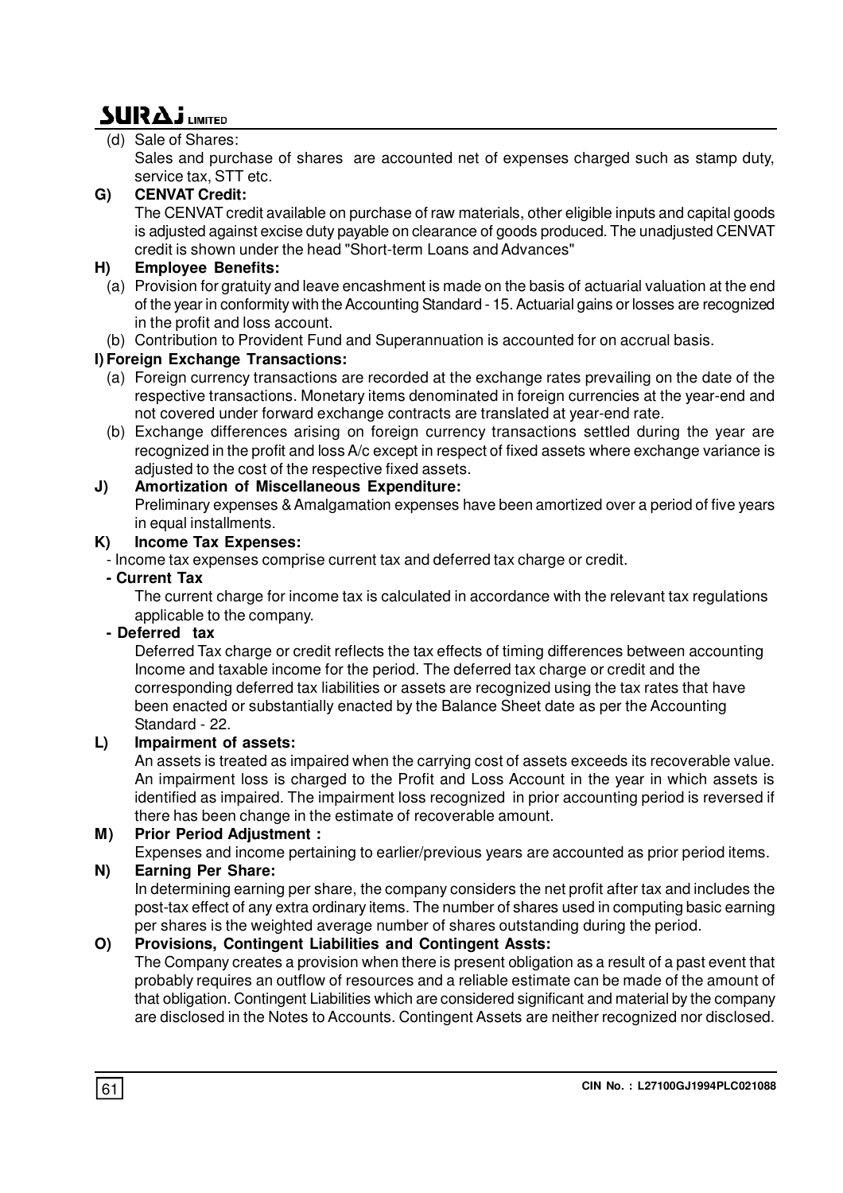(d) Sale of Shares:

Sales and purchase of shares are accounted net of expenses charged such as stamp duty, service tax, STT etc.

**G) CENVAT Credit:**

The CENVAT credit available on purchase of raw materials, other eligible inputs and capital goods is adjusted against excise duty payable on clearance of goods produced. The unadjusted CENVAT credit is shown under the head "Short-term Loans and Advances"

**H) Employee Benefits:**

(a) Provision for gratuity and leave encashment is made on the basis of actuarial valuation at the end of the year in conformity with the Accounting Standard - 15. Actuarial gains or losses are recognized in the profit and loss account.

(b) Contribution to Provident Fund and Superannuation is accounted for on accrual basis.

**I) Foreign Exchange Transactions:**

(a) Foreign currency transactions are recorded at the exchange rates prevailing on the date of the respective transactions. Monetary items denominated in foreign currencies at the year-end and not covered under forward exchange contracts are translated at year-end rate.

(b) Exchange differences arising on foreign currency transactions settled during the year are recognized in the profit and loss A/c except in respect of fixed assets where exchange variance is adjusted to the cost of the respective fixed assets.

**J) Amortization of Miscellaneous Expenditure:**

Preliminary expenses & Amalgamation expenses have been amortized over a period of five years in equal installments.

**K) Income Tax Expenses:**

- Income tax expenses comprise current tax and deferred tax charge or credit.

**- Current Tax**

The current charge for income tax is calculated in accordance with the relevant tax regulations applicable to the company.

**- Deferred tax**

Deferred Tax charge or credit reflects the tax effects of timing differences between accounting Income and taxable income for the period. The deferred tax charge or credit and the corresponding deferred tax liabilities or assets are recognized using the tax rates that have been enacted or substantially enacted by the Balance Sheet date as per the Accounting Standard - 22.

**L) Impairment of assets:**

An assets is treated as impaired when the carrying cost of assets exceeds its recoverable value. An impairment loss is charged to the Profit and Loss Account in the year in which assets is identified as impaired. The impairment loss recognized in prior accounting period is reversed if there has been change in the estimate of recoverable amount.

**M) Prior Period Adjustment :**

Expenses and income pertaining to earlier/previous years are accounted as prior period items.

**N) Earning Per Share:**

In determining earning per share, the company considers the net profit after tax and includes the post-tax effect of any extra ordinary items. The number of shares used in computing basic earning per shares is the weighted average number of shares outstanding during the period.

**O) Provisions, Contingent Liabilities and Contingent Assts:**

The Company creates a provision when there is present obligation as a result of a past event that probably requires an outflow of resources and a reliable estimate can be made of the amount of that obligation. Contingent Liabilities which are considered significant and material by the company are disclosed in the Notes to Accounts. Contingent Assets are neither recognized nor disclosed.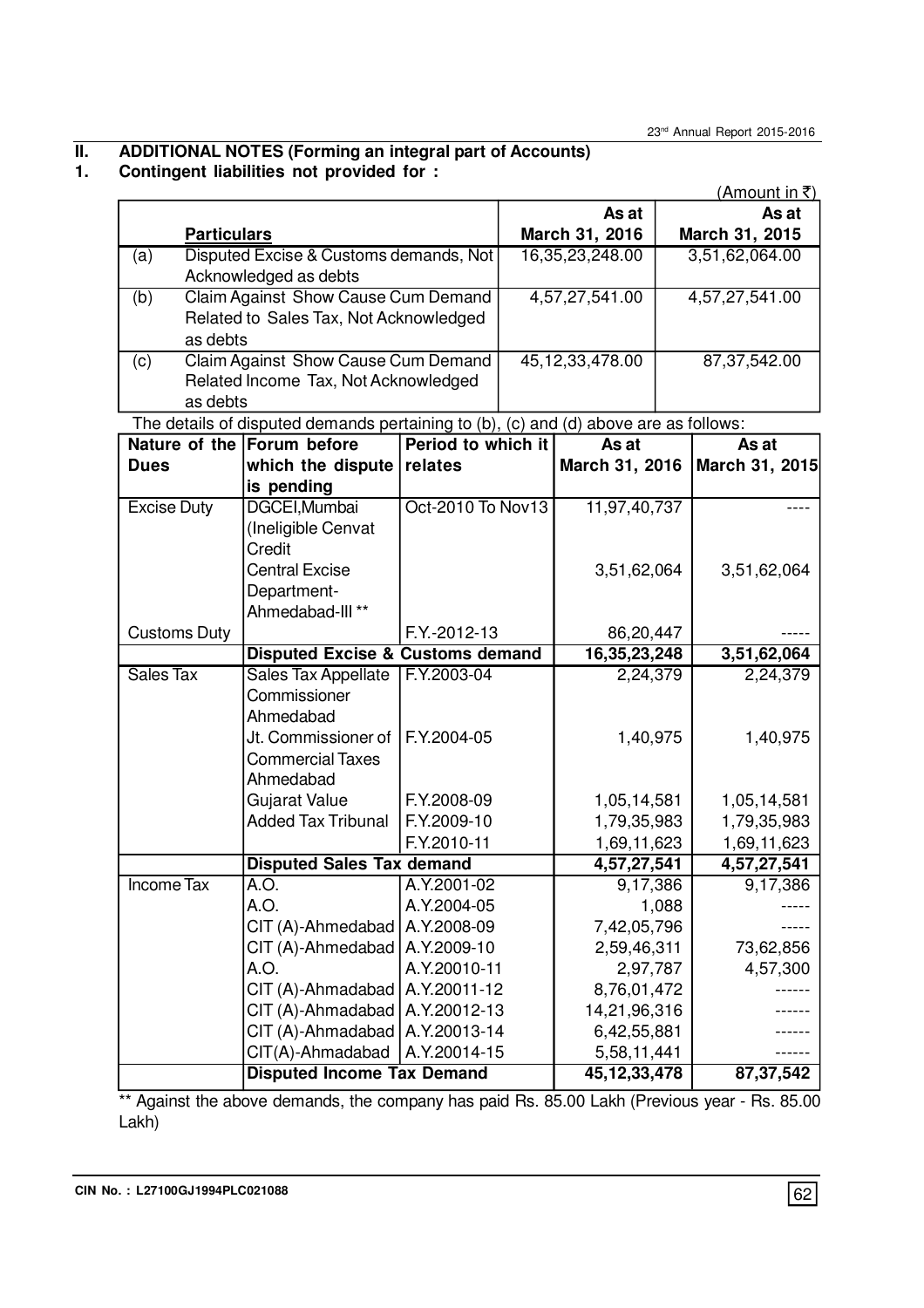## II. ADDITIONAL NOTES (Forming an integral part of Accounts)

### 1. Contingent liabilities not provided for :

(Amount in ₹)

| | Particulars | As at March 31, 2016 | As at March 31, 2015 |
|---|---|---|---|
| (a) | Disputed Excise & Customs demands, Not Acknowledged as debts | 16,35,23,248.00 | 3,51,62,064.00 |
| (b) | Claim Against Show Cause Cum Demand Related to Sales Tax, Not Acknowledged as debts | 4,57,27,541.00 | 4,57,27,541.00 |
| (c) | Claim Against Show Cause Cum Demand Related Income Tax, Not Acknowledged as debts | 45,12,33,478.00 | 87,37,542.00 |

The details of disputed demands pertaining to (b), (c) and (d) above are as follows:

| Nature of the Dues | Forum before which the dispute is pending | Period to which it relates | As at March 31, 2016 | As at March 31, 2015 |
|---|---|---|---|---|
| Excise Duty | DGCEI,Mumbai (Ineligible Cenvat Credit | Oct-2010 To Nov13 | 11,97,40,737 | ---- |
| | Central Excise Department- Ahmedabad-III ** | | 3,51,62,064 | 3,51,62,064 |
| Customs Duty | | F.Y.-2012-13 | 86,20,447 | ----- |
| | **Disputed Excise & Customs demand** | | **16,35,23,248** | **3,51,62,064** |
| Sales Tax | Sales Tax Appellate Commissioner Ahmedabad | F.Y.2003-04 | 2,24,379 | 2,24,379 |
| | Jt. Commissioner of Commercial Taxes Ahmedabad | F.Y.2004-05 | 1,40,975 | 1,40,975 |
| | Gujarat Value Added Tax Tribunal | F.Y.2008-09 | 1,05,14,581 | 1,05,14,581 |
| | | F.Y.2009-10 | 1,79,35,983 | 1,79,35,983 |
| | | F.Y.2010-11 | 1,69,11,623 | 1,69,11,623 |
| | **Disputed Sales Tax demand** | | **4,57,27,541** | **4,57,27,541** |
| Income Tax | A.O. | A.Y.2001-02 | 9,17,386 | 9,17,386 |
| | A.O. | A.Y.2004-05 | 1,088 | ----- |
| | CIT (A)-Ahmedabad | A.Y.2008-09 | 7,42,05,796 | ----- |
| | CIT (A)-Ahmedabad | A.Y.2009-10 | 2,59,46,311 | 73,62,856 |
| | A.O. | A.Y.20010-11 | 2,97,787 | 4,57,300 |
| | CIT (A)-Ahmadabad | A.Y.20011-12 | 8,76,01,472 | ------ |
| | CIT (A)-Ahmadabad | A.Y.20012-13 | 14,21,96,316 | ------ |
| | CIT (A)-Ahmadabad | A.Y.20013-14 | 6,42,55,881 | ------ |
| | CIT(A)-Ahmadabad | A.Y.20014-15 | 5,58,11,441 | ------ |
| | **Disputed Income Tax Demand** | | **45,12,33,478** | **87,37,542** |

** Against the above demands, the company has paid Rs. 85.00 Lakh (Previous year - Rs. 85.00 Lakh)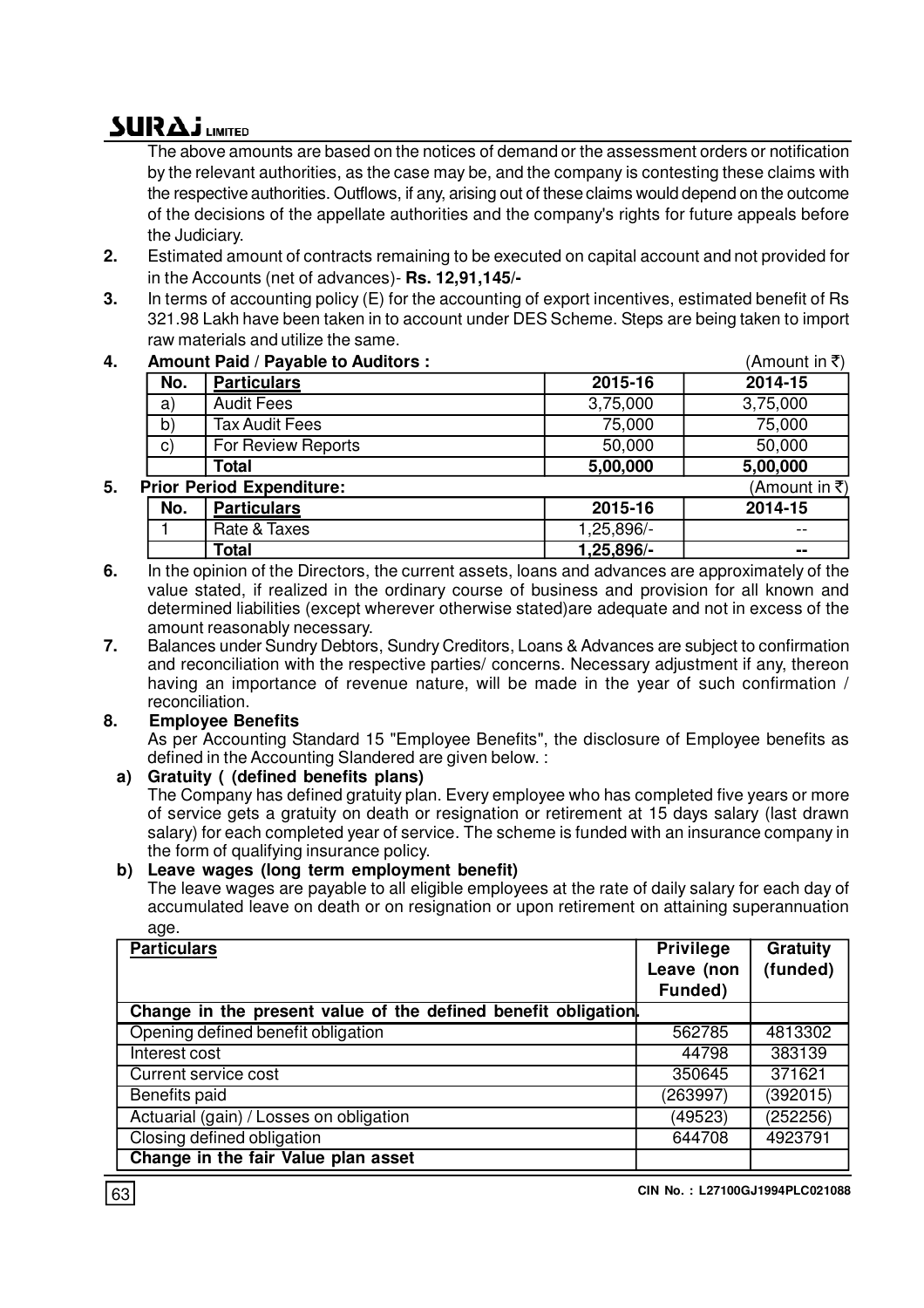The above amounts are based on the notices of demand or the assessment orders or notification by the relevant authorities, as the case may be, and the company is contesting these claims with the respective authorities. Outflows, if any, arising out of these claims would depend on the outcome of the decisions of the appellate authorities and the company's rights for future appeals before the Judiciary.

**2.** Estimated amount of contracts remaining to be executed on capital account and not provided for in the Accounts (net of advances)- **Rs. 12,91,145/-**

**3.** In terms of accounting policy (E) for the accounting of export incentives, estimated benefit of Rs 321.98 Lakh have been taken in to account under DES Scheme. Steps are being taken to import raw materials and utilize the same.

**4. Amount Paid / Payable to Auditors :** (Amount in ₹)

| No. | Particulars | 2015-16 | 2014-15 |
|---|---|---|---|
| a) | Audit Fees | 3,75,000 | 3,75,000 |
| b) | Tax Audit Fees | 75,000 | 75,000 |
| c) | For Review Reports | 50,000 | 50,000 |
| | **Total** | **5,00,000** | **5,00,000** |

**5. Prior Period Expenditure:** (Amount in ₹)

| No. | Particulars | 2015-16 | 2014-15 |
|---|---|---|---|
| 1 | Rate & Taxes | 1,25,896/- | -- |
| | **Total** | **1,25,896/-** | **--** |

**6.** In the opinion of the Directors, the current assets, loans and advances are approximately of the value stated, if realized in the ordinary course of business and provision for all known and determined liabilities (except wherever otherwise stated)are adequate and not in excess of the amount reasonably necessary.

**7.** Balances under Sundry Debtors, Sundry Creditors, Loans & Advances are subject to confirmation and reconciliation with the respective parties/ concerns. Necessary adjustment if any, thereon having an importance of revenue nature, will be made in the year of such confirmation / reconciliation.

**8. Employee Benefits**

As per Accounting Standard 15 "Employee Benefits", the disclosure of Employee benefits as defined in the Accounting Slandered are given below. :

**a) Gratuity ( (defined benefits plans)**

The Company has defined gratuity plan. Every employee who has completed five years or more of service gets a gratuity on death or resignation or retirement at 15 days salary (last drawn salary) for each completed year of service. The scheme is funded with an insurance company in the form of qualifying insurance policy.

**b) Leave wages (long term employment benefit)**

The leave wages are payable to all eligible employees at the rate of daily salary for each day of accumulated leave on death or on resignation or upon retirement on attaining superannuation age.

| Particulars | Privilege Leave (non Funded) | Gratuity (funded) |
|---|---|---|
| **Change in the present value of the defined benefit obligation.** | | |
| Opening defined benefit obligation | 562785 | 4813302 |
| Interest cost | 44798 | 383139 |
| Current service cost | 350645 | 371621 |
| Benefits paid | (263997) | (392015) |
| Actuarial (gain) / Losses on obligation | (49523) | (252256) |
| Closing defined obligation | 644708 | 4923791 |
| **Change in the fair Value plan asset** | | |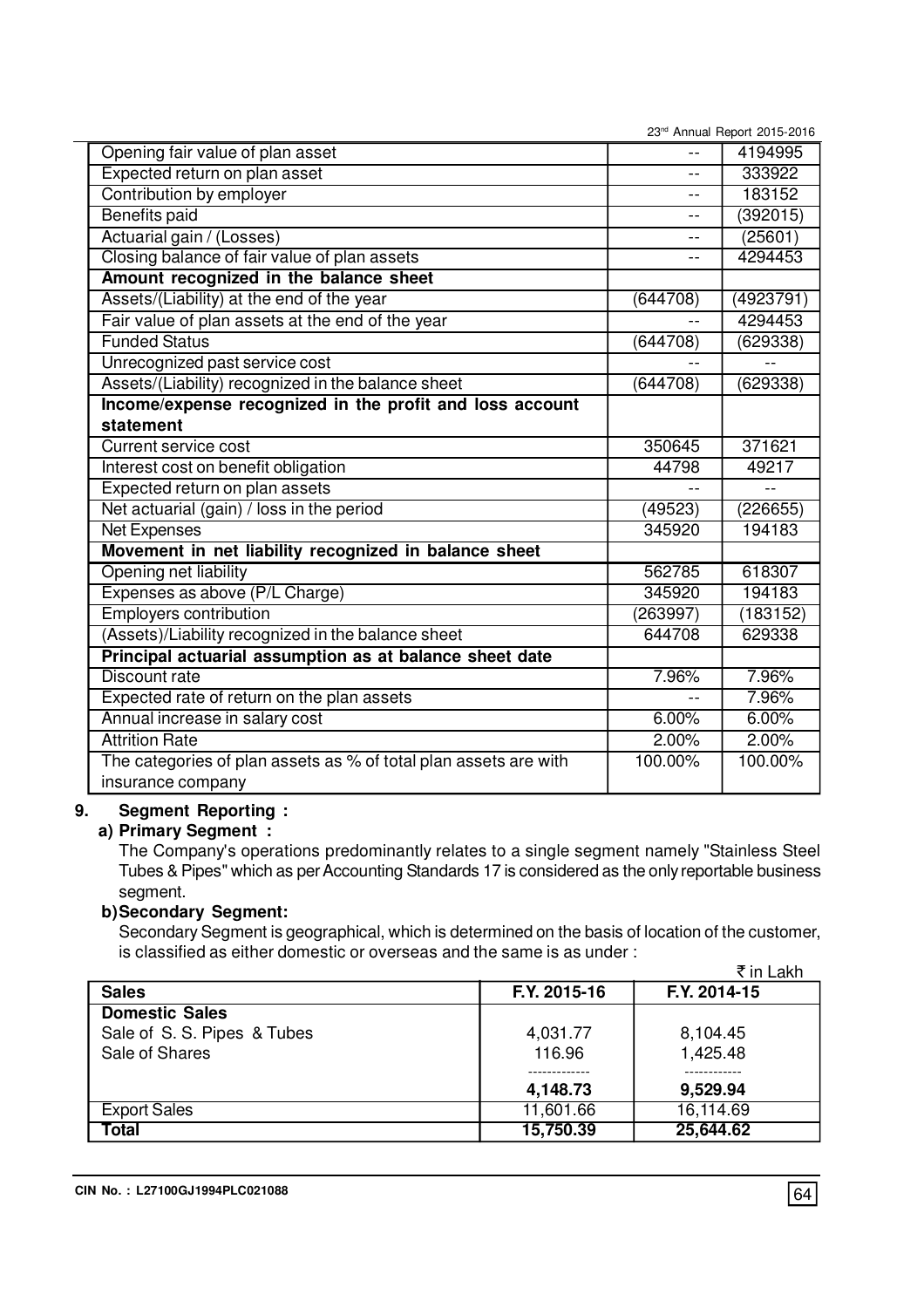| | | |
|---|---|---|
| Opening fair value of plan asset | -- | 4194995 |
| Expected return on plan asset | -- | 333922 |
| Contribution by employer | -- | 183152 |
| Benefits paid | -- | (392015) |
| Actuarial gain / (Losses) | -- | (25601) |
| Closing balance of fair value of plan assets | -- | 4294453 |
| **Amount recognized in the balance sheet** | | |
| Assets/(Liability) at the end of the year | (644708) | (4923791) |
| Fair value of plan assets at the end of the year | -- | 4294453 |
| Funded Status | (644708) | (629338) |
| Unrecognized past service cost | -- | -- |
| Assets/(Liability) recognized in the balance sheet | (644708) | (629338) |
| **Income/expense recognized in the profit and loss account statement** | | |
| Current service cost | 350645 | 371621 |
| Interest cost on benefit obligation | 44798 | 49217 |
| Expected return on plan assets | -- | -- |
| Net actuarial (gain) / loss in the period | (49523) | (226655) |
| Net Expenses | 345920 | 194183 |
| **Movement in net liability recognized in balance sheet** | | |
| Opening net liability | 562785 | 618307 |
| Expenses as above (P/L Charge) | 345920 | 194183 |
| Employers contribution | (263997) | (183152) |
| (Assets)/Liability recognized in the balance sheet | 644708 | 629338 |
| **Principal actuarial assumption as at balance sheet date** | | |
| Discount rate | 7.96% | 7.96% |
| Expected rate of return on the plan assets | -- | 7.96% |
| Annual increase in salary cost | 6.00% | 6.00% |
| Attrition Rate | 2.00% | 2.00% |
| The categories of plan assets as % of total plan assets are with insurance company | 100.00% | 100.00% |

**9. Segment Reporting :**

**a) Primary Segment :**

The Company's operations predominantly relates to a single segment namely "Stainless Steel Tubes & Pipes" which as per Accounting Standards 17 is considered as the only reportable business segment.

**b) Secondary Segment:**

Secondary Segment is geographical, which is determined on the basis of location of the customer, is classified as either domestic or overseas and the same is as under :

₹ in Lakh

| Sales | F.Y. 2015-16 | F.Y. 2014-15 |
|---|---|---|
| **Domestic Sales** | | |
| Sale of S. S. Pipes & Tubes | 4,031.77 | 8,104.45 |
| Sale of Shares | 116.96 | 1,425.48 |
| | **4,148.73** | **9,529.94** |
| Export Sales | 11,601.66 | 16,114.69 |
| **Total** | **15,750.39** | **25,644.62** |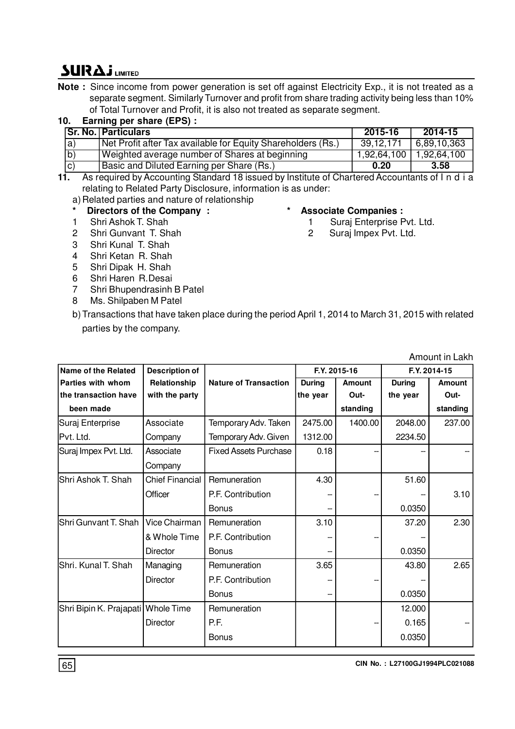**Note :** Since income from power generation is set off against Electricity Exp., it is not treated as a separate segment. Similarly Turnover and profit from share trading activity being less than 10% of Total Turnover and Profit, it is also not treated as separate segment.

**10. Earning per share (EPS) :**

| Sr. No. | Particulars | 2015-16 | 2014-15 |
|---|---|---|---|
| a) | Net Profit after Tax available for Equity Shareholders (Rs.) | 39,12,171 | 6,89,10,363 |
| b) | Weighted average number of Shares at beginning | 1,92,64,100 | 1,92,64,100 |
| c) | Basic and Diluted Earning per Share (Rs.) | **0.20** | **3.58** |

**11.** As required by Accounting Standard 18 issued by Institute of Chartered Accountants of I n d i a relating to Related Party Disclosure, information is as under:

a) Related parties and nature of relationship

\* **Directors of the Company :**

1. Shri Ashok T. Shah
2. Shri Gunvant T. Shah
3. Shri Kunal T. Shah
4. Shri Ketan R. Shah
5. Shri Dipak H. Shah
6. Shri Haren R.Desai
7. Shri Bhupendrasinh B Patel
8. Ms. Shilpaben M Patel

\* **Associate Companies :**

1. Suraj Enterprise Pvt. Ltd.
2. Suraj Impex Pvt. Ltd.

b) Transactions that have taken place during the period April 1, 2014 to March 31, 2015 with related parties by the company.

Amount in Lakh

| Name of the Related Parties with whom the transaction have been made | Description of Relationship with the party | Nature of Transaction | F.Y. 2015-16 | | F.Y. 2014-15 | |
|---|---|---|---|---|---|---|
| | | | During the year | Amount Out-standing | During the year | Amount Out-standing |
| Suraj Enterprise Pvt. Ltd. | Associate Company | Temporary Adv. Taken | 2475.00 | 1400.00 | 2048.00 | 237.00 |
| | | Temporary Adv. Given | 1312.00 | | 2234.50 | |
| Suraj Impex Pvt. Ltd. | Associate Company | Fixed Assets Purchase | 0.18 | -- | -- | -- |
| Shri Ashok T. Shah | Chief Financial Officer | Remuneration | 4.30 | | 51.60 | |
| | | P.F. Contribution | -- | -- | -- | 3.10 |
| | | Bonus | -- | | 0.0350 | |
| Shri Gunvant T. Shah | Vice Chairman & Whole Time Director | Remuneration | 3.10 | | 37.20 | 2.30 |
| | | P.F. Contribution | -- | -- | -- | |
| | | Bonus | -- | | 0.0350 | |
| Shri. Kunal T. Shah | Managing Director | Remuneration | 3.65 | | 43.80 | 2.65 |
| | | P.F. Contribution | -- | -- | -- | |
| | | Bonus | -- | | 0.0350 | |
| Shri Bipin K. Prajapati | Whole Time Director | Remuneration | | | 12.000 | |
| | | P.F. | | -- | 0.165 | -- |
| | | Bonus | | | 0.0350 | |

CIN No. : L27100GJ1994PLC021088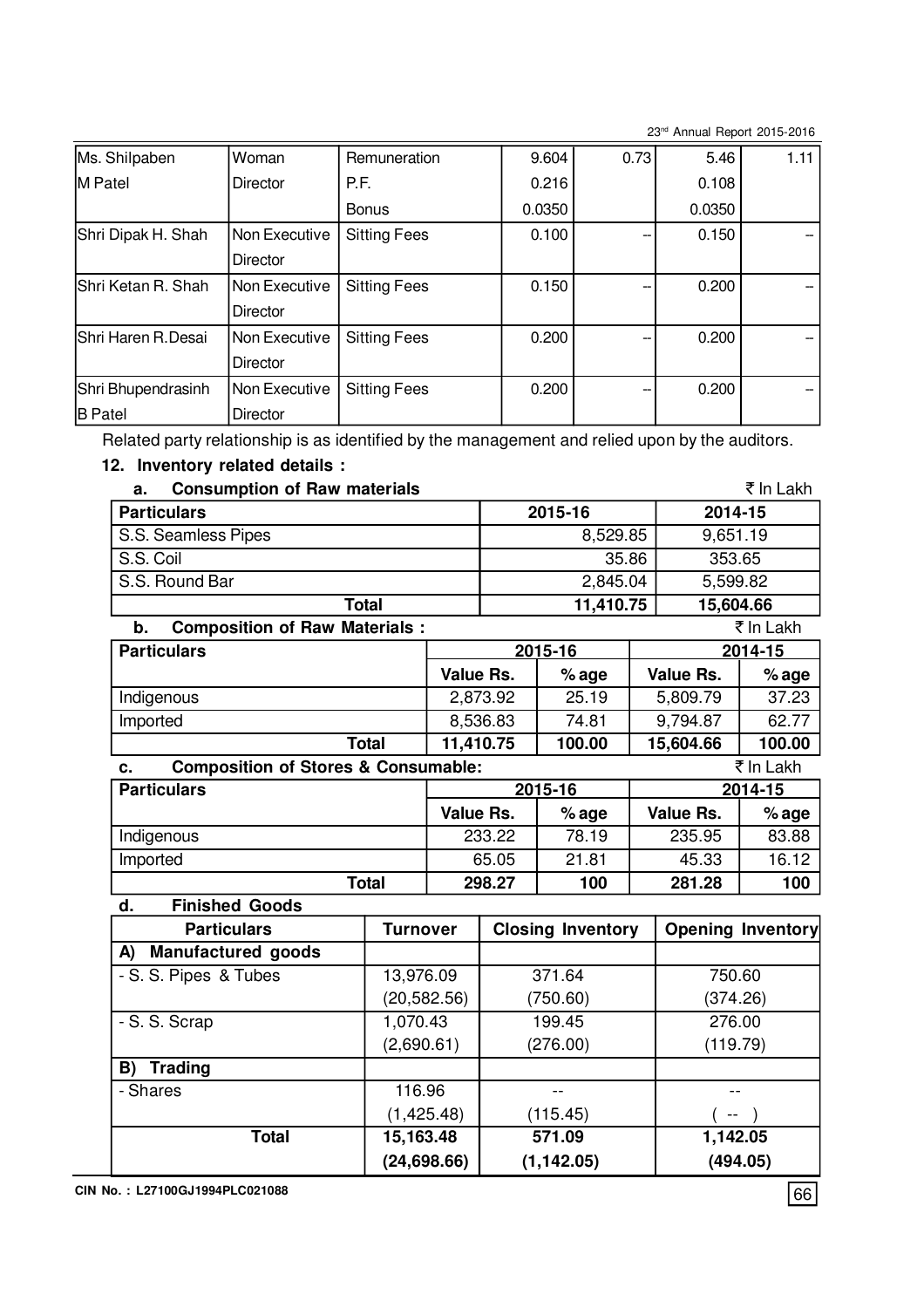| Ms. Shilpaben M Patel | Woman Director | Remuneration | 9.604 | 0.73 | 5.46 | 1.11 |
|---|---|---|---|---|---|---|
| | | P.F. | 0.216 | | 0.108 | |
| | | Bonus | 0.0350 | | 0.0350 | |
| Shri Dipak H. Shah | Non Executive Director | Sitting Fees | 0.100 | -- | 0.150 | -- |
| Shri Ketan R. Shah | Non Executive Director | Sitting Fees | 0.150 | -- | 0.200 | -- |
| Shri Haren R.Desai | Non Executive Director | Sitting Fees | 0.200 | -- | 0.200 | -- |
| Shri Bhupendrasinh B Patel | Non Executive Director | Sitting Fees | 0.200 | -- | 0.200 | -- |

Related party relationship is as identified by the management and relied upon by the auditors.

**12. Inventory related details :**

**a. Consumption of Raw materials** ₹ In Lakh

| Particulars | 2015-16 | 2014-15 |
|---|---|---|
| S.S. Seamless Pipes | 8,529.85 | 9,651.19 |
| S.S. Coil | 35.86 | 353.65 |
| S.S. Round Bar | 2,845.04 | 5,599.82 |
| **Total** | **11,410.75** | **15,604.66** |

**b. Composition of Raw Materials :** ₹ In Lakh

| Particulars | 2015-16 | | 2014-15 | |
|---|---|---|---|---|
| | Value Rs. | % age | Value Rs. | % age |
| Indigenous | 2,873.92 | 25.19 | 5,809.79 | 37.23 |
| Imported | 8,536.83 | 74.81 | 9,794.87 | 62.77 |
| **Total** | **11,410.75** | **100.00** | **15,604.66** | **100.00** |

**c. Composition of Stores & Consumable:** ₹ In Lakh

| Particulars | 2015-16 | | 2014-15 | |
|---|---|---|---|---|
| | Value Rs. | % age | Value Rs. | % age |
| Indigenous | 233.22 | 78.19 | 235.95 | 83.88 |
| Imported | 65.05 | 21.81 | 45.33 | 16.12 |
| **Total** | **298.27** | **100** | **281.28** | **100** |

**d. Finished Goods**

| Particulars | Turnover | Closing Inventory | Opening Inventory |
|---|---|---|---|
| **A) Manufactured goods** | | | |
| - S. S. Pipes & Tubes | 13,976.09<br>(20,582.56) | 371.64<br>(750.60) | 750.60<br>(374.26) |
| - S. S. Scrap | 1,070.43<br>(2,690.61) | 199.45<br>(276.00) | 276.00<br>(119.79) |
| **B) Trading** | | | |
| - Shares | 116.96<br>(1,425.48) | --<br>(115.45) | --<br>( -- ) |
| **Total** | **15,163.48<br>(24,698.66)** | **571.09<br>(1,142.05)** | **1,142.05<br>(494.05)** |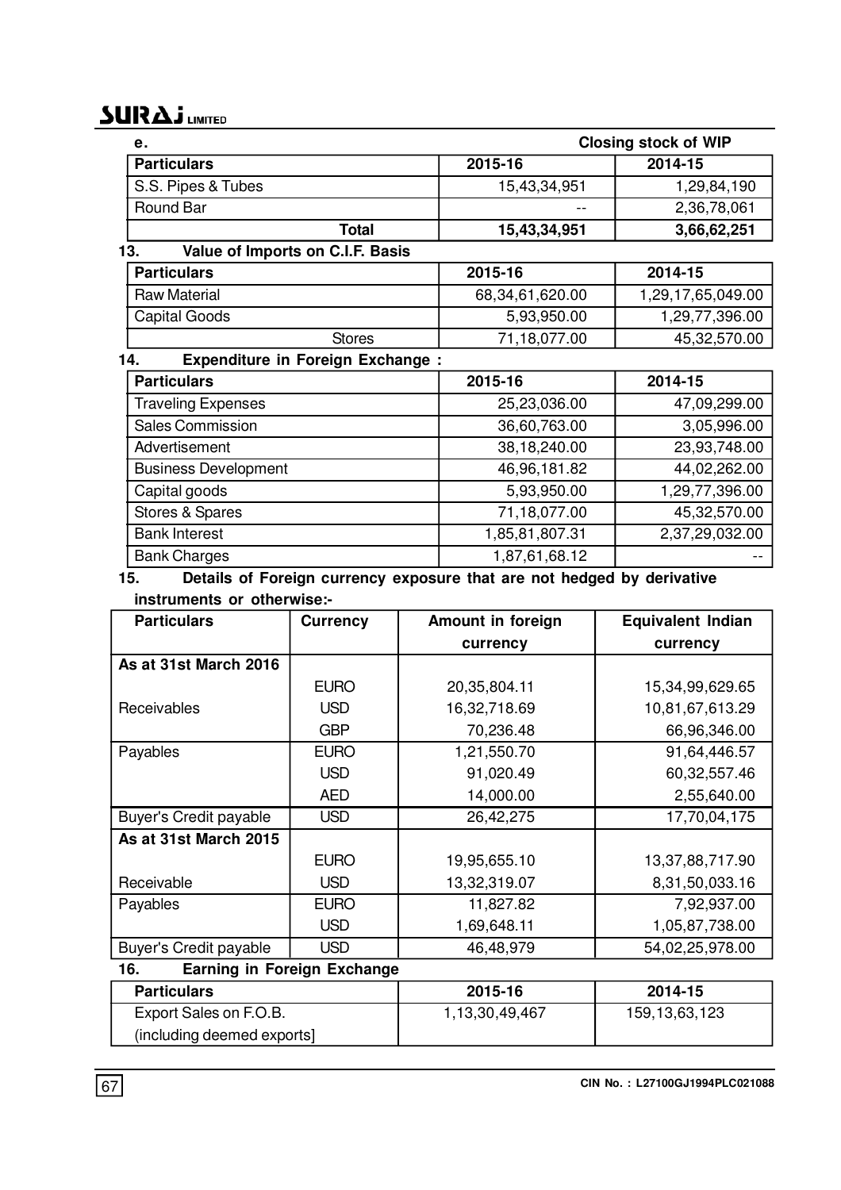e. **Closing stock of WIP**

| Particulars | 2015-16 | 2014-15 |
|---|---|---|
| S.S. Pipes & Tubes | 15,43,34,951 | 1,29,84,190 |
| Round Bar | -- | 2,36,78,061 |
| **Total** | **15,43,34,951** | **3,66,62,251** |

**13. Value of Imports on C.I.F. Basis**

| Particulars | 2015-16 | 2014-15 |
|---|---|---|
| Raw Material | 68,34,61,620.00 | 1,29,17,65,049.00 |
| Capital Goods | 5,93,950.00 | 1,29,77,396.00 |
| Stores | 71,18,077.00 | 45,32,570.00 |

**14. Expenditure in Foreign Exchange :**

| Particulars | 2015-16 | 2014-15 |
|---|---|---|
| Traveling Expenses | 25,23,036.00 | 47,09,299.00 |
| Sales Commission | 36,60,763.00 | 3,05,996.00 |
| Advertisement | 38,18,240.00 | 23,93,748.00 |
| Business Development | 46,96,181.82 | 44,02,262.00 |
| Capital goods | 5,93,950.00 | 1,29,77,396.00 |
| Stores & Spares | 71,18,077.00 | 45,32,570.00 |
| Bank Interest | 1,85,81,807.31 | 2,37,29,032.00 |
| Bank Charges | 1,87,61,68.12 | -- |

**15. Details of Foreign currency exposure that are not hedged by derivative instruments or otherwise:-**

| Particulars | Currency | Amount in foreign currency | Equivalent Indian currency |
|---|---|---|---|
| **As at 31st March 2016** | | | |
| | EURO | 20,35,804.11 | 15,34,99,629.65 |
| Receivables | USD | 16,32,718.69 | 10,81,67,613.29 |
| | GBP | 70,236.48 | 66,96,346.00 |
| Payables | EURO | 1,21,550.70 | 91,64,446.57 |
| | USD | 91,020.49 | 60,32,557.46 |
| | AED | 14,000.00 | 2,55,640.00 |
| Buyer's Credit payable | USD | 26,42,275 | 17,70,04,175 |
| **As at 31st March 2015** | | | |
| | EURO | 19,95,655.10 | 13,37,88,717.90 |
| Receivable | USD | 13,32,319.07 | 8,31,50,033.16 |
| Payables | EURO | 11,827.82 | 7,92,937.00 |
| | USD | 1,69,648.11 | 1,05,87,738.00 |
| Buyer's Credit payable | USD | 46,48,979 | 54,02,25,978.00 |

**16. Earning in Foreign Exchange**

| Particulars | 2015-16 | 2014-15 |
|---|---|---|
| Export Sales on F.O.B. (including deemed exports] | 1,13,30,49,467 | 159,13,63,123 |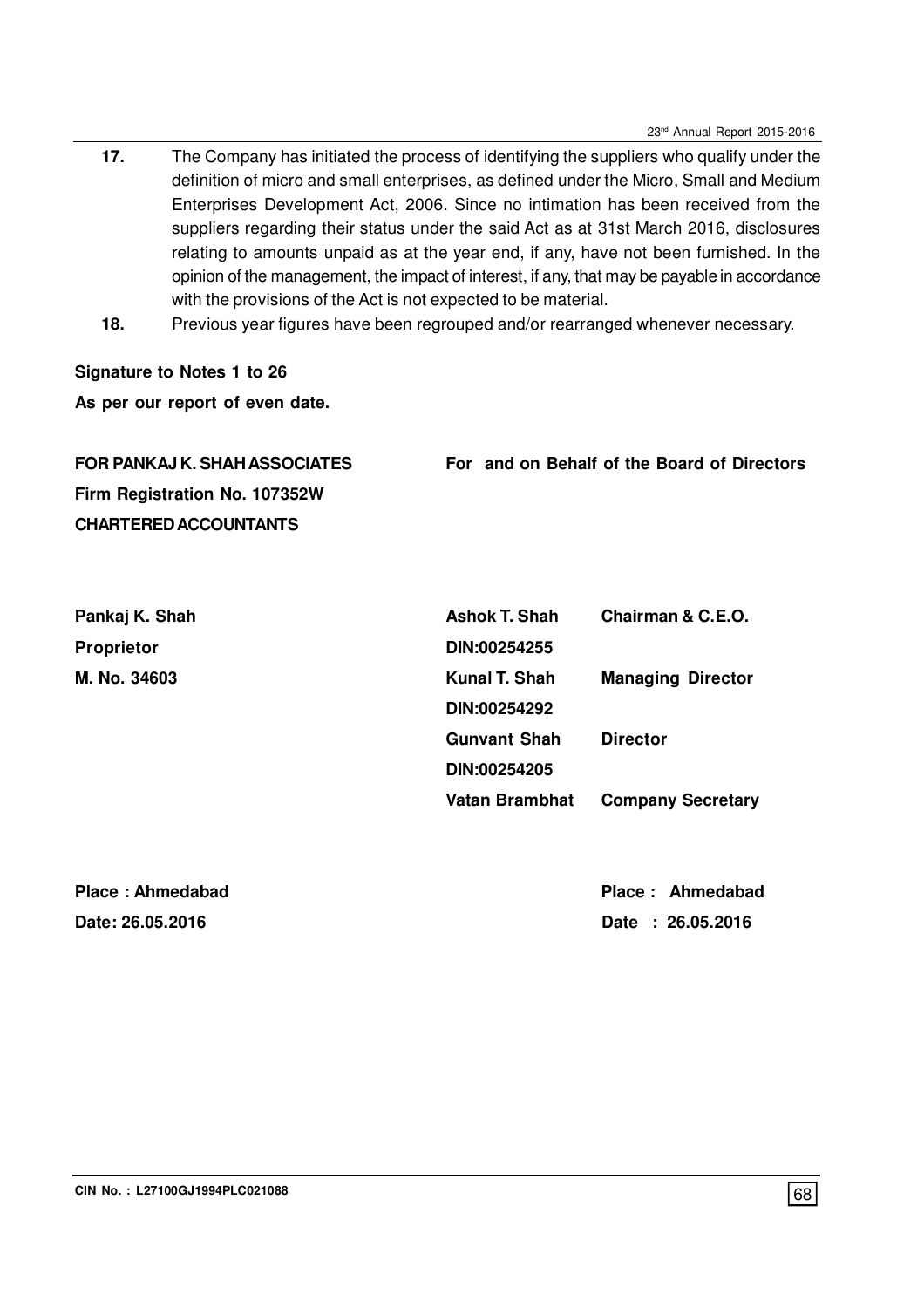**17.** The Company has initiated the process of identifying the suppliers who qualify under the definition of micro and small enterprises, as defined under the Micro, Small and Medium Enterprises Development Act, 2006. Since no intimation has been received from the suppliers regarding their status under the said Act as at 31st March 2016, disclosures relating to amounts unpaid as at the year end, if any, have not been furnished. In the opinion of the management, the impact of interest, if any, that may be payable in accordance with the provisions of the Act is not expected to be material.

**18.** Previous year figures have been regrouped and/or rearranged whenever necessary.

**Signature to Notes 1 to 26**

**As per our report of even date.**

**FOR PANKAJ K. SHAH ASSOCIATES**
**Firm Registration No. 107352W**
**CHARTERED ACCOUNTANTS**

**Pankaj K. Shah**
**Proprietor**
**M. No. 34603**

**Place : Ahmedabad**
**Date: 26.05.2016**

**For and on Behalf of the Board of Directors**

| | |
|---|---|
| **Ashok T. Shah** | **Chairman & C.E.O.** |
| **DIN:00254255** | |
| **Kunal T. Shah** | **Managing Director** |
| **DIN:00254292** | |
| **Gunvant Shah** | **Director** |
| **DIN:00254205** | |
| **Vatan Brambhat** | **Company Secretary** |

**Place : Ahmedabad**
**Date : 26.05.2016**

**CIN No. : L27100GJ1994PLC021088**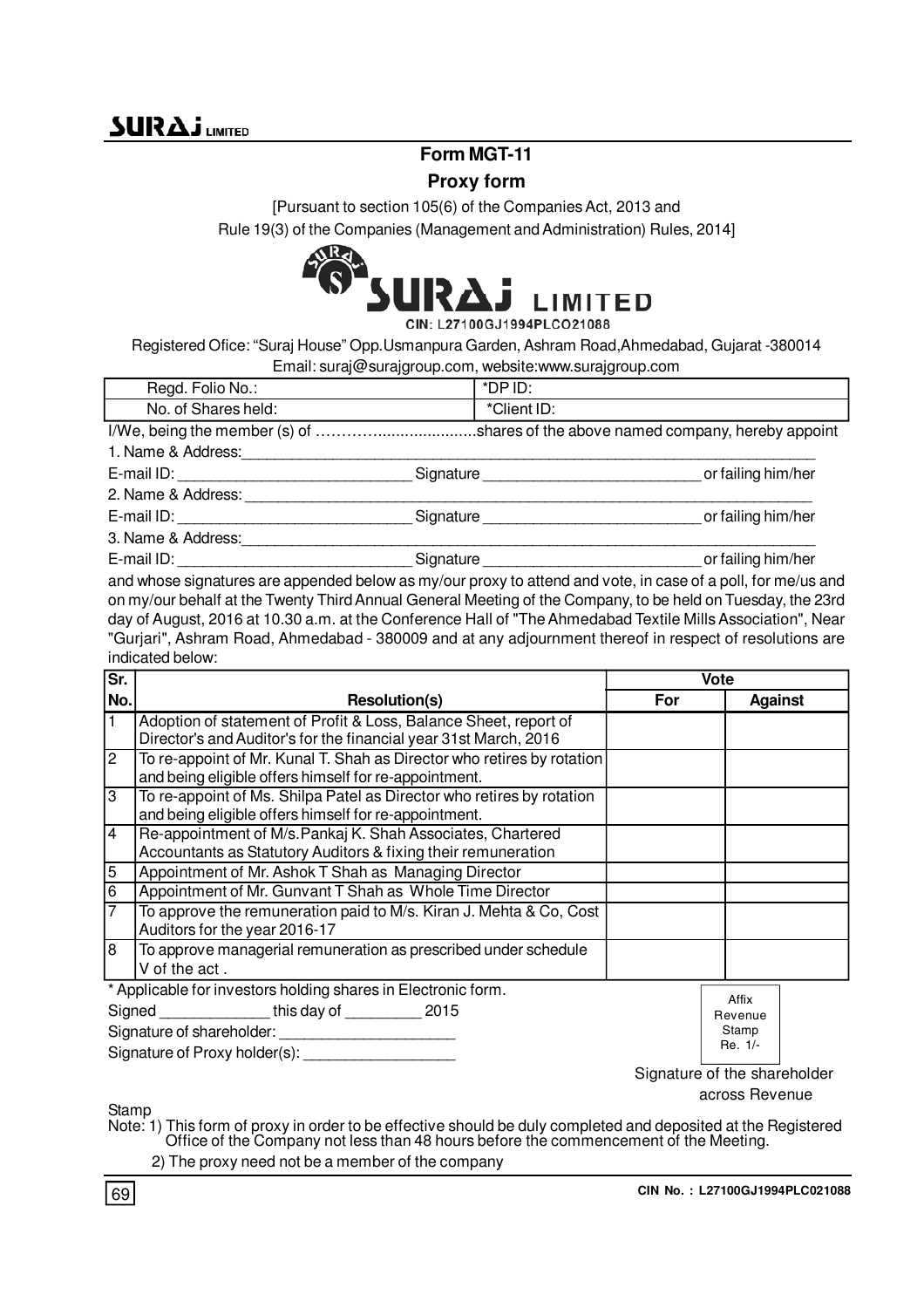# Form MGT-11

## Proxy form

[Pursuant to section 105(6) of the Companies Act, 2013 and
Rule 19(3) of the Companies (Management and Administration) Rules, 2014]

**SURAJ LIMITED**

CIN: L27100GJ1994PLCO21088

Registered Ofice: "Suraj House" Opp.Usmanpura Garden, Ashram Road,Ahmedabad, Gujarat -380014
Email: suraj@surajgroup.com, website:www.surajgroup.com

| Regd. Folio No.: | *DP ID: |
|---|---|
| No. of Shares held: | *Client ID: |

I/We, being the member (s) of ……………......................shares of the above named company, hereby appoint

1. Name & Address:____________________________________________

E-mail ID: ____________________ Signature ____________________ or failing him/her

2. Name & Address: ____________________________________________

E-mail ID: ____________________ Signature ____________________ or failing him/her

3. Name & Address:____________________________________________

E-mail ID: ____________________ Signature ____________________ or failing him/her

and whose signatures are appended below as my/our proxy to attend and vote, in case of a poll, for me/us and on my/our behalf at the Twenty Third Annual General Meeting of the Company, to be held on Tuesday, the 23rd day of August, 2016 at 10.30 a.m. at the Conference Hall of "The Ahmedabad Textile Mills Association", Near "Gurjari", Ashram Road, Ahmedabad - 380009 and at any adjournment thereof in respect of resolutions are indicated below:

| Sr. No. | Resolution(s) | Vote | |
|---|---|---|---|
| | | For | Against |
| 1 | Adoption of statement of Profit & Loss, Balance Sheet, report of Director's and Auditor's for the financial year 31st March, 2016 | | |
| 2 | To re-appoint of Mr. Kunal T. Shah as Director who retires by rotation and being eligible offers himself for re-appointment. | | |
| 3 | To re-appoint of Ms. Shilpa Patel as Director who retires by rotation and being eligible offers himself for re-appointment. | | |
| 4 | Re-appointment of M/s.Pankaj K. Shah Associates, Chartered Accountants as Statutory Auditors & fixing their remuneration | | |
| 5 | Appointment of Mr. Ashok T Shah as Managing Director | | |
| 6 | Appointment of Mr. Gunvant T Shah as Whole Time Director | | |
| 7 | To approve the remuneration paid to M/s. Kiran J. Mehta & Co, Cost Auditors for the year 2016-17 | | |
| 8 | To approve managerial remuneration as prescribed under schedule V of the act . | | |

* Applicable for investors holding shares in Electronic form.

Signed ____________ this day of _________ 2015

Signature of shareholder: ____________________

Signature of Proxy holder(s): ________________

Affix Revenue Stamp Re. 1/-

Signature of the shareholder across Revenue Stamp

Note: 1) This form of proxy in order to be effective should be duly completed and deposited at the Registered Office of the Company not less than 48 hours before the commencement of the Meeting.

2) The proxy need not be a member of the company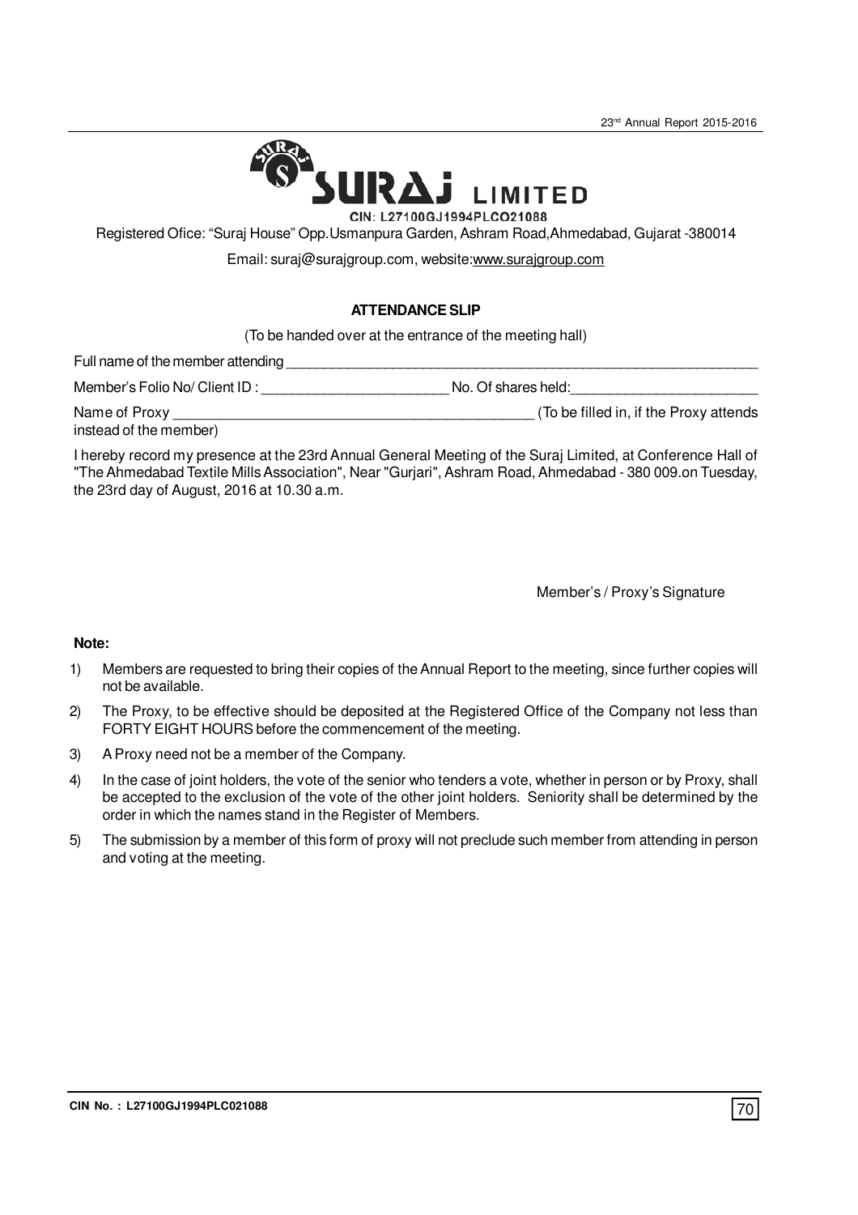# SURAJ LIMITED

CIN: L27100GJ1994PLCO21088

Registered Ofice: "Suraj House" Opp.Usmanpura Garden, Ashram Road,Ahmedabad, Gujarat -380014

Email: suraj@surajgroup.com, website:www.surajgroup.com

## ATTENDANCE SLIP

(To be handed over at the entrance of the meeting hall)

Full name of the member attending ____________________________________________

Member's Folio No/ Client ID : ________________________ No. Of shares held:________________________

Name of Proxy ______________________________________________ (To be filled in, if the Proxy attends instead of the member)

I hereby record my presence at the 23rd Annual General Meeting of the Suraj Limited, at Conference Hall of "The Ahmedabad Textile Mills Association", Near "Gurjari", Ashram Road, Ahmedabad - 380 009.on Tuesday, the 23rd day of August, 2016 at 10.30 a.m.

Member's / Proxy's Signature

**Note:**

1) Members are requested to bring their copies of the Annual Report to the meeting, since further copies will not be available.
2) The Proxy, to be effective should be deposited at the Registered Office of the Company not less than FORTY EIGHT HOURS before the commencement of the meeting.
3) A Proxy need not be a member of the Company.
4) In the case of joint holders, the vote of the senior who tenders a vote, whether in person or by Proxy, shall be accepted to the exclusion of the vote of the other joint holders. Seniority shall be determined by the order in which the names stand in the Register of Members.
5) The submission by a member of this form of proxy will not preclude such member from attending in person and voting at the meeting.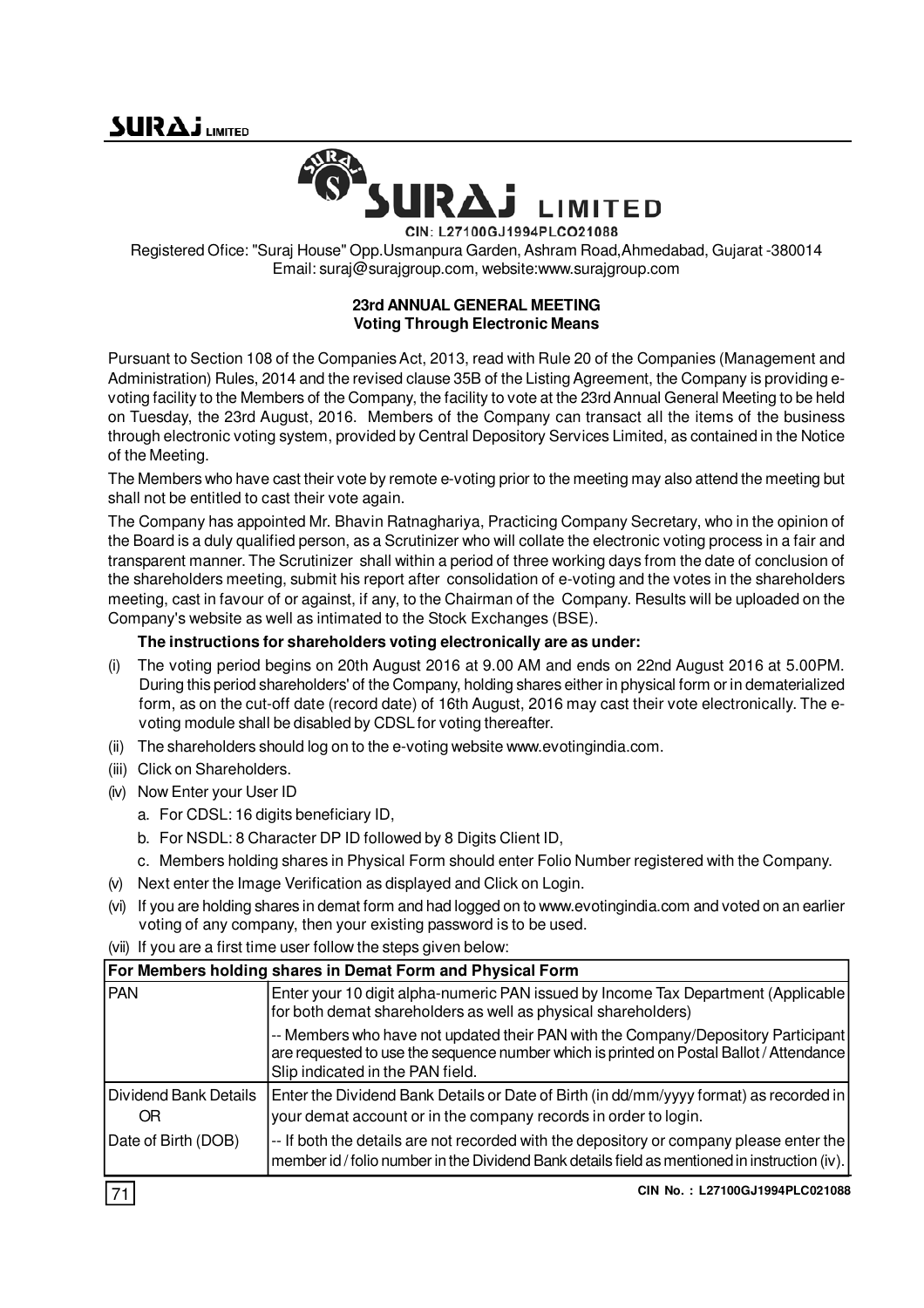# SURAJ LIMITED

CIN: L27100GJ1994PLCO21088

Registered Ofice: "Suraj House" Opp.Usmanpura Garden, Ashram Road,Ahmedabad, Gujarat -380014
Email: suraj@surajgroup.com, website:www.surajgroup.com

**23rd ANNUAL GENERAL MEETING**
**Voting Through Electronic Means**

Pursuant to Section 108 of the Companies Act, 2013, read with Rule 20 of the Companies (Management and Administration) Rules, 2014 and the revised clause 35B of the Listing Agreement, the Company is providing e-voting facility to the Members of the Company, the facility to vote at the 23rd Annual General Meeting to be held on Tuesday, the 23rd August, 2016. Members of the Company can transact all the items of the business through electronic voting system, provided by Central Depository Services Limited, as contained in the Notice of the Meeting.

The Members who have cast their vote by remote e-voting prior to the meeting may also attend the meeting but shall not be entitled to cast their vote again.

The Company has appointed Mr. Bhavin Ratnaghariya, Practicing Company Secretary, who in the opinion of the Board is a duly qualified person, as a Scrutinizer who will collate the electronic voting process in a fair and transparent manner. The Scrutinizer shall within a period of three working days from the date of conclusion of the shareholders meeting, submit his report after consolidation of e-voting and the votes in the shareholders meeting, cast in favour of or against, if any, to the Chairman of the Company. Results will be uploaded on the Company's website as well as intimated to the Stock Exchanges (BSE).

**The instructions for shareholders voting electronically are as under:**

(i) The voting period begins on 20th August 2016 at 9.00 AM and ends on 22nd August 2016 at 5.00PM. During this period shareholders' of the Company, holding shares either in physical form or in dematerialized form, as on the cut-off date (record date) of 16th August, 2016 may cast their vote electronically. The e-voting module shall be disabled by CDSL for voting thereafter.

(ii) The shareholders should log on to the e-voting website www.evotingindia.com.

(iii) Click on Shareholders.

(iv) Now Enter your User ID

  a. For CDSL: 16 digits beneficiary ID,

  b. For NSDL: 8 Character DP ID followed by 8 Digits Client ID,

  c. Members holding shares in Physical Form should enter Folio Number registered with the Company.

(v) Next enter the Image Verification as displayed and Click on Login.

(vi) If you are holding shares in demat form and had logged on to www.evotingindia.com and voted on an earlier voting of any company, then your existing password is to be used.

(vii) If you are a first time user follow the steps given below:

| For Members holding shares in Demat Form and Physical Form | |
|---|---|
| PAN | Enter your 10 digit alpha-numeric PAN issued by Income Tax Department (Applicable for both demat shareholders as well as physical shareholders)<br>-- Members who have not updated their PAN with the Company/Depository Participant are requested to use the sequence number which is printed on Postal Ballot / Attendance Slip indicated in the PAN field. |
| Dividend Bank Details OR Date of Birth (DOB) | Enter the Dividend Bank Details or Date of Birth (in dd/mm/yyyy format) as recorded in your demat account or in the company records in order to login.<br>-- If both the details are not recorded with the depository or company please enter the member id / folio number in the Dividend Bank details field as mentioned in instruction (iv). |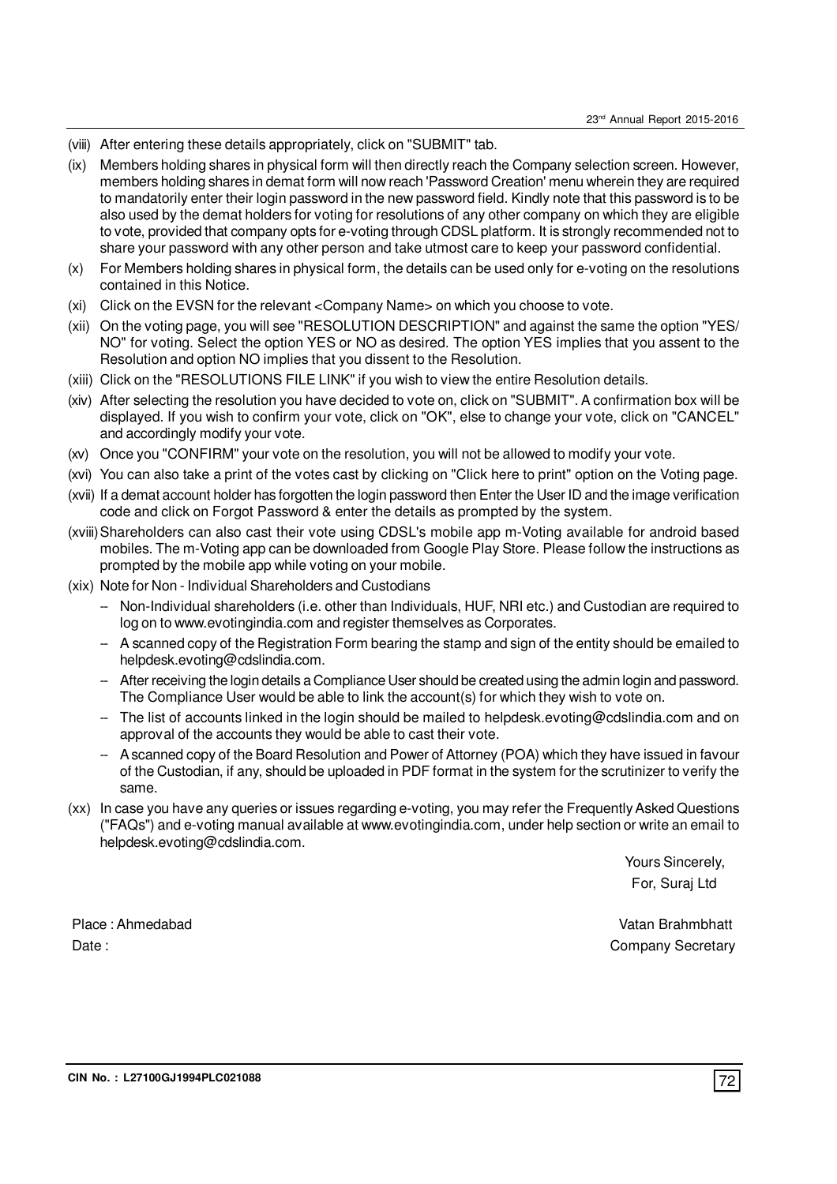(viii) After entering these details appropriately, click on "SUBMIT" tab.

(ix) Members holding shares in physical form will then directly reach the Company selection screen. However, members holding shares in demat form will now reach 'Password Creation' menu wherein they are required to mandatorily enter their login password in the new password field. Kindly note that this password is to be also used by the demat holders for voting for resolutions of any other company on which they are eligible to vote, provided that company opts for e-voting through CDSL platform. It is strongly recommended not to share your password with any other person and take utmost care to keep your password confidential.

(x) For Members holding shares in physical form, the details can be used only for e-voting on the resolutions contained in this Notice.

(xi) Click on the EVSN for the relevant <Company Name> on which you choose to vote.

(xii) On the voting page, you will see "RESOLUTION DESCRIPTION" and against the same the option "YES/ NO" for voting. Select the option YES or NO as desired. The option YES implies that you assent to the Resolution and option NO implies that you dissent to the Resolution.

(xiii) Click on the "RESOLUTIONS FILE LINK" if you wish to view the entire Resolution details.

(xiv) After selecting the resolution you have decided to vote on, click on "SUBMIT". A confirmation box will be displayed. If you wish to confirm your vote, click on "OK", else to change your vote, click on "CANCEL" and accordingly modify your vote.

(xv) Once you "CONFIRM" your vote on the resolution, you will not be allowed to modify your vote.

(xvi) You can also take a print of the votes cast by clicking on "Click here to print" option on the Voting page.

(xvii) If a demat account holder has forgotten the login password then Enter the User ID and the image verification code and click on Forgot Password & enter the details as prompted by the system.

(xviii) Shareholders can also cast their vote using CDSL's mobile app m-Voting available for android based mobiles. The m-Voting app can be downloaded from Google Play Store. Please follow the instructions as prompted by the mobile app while voting on your mobile.

(xix) Note for Non - Individual Shareholders and Custodians

- Non-Individual shareholders (i.e. other than Individuals, HUF, NRI etc.) and Custodian are required to log on to www.evotingindia.com and register themselves as Corporates.
- A scanned copy of the Registration Form bearing the stamp and sign of the entity should be emailed to helpdesk.evoting@cdslindia.com.
- After receiving the login details a Compliance User should be created using the admin login and password. The Compliance User would be able to link the account(s) for which they wish to vote on.
- The list of accounts linked in the login should be mailed to helpdesk.evoting@cdslindia.com and on approval of the accounts they would be able to cast their vote.
- A scanned copy of the Board Resolution and Power of Attorney (POA) which they have issued in favour of the Custodian, if any, should be uploaded in PDF format in the system for the scrutinizer to verify the same.

(xx) In case you have any queries or issues regarding e-voting, you may refer the Frequently Asked Questions ("FAQs") and e-voting manual available at www.evotingindia.com, under help section or write an email to helpdesk.evoting@cdslindia.com.

Yours Sincerely,
For, Suraj Ltd

Place : Ahmedabad
Date :

Vatan Brahmbhatt
Company Secretary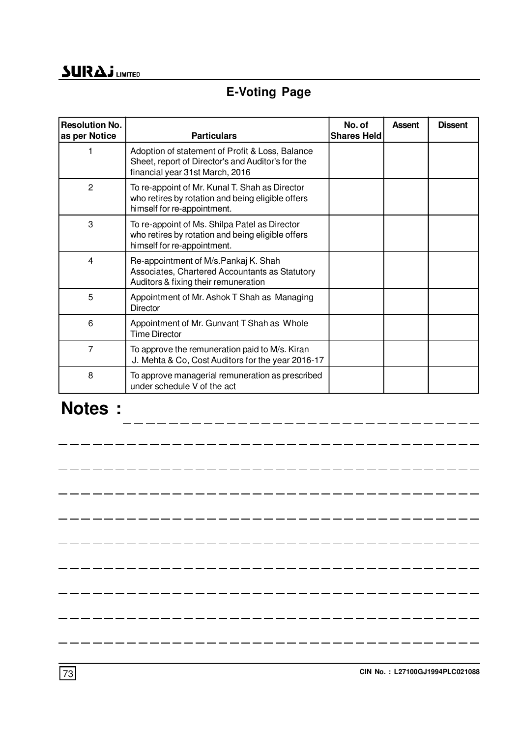## E-Voting Page

| Resolution No. as per Notice | Particulars | No. of Shares Held | Assent | Dissent |
|---|---|---|---|---|
| 1 | Adoption of statement of Profit & Loss, Balance Sheet, report of Director's and Auditor's for the financial year 31st March, 2016 | | | |
| 2 | To re-appoint of Mr. Kunal T. Shah as Director who retires by rotation and being eligible offers himself for re-appointment. | | | |
| 3 | To re-appoint of Ms. Shilpa Patel as Director who retires by rotation and being eligible offers himself for re-appointment. | | | |
| 4 | Re-appointment of M/s.Pankaj K. Shah Associates, Chartered Accountants as Statutory Auditors & fixing their remuneration | | | |
| 5 | Appointment of Mr. Ashok T Shah as Managing Director | | | |
| 6 | Appointment of Mr. Gunvant T Shah as Whole Time Director | | | |
| 7 | To approve the remuneration paid to M/s. Kiran J. Mehta & Co, Cost Auditors for the year 2016-17 | | | |
| 8 | To approve managerial remuneration as prescribed under schedule V of the act | | | |

## Notes :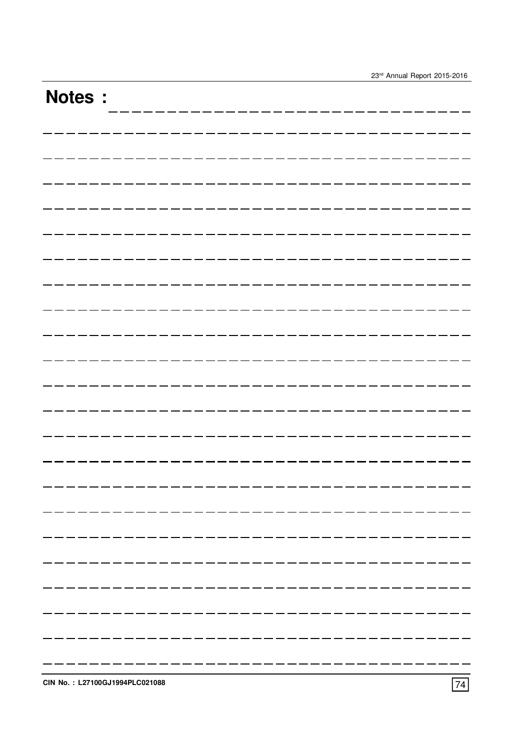# Notes :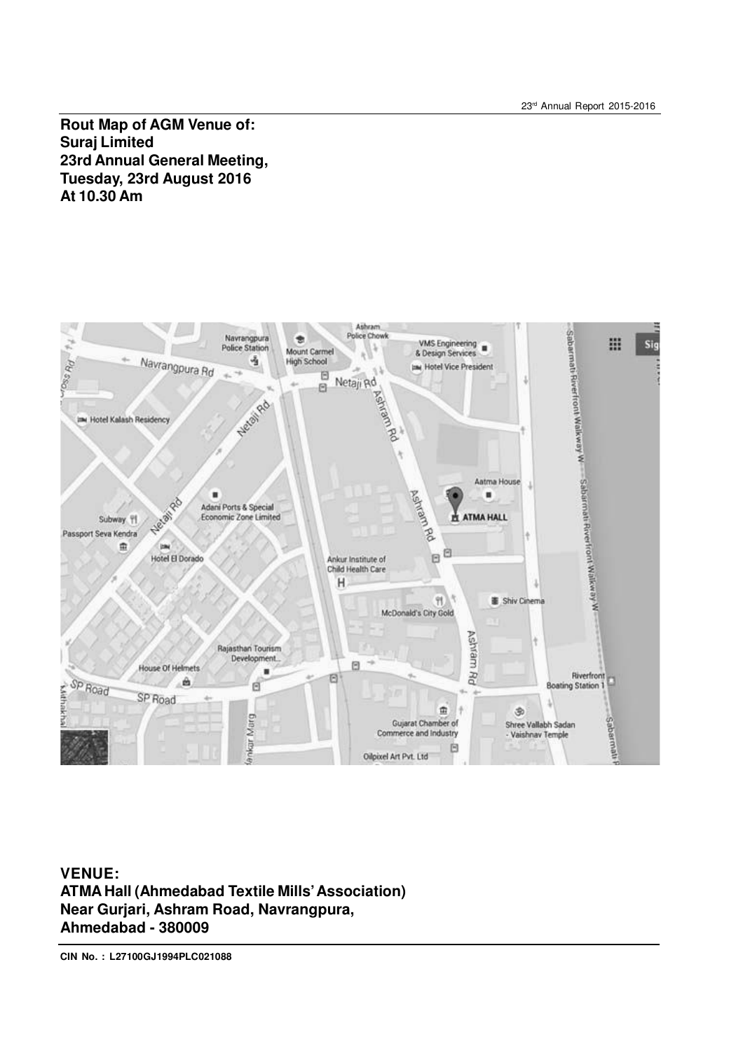**Rout Map of AGM Venue of:**
**Suraj Limited**
**23rd Annual General Meeting,**
**Tuesday, 23rd August 2016**
**At 10.30 Am**

**VENUE:**
**ATMA Hall (Ahmedabad Textile Mills' Association)**
**Near Gurjari, Ashram Road, Navrangpura,**
**Ahmedabad - 380009**

**CIN No. : L27100GJ1994PLC021088**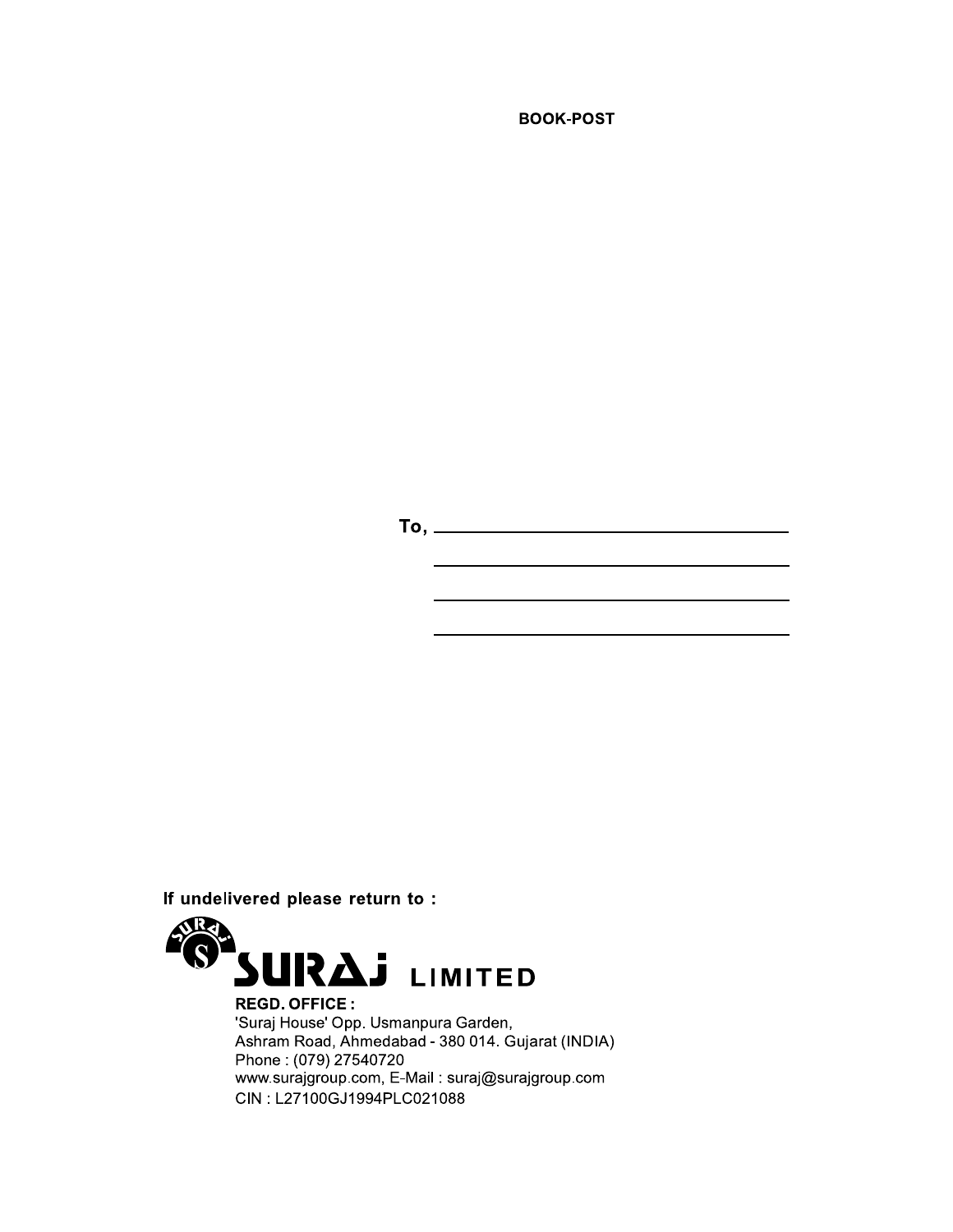**BOOK-POST**

**To,** ______________________________

______________________________

______________________________

______________________________

**If undelivered please return to :**

**SURAJ LIMITED**

**REGD. OFFICE :**
'Suraj House' Opp. Usmanpura Garden,
Ashram Road, Ahmedabad - 380 014. Gujarat (INDIA)
Phone : (079) 27540720
www.surajgroup.com, E-Mail : suraj@surajgroup.com
CIN : L27100GJ1994PLC021088